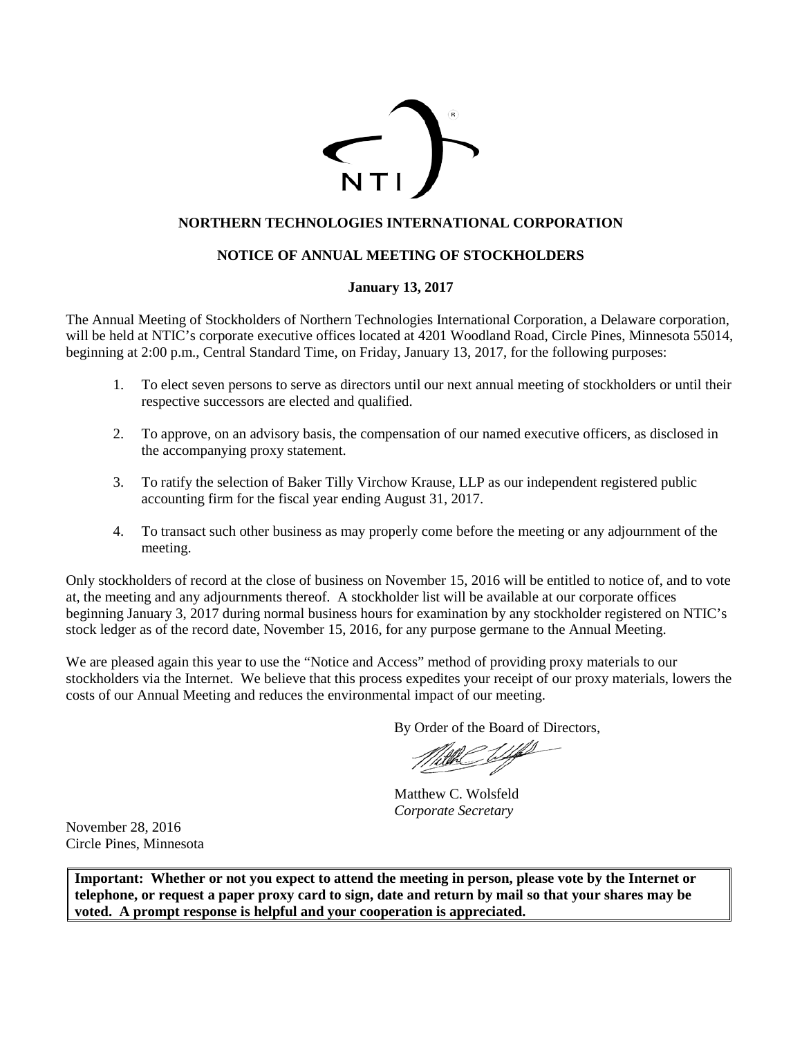# NORTHERN TECHNOLOGIES INTERNATIONAL CORPORATION

## NOTICE OF ANNUAL MEETING OF STOCKHOLDERS

**January 13, 2017**

The Annual Meeting of Stockholders of Northern Technologies International Corporation, a Delaware corporation, will be held at NTIC's corporate executive offices located at 4201 Woodland Road, Circle Pines, Minnesota 55014, beginning at 2:00 p.m., Central Standard Time, on Friday, January 13, 2017, for the following purposes:

1. To elect seven persons to serve as directors until our next annual meeting of stockholders or until their respective successors are elected and qualified.

2. To approve, on an advisory basis, the compensation of our named executive officers, as disclosed in the accompanying proxy statement.

3. To ratify the selection of Baker Tilly Virchow Krause, LLP as our independent registered public accounting firm for the fiscal year ending August 31, 2017.

4. To transact such other business as may properly come before the meeting or any adjournment of the meeting.

Only stockholders of record at the close of business on November 15, 2016 will be entitled to notice of, and to vote at, the meeting and any adjournments thereof. A stockholder list will be available at our corporate offices beginning January 3, 2017 during normal business hours for examination by any stockholder registered on NTIC's stock ledger as of the record date, November 15, 2016, for any purpose germane to the Annual Meeting.

We are pleased again this year to use the "Notice and Access" method of providing proxy materials to our stockholders via the Internet. We believe that this process expedites your receipt of our proxy materials, lowers the costs of our Annual Meeting and reduces the environmental impact of our meeting.

By Order of the Board of Directors,

Matthew C. Wolsfeld
*Corporate Secretary*

November 28, 2016
Circle Pines, Minnesota

**Important: Whether or not you expect to attend the meeting in person, please vote by the Internet or telephone, or request a paper proxy card to sign, date and return by mail so that your shares may be voted. A prompt response is helpful and your cooperation is appreciated.**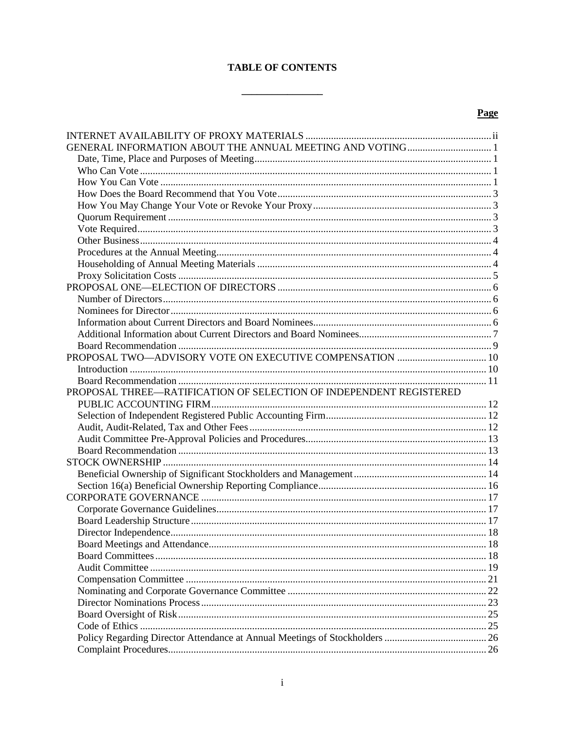# TABLE OF CONTENTS

| | Page |
|---|---|
| INTERNET AVAILABILITY OF PROXY MATERIALS | ii |
| GENERAL INFORMATION ABOUT THE ANNUAL MEETING AND VOTING | 1 |
| Date, Time, Place and Purposes of Meeting | 1 |
| Who Can Vote | 1 |
| How You Can Vote | 1 |
| How Does the Board Recommend that You Vote | 3 |
| How You May Change Your Vote or Revoke Your Proxy | 3 |
| Quorum Requirement | 3 |
| Vote Required | 3 |
| Other Business | 4 |
| Procedures at the Annual Meeting | 4 |
| Householding of Annual Meeting Materials | 4 |
| Proxy Solicitation Costs | 5 |
| PROPOSAL ONE—ELECTION OF DIRECTORS | 6 |
| Number of Directors | 6 |
| Nominees for Director | 6 |
| Information about Current Directors and Board Nominees | 6 |
| Additional Information about Current Directors and Board Nominees | 7 |
| Board Recommendation | 9 |
| PROPOSAL TWO—ADVISORY VOTE ON EXECUTIVE COMPENSATION | 10 |
| Introduction | 10 |
| Board Recommendation | 11 |
| PROPOSAL THREE—RATIFICATION OF SELECTION OF INDEPENDENT REGISTERED PUBLIC ACCOUNTING FIRM | 12 |
| Selection of Independent Registered Public Accounting Firm | 12 |
| Audit, Audit-Related, Tax and Other Fees | 12 |
| Audit Committee Pre-Approval Policies and Procedures | 13 |
| Board Recommendation | 13 |
| STOCK OWNERSHIP | 14 |
| Beneficial Ownership of Significant Stockholders and Management | 14 |
| Section 16(a) Beneficial Ownership Reporting Compliance | 16 |
| CORPORATE GOVERNANCE | 17 |
| Corporate Governance Guidelines | 17 |
| Board Leadership Structure | 17 |
| Director Independence | 18 |
| Board Meetings and Attendance | 18 |
| Board Committees | 18 |
| Audit Committee | 19 |
| Compensation Committee | 21 |
| Nominating and Corporate Governance Committee | 22 |
| Director Nominations Process | 23 |
| Board Oversight of Risk | 25 |
| Code of Ethics | 25 |
| Policy Regarding Director Attendance at Annual Meetings of Stockholders | 26 |
| Complaint Procedures | 26 |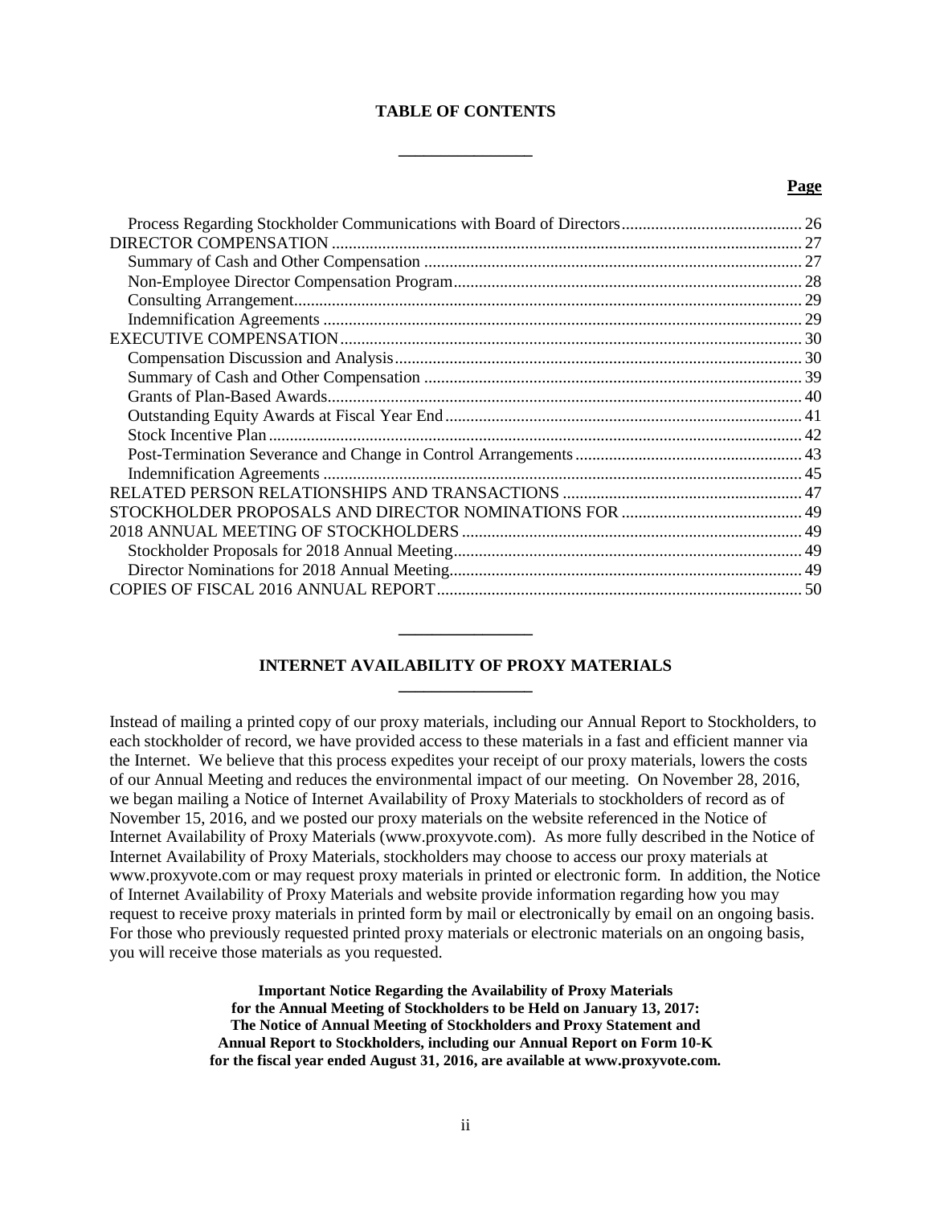**TABLE OF CONTENTS**

| | Page |
|---|---|
| Process Regarding Stockholder Communications with Board of Directors | 26 |
| DIRECTOR COMPENSATION | 27 |
| Summary of Cash and Other Compensation | 27 |
| Non-Employee Director Compensation Program | 28 |
| Consulting Arrangement | 29 |
| Indemnification Agreements | 29 |
| EXECUTIVE COMPENSATION | 30 |
| Compensation Discussion and Analysis | 30 |
| Summary of Cash and Other Compensation | 39 |
| Grants of Plan-Based Awards | 40 |
| Outstanding Equity Awards at Fiscal Year End | 41 |
| Stock Incentive Plan | 42 |
| Post-Termination Severance and Change in Control Arrangements | 43 |
| Indemnification Agreements | 45 |
| RELATED PERSON RELATIONSHIPS AND TRANSACTIONS | 47 |
| STOCKHOLDER PROPOSALS AND DIRECTOR NOMINATIONS FOR | 49 |
| 2018 ANNUAL MEETING OF STOCKHOLDERS | 49 |
| Stockholder Proposals for 2018 Annual Meeting | 49 |
| Director Nominations for 2018 Annual Meeting | 49 |
| COPIES OF FISCAL 2016 ANNUAL REPORT | 50 |

## INTERNET AVAILABILITY OF PROXY MATERIALS

Instead of mailing a printed copy of our proxy materials, including our Annual Report to Stockholders, to each stockholder of record, we have provided access to these materials in a fast and efficient manner via the Internet. We believe that this process expedites your receipt of our proxy materials, lowers the costs of our Annual Meeting and reduces the environmental impact of our meeting. On November 28, 2016, we began mailing a Notice of Internet Availability of Proxy Materials to stockholders of record as of November 15, 2016, and we posted our proxy materials on the website referenced in the Notice of Internet Availability of Proxy Materials (www.proxyvote.com). As more fully described in the Notice of Internet Availability of Proxy Materials, stockholders may choose to access our proxy materials at www.proxyvote.com or may request proxy materials in printed or electronic form. In addition, the Notice of Internet Availability of Proxy Materials and website provide information regarding how you may request to receive proxy materials in printed form by mail or electronically by email on an ongoing basis. For those who previously requested printed proxy materials or electronic materials on an ongoing basis, you will receive those materials as you requested.

**Important Notice Regarding the Availability of Proxy Materials for the Annual Meeting of Stockholders to be Held on January 13, 2017: The Notice of Annual Meeting of Stockholders and Proxy Statement and Annual Report to Stockholders, including our Annual Report on Form 10-K for the fiscal year ended August 31, 2016, are available at www.proxyvote.com.**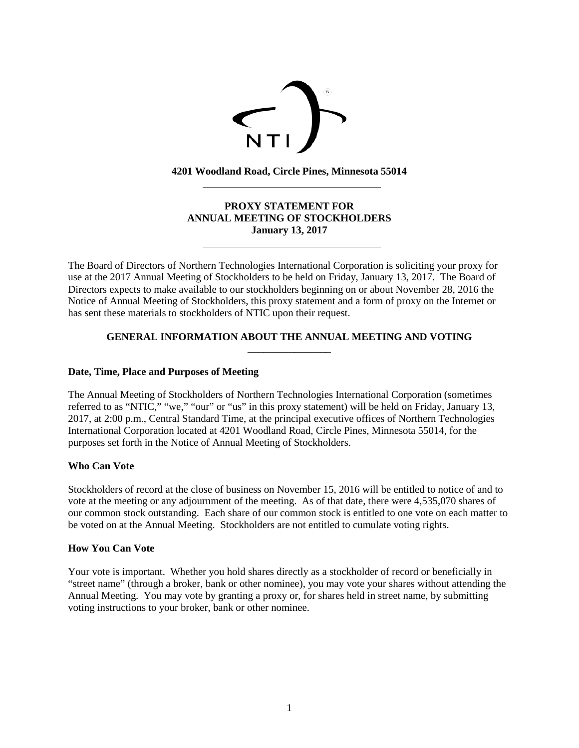**4201 Woodland Road, Circle Pines, Minnesota 55014**

**PROXY STATEMENT FOR**
**ANNUAL MEETING OF STOCKHOLDERS**
**January 13, 2017**

The Board of Directors of Northern Technologies International Corporation is soliciting your proxy for use at the 2017 Annual Meeting of Stockholders to be held on Friday, January 13, 2017. The Board of Directors expects to make available to our stockholders beginning on or about November 28, 2016 the Notice of Annual Meeting of Stockholders, this proxy statement and a form of proxy on the Internet or has sent these materials to stockholders of NTIC upon their request.

## GENERAL INFORMATION ABOUT THE ANNUAL MEETING AND VOTING

### Date, Time, Place and Purposes of Meeting

The Annual Meeting of Stockholders of Northern Technologies International Corporation (sometimes referred to as "NTIC," "we," "our" or "us" in this proxy statement) will be held on Friday, January 13, 2017, at 2:00 p.m., Central Standard Time, at the principal executive offices of Northern Technologies International Corporation located at 4201 Woodland Road, Circle Pines, Minnesota 55014, for the purposes set forth in the Notice of Annual Meeting of Stockholders.

### Who Can Vote

Stockholders of record at the close of business on November 15, 2016 will be entitled to notice of and to vote at the meeting or any adjournment of the meeting. As of that date, there were 4,535,070 shares of our common stock outstanding. Each share of our common stock is entitled to one vote on each matter to be voted on at the Annual Meeting. Stockholders are not entitled to cumulate voting rights.

### How You Can Vote

Your vote is important. Whether you hold shares directly as a stockholder of record or beneficially in "street name" (through a broker, bank or other nominee), you may vote your shares without attending the Annual Meeting. You may vote by granting a proxy or, for shares held in street name, by submitting voting instructions to your broker, bank or other nominee.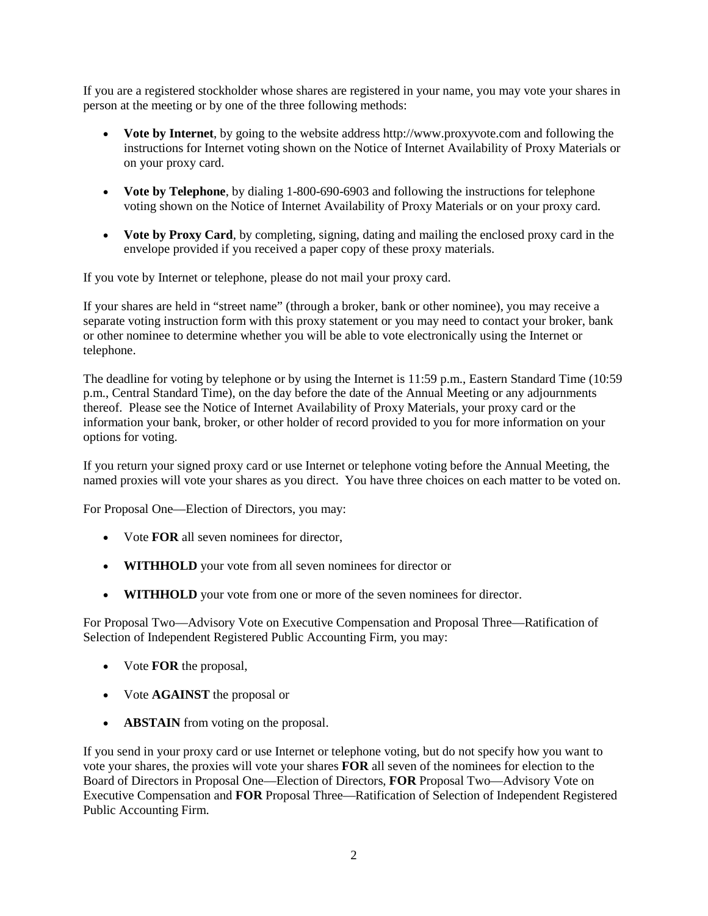If you are a registered stockholder whose shares are registered in your name, you may vote your shares in person at the meeting or by one of the three following methods:

- **Vote by Internet**, by going to the website address http://www.proxyvote.com and following the instructions for Internet voting shown on the Notice of Internet Availability of Proxy Materials or on your proxy card.
- **Vote by Telephone**, by dialing 1-800-690-6903 and following the instructions for telephone voting shown on the Notice of Internet Availability of Proxy Materials or on your proxy card.
- **Vote by Proxy Card**, by completing, signing, dating and mailing the enclosed proxy card in the envelope provided if you received a paper copy of these proxy materials.

If you vote by Internet or telephone, please do not mail your proxy card.

If your shares are held in "street name" (through a broker, bank or other nominee), you may receive a separate voting instruction form with this proxy statement or you may need to contact your broker, bank or other nominee to determine whether you will be able to vote electronically using the Internet or telephone.

The deadline for voting by telephone or by using the Internet is 11:59 p.m., Eastern Standard Time (10:59 p.m., Central Standard Time), on the day before the date of the Annual Meeting or any adjournments thereof. Please see the Notice of Internet Availability of Proxy Materials, your proxy card or the information your bank, broker, or other holder of record provided to you for more information on your options for voting.

If you return your signed proxy card or use Internet or telephone voting before the Annual Meeting, the named proxies will vote your shares as you direct. You have three choices on each matter to be voted on.

For Proposal One—Election of Directors, you may:

- Vote **FOR** all seven nominees for director,
- **WITHHOLD** your vote from all seven nominees for director or
- **WITHHOLD** your vote from one or more of the seven nominees for director.

For Proposal Two—Advisory Vote on Executive Compensation and Proposal Three—Ratification of Selection of Independent Registered Public Accounting Firm, you may:

- Vote **FOR** the proposal,
- Vote **AGAINST** the proposal or
- **ABSTAIN** from voting on the proposal.

If you send in your proxy card or use Internet or telephone voting, but do not specify how you want to vote your shares, the proxies will vote your shares **FOR** all seven of the nominees for election to the Board of Directors in Proposal One—Election of Directors, **FOR** Proposal Two—Advisory Vote on Executive Compensation and **FOR** Proposal Three—Ratification of Selection of Independent Registered Public Accounting Firm.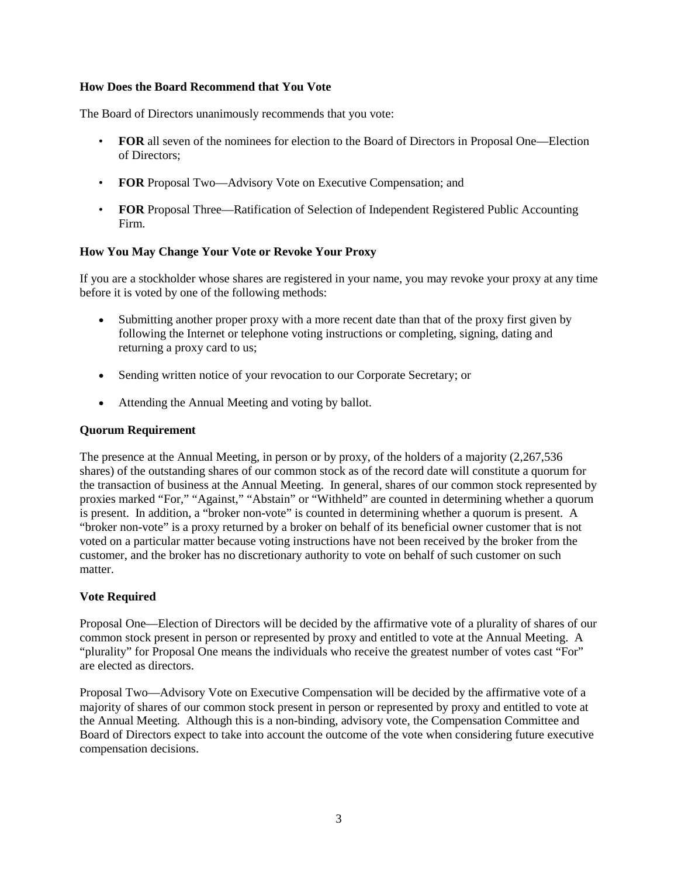### How Does the Board Recommend that You Vote

The Board of Directors unanimously recommends that you vote:

- **FOR** all seven of the nominees for election to the Board of Directors in Proposal One—Election of Directors;
- **FOR** Proposal Two—Advisory Vote on Executive Compensation; and
- **FOR** Proposal Three—Ratification of Selection of Independent Registered Public Accounting Firm.

### How You May Change Your Vote or Revoke Your Proxy

If you are a stockholder whose shares are registered in your name, you may revoke your proxy at any time before it is voted by one of the following methods:

- Submitting another proper proxy with a more recent date than that of the proxy first given by following the Internet or telephone voting instructions or completing, signing, dating and returning a proxy card to us;
- Sending written notice of your revocation to our Corporate Secretary; or
- Attending the Annual Meeting and voting by ballot.

### Quorum Requirement

The presence at the Annual Meeting, in person or by proxy, of the holders of a majority (2,267,536 shares) of the outstanding shares of our common stock as of the record date will constitute a quorum for the transaction of business at the Annual Meeting. In general, shares of our common stock represented by proxies marked "For," "Against," "Abstain" or "Withheld" are counted in determining whether a quorum is present. In addition, a "broker non-vote" is counted in determining whether a quorum is present. A "broker non-vote" is a proxy returned by a broker on behalf of its beneficial owner customer that is not voted on a particular matter because voting instructions have not been received by the broker from the customer, and the broker has no discretionary authority to vote on behalf of such customer on such matter.

### Vote Required

Proposal One—Election of Directors will be decided by the affirmative vote of a plurality of shares of our common stock present in person or represented by proxy and entitled to vote at the Annual Meeting. A "plurality" for Proposal One means the individuals who receive the greatest number of votes cast "For" are elected as directors.

Proposal Two—Advisory Vote on Executive Compensation will be decided by the affirmative vote of a majority of shares of our common stock present in person or represented by proxy and entitled to vote at the Annual Meeting. Although this is a non-binding, advisory vote, the Compensation Committee and Board of Directors expect to take into account the outcome of the vote when considering future executive compensation decisions.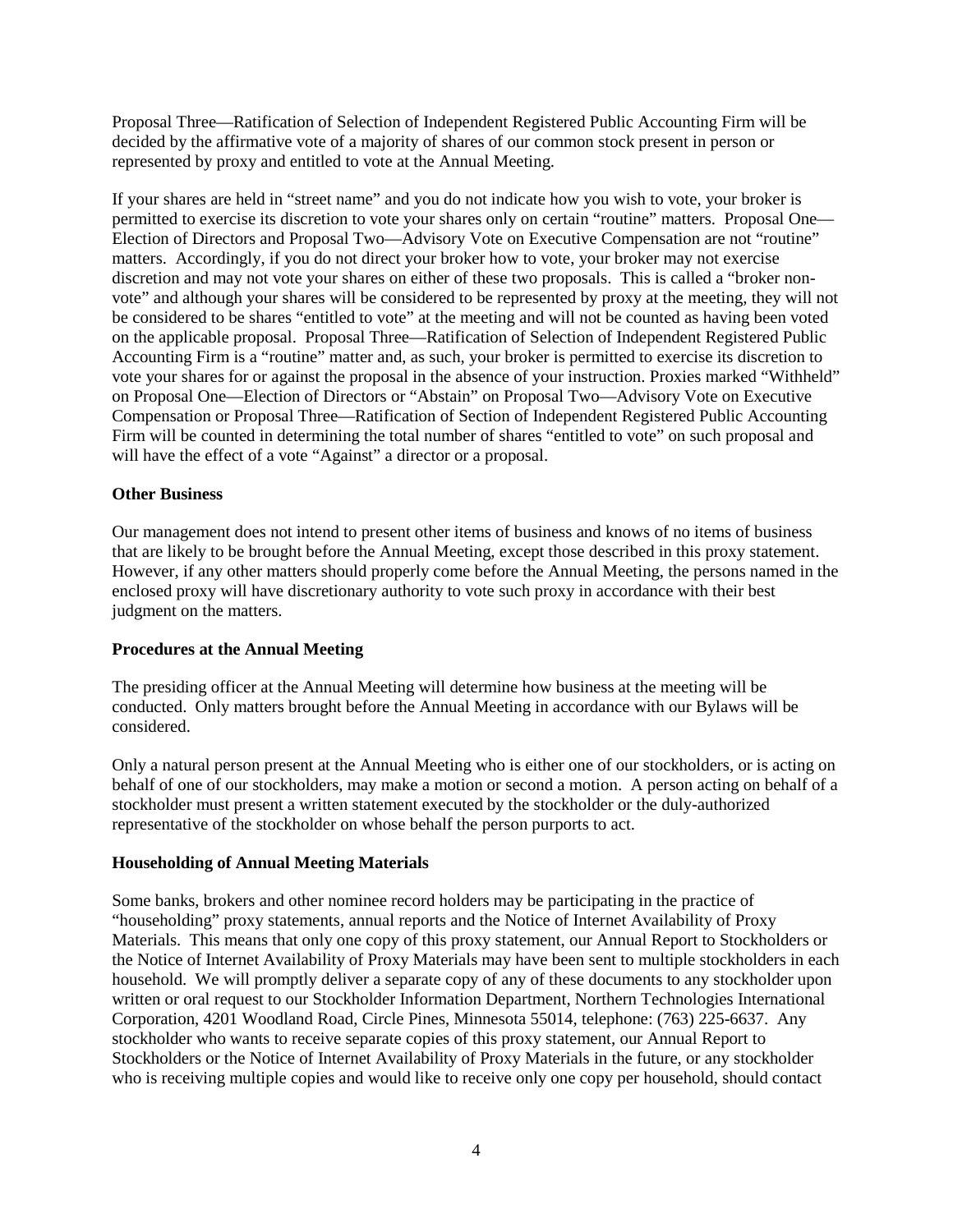Proposal Three—Ratification of Selection of Independent Registered Public Accounting Firm will be decided by the affirmative vote of a majority of shares of our common stock present in person or represented by proxy and entitled to vote at the Annual Meeting.

If your shares are held in "street name" and you do not indicate how you wish to vote, your broker is permitted to exercise its discretion to vote your shares only on certain "routine" matters. Proposal One—Election of Directors and Proposal Two—Advisory Vote on Executive Compensation are not "routine" matters. Accordingly, if you do not direct your broker how to vote, your broker may not exercise discretion and may not vote your shares on either of these two proposals. This is called a "broker non-vote" and although your shares will be considered to be represented by proxy at the meeting, they will not be considered to be shares "entitled to vote" at the meeting and will not be counted as having been voted on the applicable proposal. Proposal Three—Ratification of Selection of Independent Registered Public Accounting Firm is a "routine" matter and, as such, your broker is permitted to exercise its discretion to vote your shares for or against the proposal in the absence of your instruction. Proxies marked "Withheld" on Proposal One—Election of Directors or "Abstain" on Proposal Two—Advisory Vote on Executive Compensation or Proposal Three—Ratification of Section of Independent Registered Public Accounting Firm will be counted in determining the total number of shares "entitled to vote" on such proposal and will have the effect of a vote "Against" a director or a proposal.

**Other Business**

Our management does not intend to present other items of business and knows of no items of business that are likely to be brought before the Annual Meeting, except those described in this proxy statement. However, if any other matters should properly come before the Annual Meeting, the persons named in the enclosed proxy will have discretionary authority to vote such proxy in accordance with their best judgment on the matters.

**Procedures at the Annual Meeting**

The presiding officer at the Annual Meeting will determine how business at the meeting will be conducted. Only matters brought before the Annual Meeting in accordance with our Bylaws will be considered.

Only a natural person present at the Annual Meeting who is either one of our stockholders, or is acting on behalf of one of our stockholders, may make a motion or second a motion. A person acting on behalf of a stockholder must present a written statement executed by the stockholder or the duly-authorized representative of the stockholder on whose behalf the person purports to act.

**Householding of Annual Meeting Materials**

Some banks, brokers and other nominee record holders may be participating in the practice of "householding" proxy statements, annual reports and the Notice of Internet Availability of Proxy Materials. This means that only one copy of this proxy statement, our Annual Report to Stockholders or the Notice of Internet Availability of Proxy Materials may have been sent to multiple stockholders in each household. We will promptly deliver a separate copy of any of these documents to any stockholder upon written or oral request to our Stockholder Information Department, Northern Technologies International Corporation, 4201 Woodland Road, Circle Pines, Minnesota 55014, telephone: (763) 225-6637. Any stockholder who wants to receive separate copies of this proxy statement, our Annual Report to Stockholders or the Notice of Internet Availability of Proxy Materials in the future, or any stockholder who is receiving multiple copies and would like to receive only one copy per household, should contact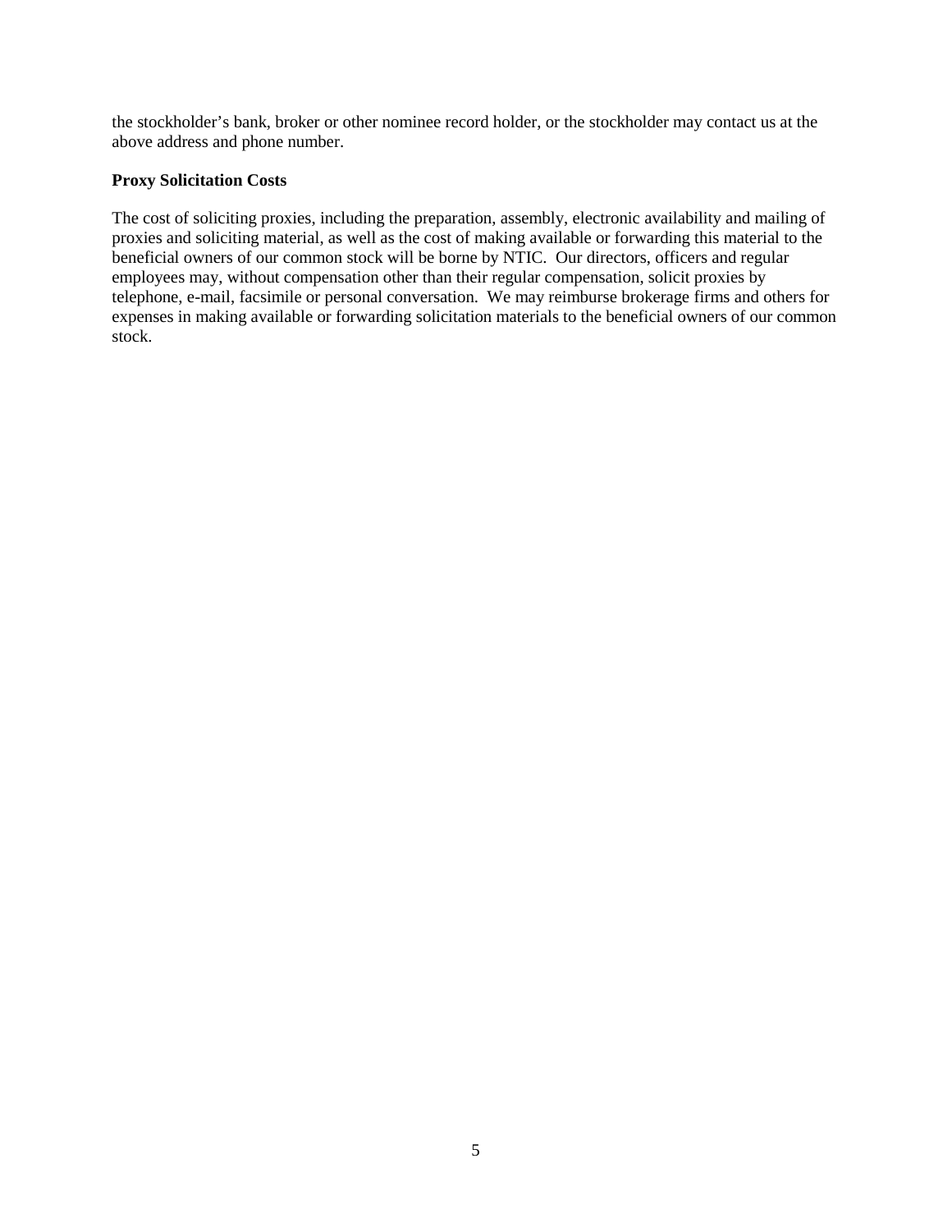the stockholder's bank, broker or other nominee record holder, or the stockholder may contact us at the above address and phone number.

**Proxy Solicitation Costs**

The cost of soliciting proxies, including the preparation, assembly, electronic availability and mailing of proxies and soliciting material, as well as the cost of making available or forwarding this material to the beneficial owners of our common stock will be borne by NTIC. Our directors, officers and regular employees may, without compensation other than their regular compensation, solicit proxies by telephone, e-mail, facsimile or personal conversation. We may reimburse brokerage firms and others for expenses in making available or forwarding solicitation materials to the beneficial owners of our common stock.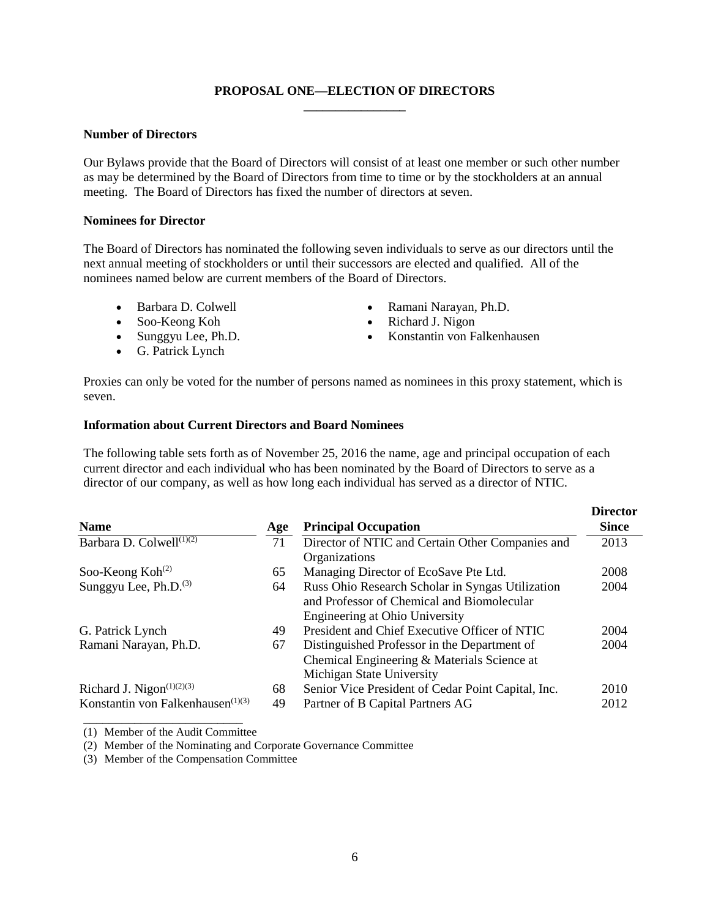## PROPOSAL ONE—ELECTION OF DIRECTORS

### Number of Directors

Our Bylaws provide that the Board of Directors will consist of at least one member or such other number as may be determined by the Board of Directors from time to time or by the stockholders at an annual meeting. The Board of Directors has fixed the number of directors at seven.

### Nominees for Director

The Board of Directors has nominated the following seven individuals to serve as our directors until the next annual meeting of stockholders or until their successors are elected and qualified. All of the nominees named below are current members of the Board of Directors.

- Barbara D. Colwell
- Soo-Keong Koh
- Sunggyu Lee, Ph.D.
- G. Patrick Lynch
- Ramani Narayan, Ph.D.
- Richard J. Nigon
- Konstantin von Falkenhausen

Proxies can only be voted for the number of persons named as nominees in this proxy statement, which is seven.

### Information about Current Directors and Board Nominees

The following table sets forth as of November 25, 2016 the name, age and principal occupation of each current director and each individual who has been nominated by the Board of Directors to serve as a director of our company, as well as how long each individual has served as a director of NTIC.

| Name | Age | Principal Occupation | Director Since |
|---|---|---|---|
| Barbara D. Colwell(1)(2) | 71 | Director of NTIC and Certain Other Companies and Organizations | 2013 |
| Soo-Keong Koh(2) | 65 | Managing Director of EcoSave Pte Ltd. | 2008 |
| Sunggyu Lee, Ph.D.(3) | 64 | Russ Ohio Research Scholar in Syngas Utilization and Professor of Chemical and Biomolecular Engineering at Ohio University | 2004 |
| G. Patrick Lynch | 49 | President and Chief Executive Officer of NTIC | 2004 |
| Ramani Narayan, Ph.D. | 67 | Distinguished Professor in the Department of Chemical Engineering & Materials Science at Michigan State University | 2004 |
| Richard J. Nigon(1)(2)(3) | 68 | Senior Vice President of Cedar Point Capital, Inc. | 2010 |
| Konstantin von Falkenhausen(1)(3) | 49 | Partner of B Capital Partners AG | 2012 |

(1) Member of the Audit Committee

(2) Member of the Nominating and Corporate Governance Committee

(3) Member of the Compensation Committee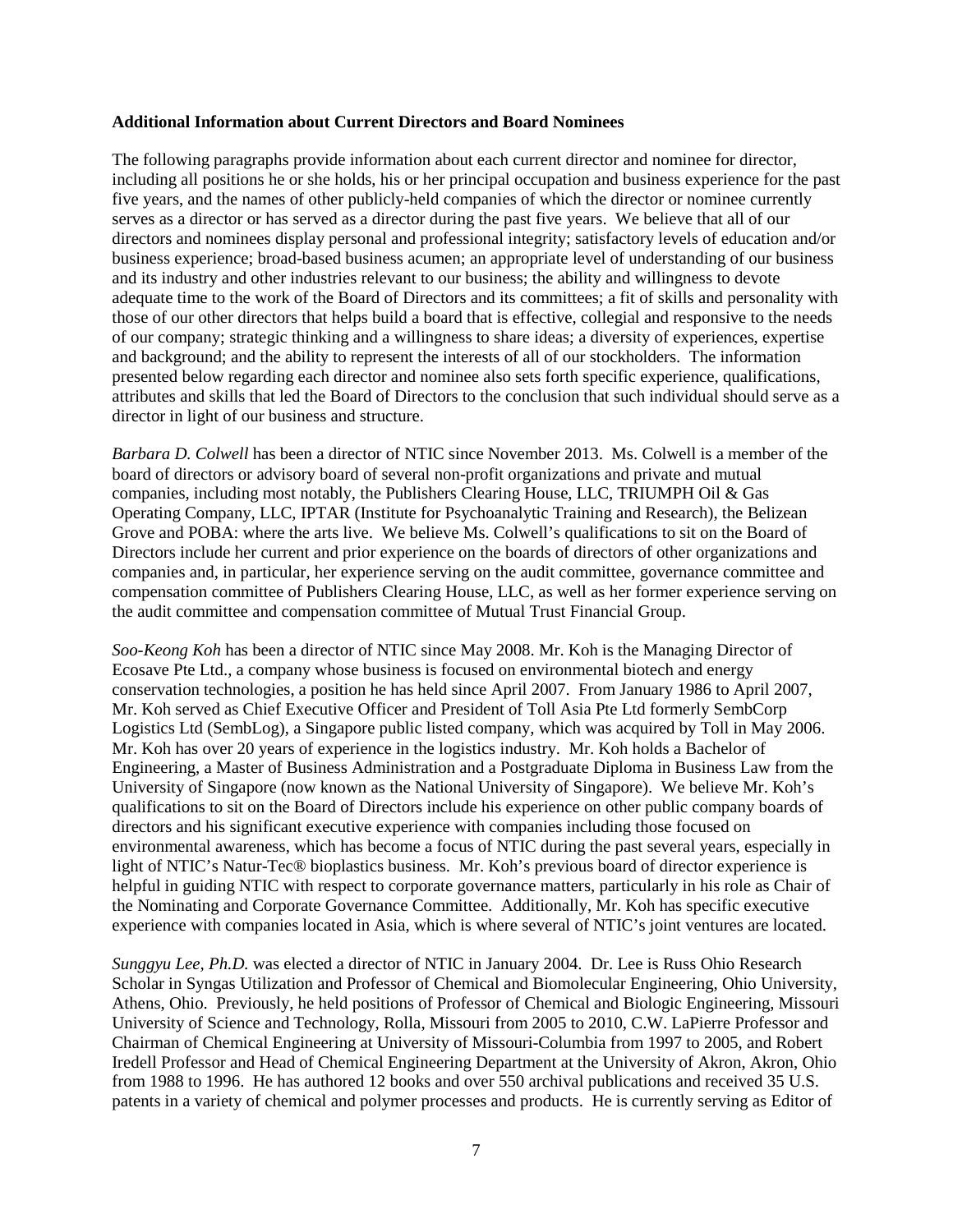**Additional Information about Current Directors and Board Nominees**

The following paragraphs provide information about each current director and nominee for director, including all positions he or she holds, his or her principal occupation and business experience for the past five years, and the names of other publicly-held companies of which the director or nominee currently serves as a director or has served as a director during the past five years. We believe that all of our directors and nominees display personal and professional integrity; satisfactory levels of education and/or business experience; broad-based business acumen; an appropriate level of understanding of our business and its industry and other industries relevant to our business; the ability and willingness to devote adequate time to the work of the Board of Directors and its committees; a fit of skills and personality with those of our other directors that helps build a board that is effective, collegial and responsive to the needs of our company; strategic thinking and a willingness to share ideas; a diversity of experiences, expertise and background; and the ability to represent the interests of all of our stockholders. The information presented below regarding each director and nominee also sets forth specific experience, qualifications, attributes and skills that led the Board of Directors to the conclusion that such individual should serve as a director in light of our business and structure.

*Barbara D. Colwell* has been a director of NTIC since November 2013. Ms. Colwell is a member of the board of directors or advisory board of several non-profit organizations and private and mutual companies, including most notably, the Publishers Clearing House, LLC, TRIUMPH Oil & Gas Operating Company, LLC, IPTAR (Institute for Psychoanalytic Training and Research), the Belizean Grove and POBA: where the arts live. We believe Ms. Colwell's qualifications to sit on the Board of Directors include her current and prior experience on the boards of directors of other organizations and companies and, in particular, her experience serving on the audit committee, governance committee and compensation committee of Publishers Clearing House, LLC, as well as her former experience serving on the audit committee and compensation committee of Mutual Trust Financial Group.

*Soo-Keong Koh* has been a director of NTIC since May 2008. Mr. Koh is the Managing Director of Ecosave Pte Ltd., a company whose business is focused on environmental biotech and energy conservation technologies, a position he has held since April 2007. From January 1986 to April 2007, Mr. Koh served as Chief Executive Officer and President of Toll Asia Pte Ltd formerly SembCorp Logistics Ltd (SembLog), a Singapore public listed company, which was acquired by Toll in May 2006. Mr. Koh has over 20 years of experience in the logistics industry. Mr. Koh holds a Bachelor of Engineering, a Master of Business Administration and a Postgraduate Diploma in Business Law from the University of Singapore (now known as the National University of Singapore). We believe Mr. Koh's qualifications to sit on the Board of Directors include his experience on other public company boards of directors and his significant executive experience with companies including those focused on environmental awareness, which has become a focus of NTIC during the past several years, especially in light of NTIC's Natur-Tec® bioplastics business. Mr. Koh's previous board of director experience is helpful in guiding NTIC with respect to corporate governance matters, particularly in his role as Chair of the Nominating and Corporate Governance Committee. Additionally, Mr. Koh has specific executive experience with companies located in Asia, which is where several of NTIC's joint ventures are located.

*Sunggyu Lee, Ph.D.* was elected a director of NTIC in January 2004. Dr. Lee is Russ Ohio Research Scholar in Syngas Utilization and Professor of Chemical and Biomolecular Engineering, Ohio University, Athens, Ohio. Previously, he held positions of Professor of Chemical and Biologic Engineering, Missouri University of Science and Technology, Rolla, Missouri from 2005 to 2010, C.W. LaPierre Professor and Chairman of Chemical Engineering at University of Missouri-Columbia from 1997 to 2005, and Robert Iredell Professor and Head of Chemical Engineering Department at the University of Akron, Akron, Ohio from 1988 to 1996. He has authored 12 books and over 550 archival publications and received 35 U.S. patents in a variety of chemical and polymer processes and products. He is currently serving as Editor of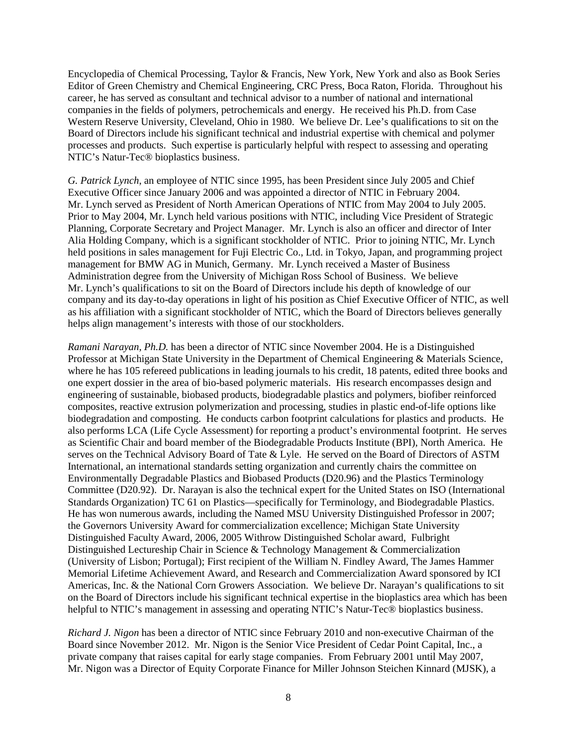Encyclopedia of Chemical Processing, Taylor & Francis, New York, New York and also as Book Series Editor of Green Chemistry and Chemical Engineering, CRC Press, Boca Raton, Florida. Throughout his career, he has served as consultant and technical advisor to a number of national and international companies in the fields of polymers, petrochemicals and energy. He received his Ph.D. from Case Western Reserve University, Cleveland, Ohio in 1980. We believe Dr. Lee's qualifications to sit on the Board of Directors include his significant technical and industrial expertise with chemical and polymer processes and products. Such expertise is particularly helpful with respect to assessing and operating NTIC's Natur-Tec® bioplastics business.

*G. Patrick Lynch*, an employee of NTIC since 1995, has been President since July 2005 and Chief Executive Officer since January 2006 and was appointed a director of NTIC in February 2004. Mr. Lynch served as President of North American Operations of NTIC from May 2004 to July 2005. Prior to May 2004, Mr. Lynch held various positions with NTIC, including Vice President of Strategic Planning, Corporate Secretary and Project Manager. Mr. Lynch is also an officer and director of Inter Alia Holding Company, which is a significant stockholder of NTIC. Prior to joining NTIC, Mr. Lynch held positions in sales management for Fuji Electric Co., Ltd. in Tokyo, Japan, and programming project management for BMW AG in Munich, Germany. Mr. Lynch received a Master of Business Administration degree from the University of Michigan Ross School of Business. We believe Mr. Lynch's qualifications to sit on the Board of Directors include his depth of knowledge of our company and its day-to-day operations in light of his position as Chief Executive Officer of NTIC, as well as his affiliation with a significant stockholder of NTIC, which the Board of Directors believes generally helps align management's interests with those of our stockholders.

*Ramani Narayan, Ph.D.* has been a director of NTIC since November 2004. He is a Distinguished Professor at Michigan State University in the Department of Chemical Engineering & Materials Science, where he has 105 refereed publications in leading journals to his credit, 18 patents, edited three books and one expert dossier in the area of bio-based polymeric materials. His research encompasses design and engineering of sustainable, biobased products, biodegradable plastics and polymers, biofiber reinforced composites, reactive extrusion polymerization and processing, studies in plastic end-of-life options like biodegradation and composting. He conducts carbon footprint calculations for plastics and products. He also performs LCA (Life Cycle Assessment) for reporting a product's environmental footprint. He serves as Scientific Chair and board member of the Biodegradable Products Institute (BPI), North America. He serves on the Technical Advisory Board of Tate & Lyle. He served on the Board of Directors of ASTM International, an international standards setting organization and currently chairs the committee on Environmentally Degradable Plastics and Biobased Products (D20.96) and the Plastics Terminology Committee (D20.92). Dr. Narayan is also the technical expert for the United States on ISO (International Standards Organization) TC 61 on Plastics—specifically for Terminology, and Biodegradable Plastics. He has won numerous awards, including the Named MSU University Distinguished Professor in 2007; the Governors University Award for commercialization excellence; Michigan State University Distinguished Faculty Award, 2006, 2005 Withrow Distinguished Scholar award, Fulbright Distinguished Lectureship Chair in Science & Technology Management & Commercialization (University of Lisbon; Portugal); First recipient of the William N. Findley Award, The James Hammer Memorial Lifetime Achievement Award, and Research and Commercialization Award sponsored by ICI Americas, Inc. & the National Corn Growers Association. We believe Dr. Narayan's qualifications to sit on the Board of Directors include his significant technical expertise in the bioplastics area which has been helpful to NTIC's management in assessing and operating NTIC's Natur-Tec® bioplastics business.

*Richard J. Nigon* has been a director of NTIC since February 2010 and non-executive Chairman of the Board since November 2012. Mr. Nigon is the Senior Vice President of Cedar Point Capital, Inc., a private company that raises capital for early stage companies. From February 2001 until May 2007, Mr. Nigon was a Director of Equity Corporate Finance for Miller Johnson Steichen Kinnard (MJSK), a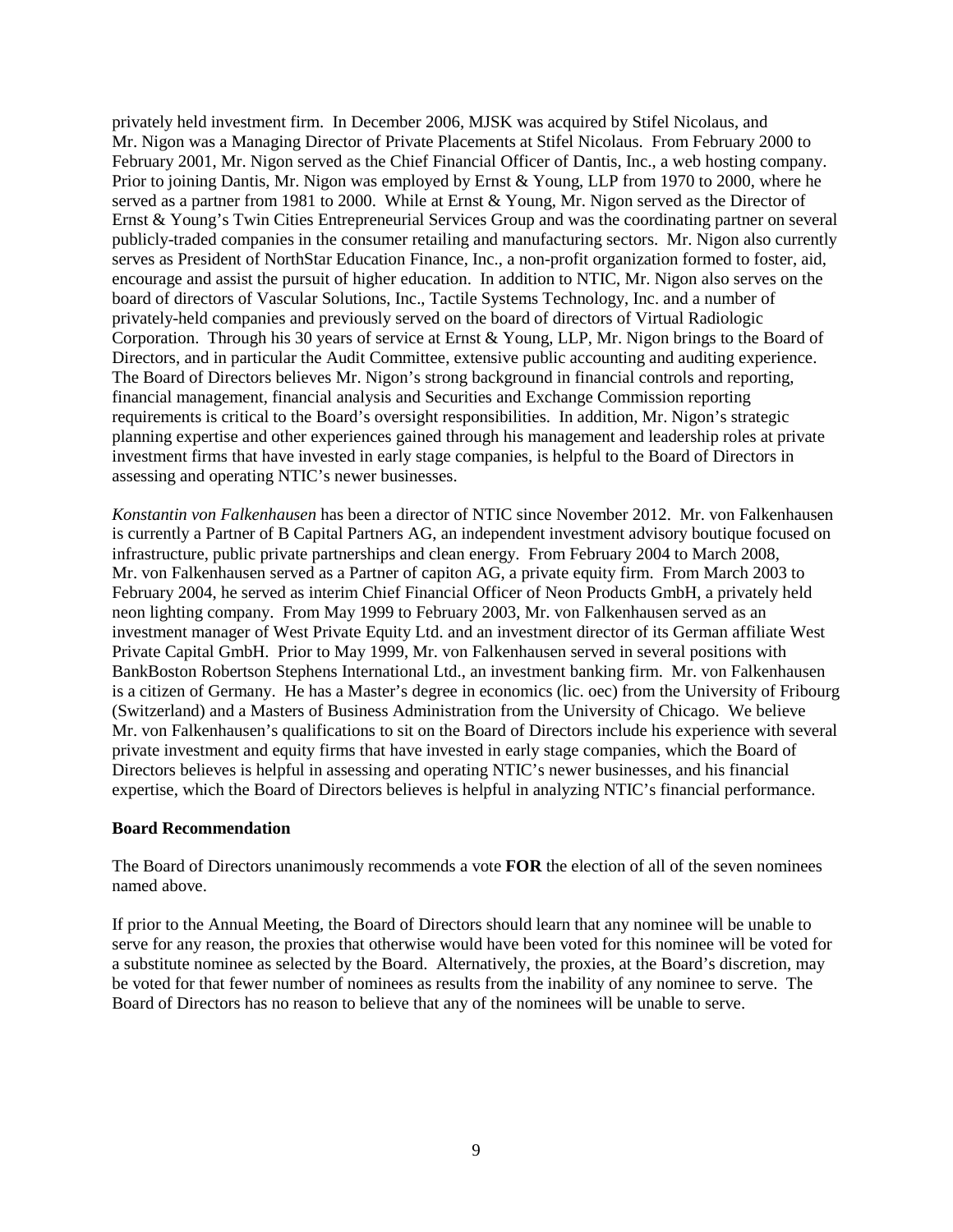privately held investment firm. In December 2006, MJSK was acquired by Stifel Nicolaus, and Mr. Nigon was a Managing Director of Private Placements at Stifel Nicolaus. From February 2000 to February 2001, Mr. Nigon served as the Chief Financial Officer of Dantis, Inc., a web hosting company. Prior to joining Dantis, Mr. Nigon was employed by Ernst & Young, LLP from 1970 to 2000, where he served as a partner from 1981 to 2000. While at Ernst & Young, Mr. Nigon served as the Director of Ernst & Young's Twin Cities Entrepreneurial Services Group and was the coordinating partner on several publicly-traded companies in the consumer retailing and manufacturing sectors. Mr. Nigon also currently serves as President of NorthStar Education Finance, Inc., a non-profit organization formed to foster, aid, encourage and assist the pursuit of higher education. In addition to NTIC, Mr. Nigon also serves on the board of directors of Vascular Solutions, Inc., Tactile Systems Technology, Inc. and a number of privately-held companies and previously served on the board of directors of Virtual Radiologic Corporation. Through his 30 years of service at Ernst & Young, LLP, Mr. Nigon brings to the Board of Directors, and in particular the Audit Committee, extensive public accounting and auditing experience. The Board of Directors believes Mr. Nigon's strong background in financial controls and reporting, financial management, financial analysis and Securities and Exchange Commission reporting requirements is critical to the Board's oversight responsibilities. In addition, Mr. Nigon's strategic planning expertise and other experiences gained through his management and leadership roles at private investment firms that have invested in early stage companies, is helpful to the Board of Directors in assessing and operating NTIC's newer businesses.

*Konstantin von Falkenhausen* has been a director of NTIC since November 2012. Mr. von Falkenhausen is currently a Partner of B Capital Partners AG, an independent investment advisory boutique focused on infrastructure, public private partnerships and clean energy. From February 2004 to March 2008, Mr. von Falkenhausen served as a Partner of capiton AG, a private equity firm. From March 2003 to February 2004, he served as interim Chief Financial Officer of Neon Products GmbH, a privately held neon lighting company. From May 1999 to February 2003, Mr. von Falkenhausen served as an investment manager of West Private Equity Ltd. and an investment director of its German affiliate West Private Capital GmbH. Prior to May 1999, Mr. von Falkenhausen served in several positions with BankBoston Robertson Stephens International Ltd., an investment banking firm. Mr. von Falkenhausen is a citizen of Germany. He has a Master's degree in economics (lic. oec) from the University of Fribourg (Switzerland) and a Masters of Business Administration from the University of Chicago. We believe Mr. von Falkenhausen's qualifications to sit on the Board of Directors include his experience with several private investment and equity firms that have invested in early stage companies, which the Board of Directors believes is helpful in assessing and operating NTIC's newer businesses, and his financial expertise, which the Board of Directors believes is helpful in analyzing NTIC's financial performance.

**Board Recommendation**

The Board of Directors unanimously recommends a vote **FOR** the election of all of the seven nominees named above.

If prior to the Annual Meeting, the Board of Directors should learn that any nominee will be unable to serve for any reason, the proxies that otherwise would have been voted for this nominee will be voted for a substitute nominee as selected by the Board. Alternatively, the proxies, at the Board's discretion, may be voted for that fewer number of nominees as results from the inability of any nominee to serve. The Board of Directors has no reason to believe that any of the nominees will be unable to serve.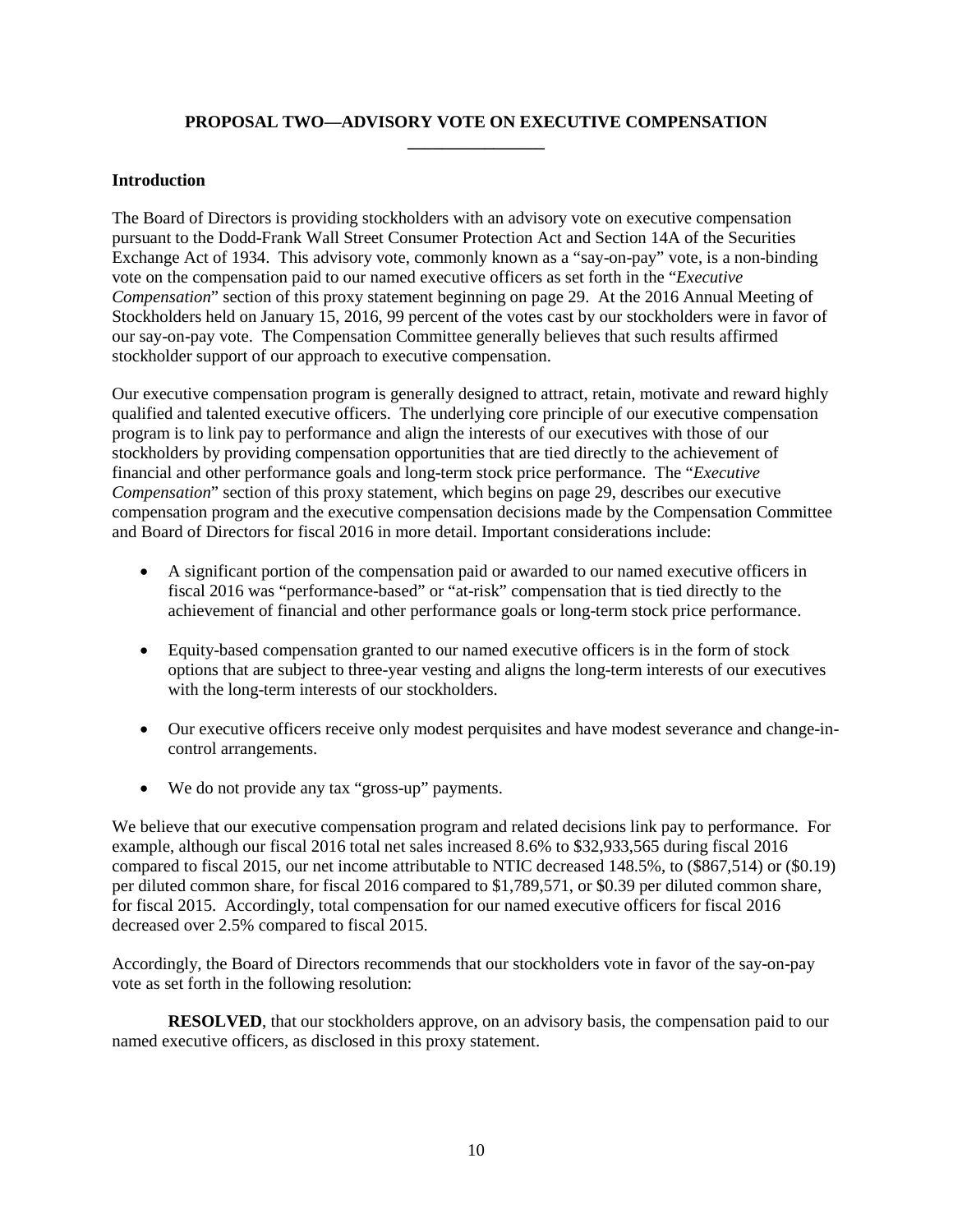## PROPOSAL TWO—ADVISORY VOTE ON EXECUTIVE COMPENSATION

### Introduction

The Board of Directors is providing stockholders with an advisory vote on executive compensation pursuant to the Dodd-Frank Wall Street Consumer Protection Act and Section 14A of the Securities Exchange Act of 1934. This advisory vote, commonly known as a "say-on-pay" vote, is a non-binding vote on the compensation paid to our named executive officers as set forth in the "*Executive Compensation*" section of this proxy statement beginning on page 29. At the 2016 Annual Meeting of Stockholders held on January 15, 2016, 99 percent of the votes cast by our stockholders were in favor of our say-on-pay vote. The Compensation Committee generally believes that such results affirmed stockholder support of our approach to executive compensation.

Our executive compensation program is generally designed to attract, retain, motivate and reward highly qualified and talented executive officers. The underlying core principle of our executive compensation program is to link pay to performance and align the interests of our executives with those of our stockholders by providing compensation opportunities that are tied directly to the achievement of financial and other performance goals and long-term stock price performance. The "*Executive Compensation*" section of this proxy statement, which begins on page 29, describes our executive compensation program and the executive compensation decisions made by the Compensation Committee and Board of Directors for fiscal 2016 in more detail. Important considerations include:

- A significant portion of the compensation paid or awarded to our named executive officers in fiscal 2016 was "performance-based" or "at-risk" compensation that is tied directly to the achievement of financial and other performance goals or long-term stock price performance.
- Equity-based compensation granted to our named executive officers is in the form of stock options that are subject to three-year vesting and aligns the long-term interests of our executives with the long-term interests of our stockholders.
- Our executive officers receive only modest perquisites and have modest severance and change-in-control arrangements.
- We do not provide any tax "gross-up" payments.

We believe that our executive compensation program and related decisions link pay to performance. For example, although our fiscal 2016 total net sales increased 8.6% to $32,933,565 during fiscal 2016 compared to fiscal 2015, our net income attributable to NTIC decreased 148.5%, to ($867,514) or ($0.19) per diluted common share, for fiscal 2016 compared to $1,789,571, or $0.39 per diluted common share, for fiscal 2015. Accordingly, total compensation for our named executive officers for fiscal 2016 decreased over 2.5% compared to fiscal 2015.

Accordingly, the Board of Directors recommends that our stockholders vote in favor of the say-on-pay vote as set forth in the following resolution:

**RESOLVED**, that our stockholders approve, on an advisory basis, the compensation paid to our named executive officers, as disclosed in this proxy statement.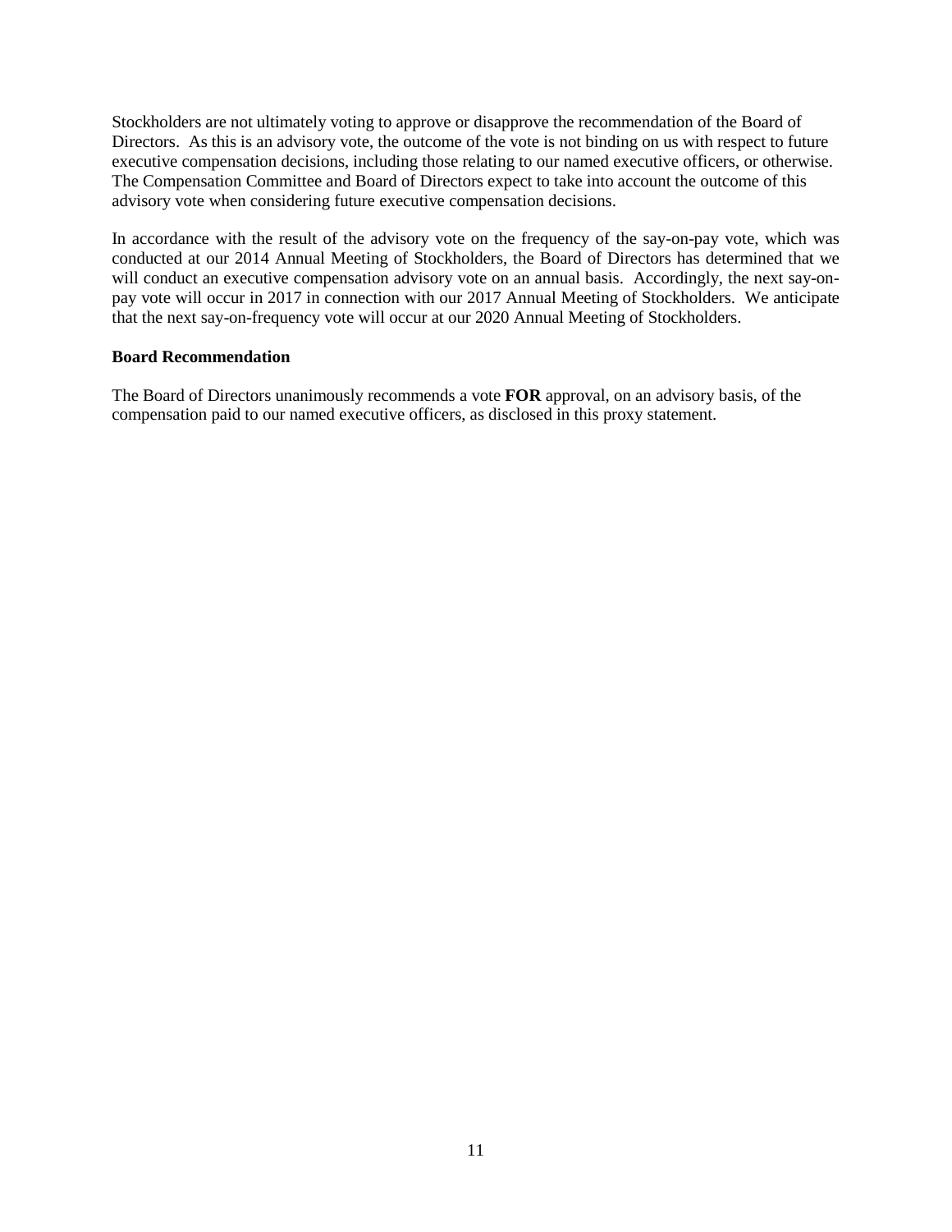Stockholders are not ultimately voting to approve or disapprove the recommendation of the Board of Directors. As this is an advisory vote, the outcome of the vote is not binding on us with respect to future executive compensation decisions, including those relating to our named executive officers, or otherwise. The Compensation Committee and Board of Directors expect to take into account the outcome of this advisory vote when considering future executive compensation decisions.

In accordance with the result of the advisory vote on the frequency of the say-on-pay vote, which was conducted at our 2014 Annual Meeting of Stockholders, the Board of Directors has determined that we will conduct an executive compensation advisory vote on an annual basis. Accordingly, the next say-on-pay vote will occur in 2017 in connection with our 2017 Annual Meeting of Stockholders. We anticipate that the next say-on-frequency vote will occur at our 2020 Annual Meeting of Stockholders.

**Board Recommendation**

The Board of Directors unanimously recommends a vote **FOR** approval, on an advisory basis, of the compensation paid to our named executive officers, as disclosed in this proxy statement.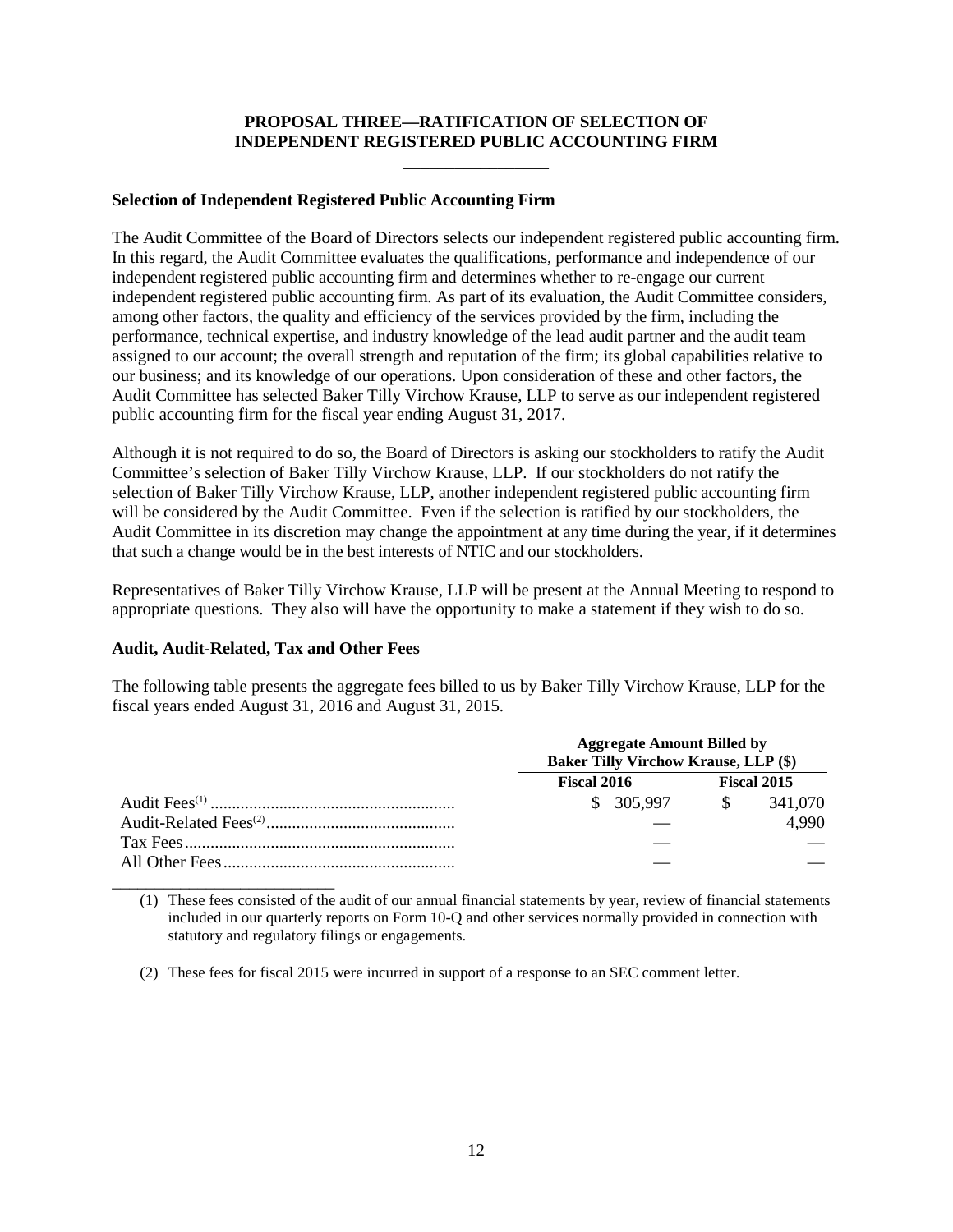## PROPOSAL THREE—RATIFICATION OF SELECTION OF INDEPENDENT REGISTERED PUBLIC ACCOUNTING FIRM

### Selection of Independent Registered Public Accounting Firm

The Audit Committee of the Board of Directors selects our independent registered public accounting firm. In this regard, the Audit Committee evaluates the qualifications, performance and independence of our independent registered public accounting firm and determines whether to re-engage our current independent registered public accounting firm. As part of its evaluation, the Audit Committee considers, among other factors, the quality and efficiency of the services provided by the firm, including the performance, technical expertise, and industry knowledge of the lead audit partner and the audit team assigned to our account; the overall strength and reputation of the firm; its global capabilities relative to our business; and its knowledge of our operations. Upon consideration of these and other factors, the Audit Committee has selected Baker Tilly Virchow Krause, LLP to serve as our independent registered public accounting firm for the fiscal year ending August 31, 2017.

Although it is not required to do so, the Board of Directors is asking our stockholders to ratify the Audit Committee's selection of Baker Tilly Virchow Krause, LLP. If our stockholders do not ratify the selection of Baker Tilly Virchow Krause, LLP, another independent registered public accounting firm will be considered by the Audit Committee. Even if the selection is ratified by our stockholders, the Audit Committee in its discretion may change the appointment at any time during the year, if it determines that such a change would be in the best interests of NTIC and our stockholders.

Representatives of Baker Tilly Virchow Krause, LLP will be present at the Annual Meeting to respond to appropriate questions. They also will have the opportunity to make a statement if they wish to do so.

### Audit, Audit-Related, Tax and Other Fees

The following table presents the aggregate fees billed to us by Baker Tilly Virchow Krause, LLP for the fiscal years ended August 31, 2016 and August 31, 2015.

| | Aggregate Amount Billed by Baker Tilly Virchow Krause, LLP ($) | |
|---|---|---|
| | **Fiscal 2016** | **Fiscal 2015** |
| Audit Fees[(1)] | $ 305,997 | $ 341,070 |
| Audit-Related Fees[(2)] | — | 4,990 |
| Tax Fees | — | — |
| All Other Fees | — | — |

(1) These fees consisted of the audit of our annual financial statements by year, review of financial statements included in our quarterly reports on Form 10-Q and other services normally provided in connection with statutory and regulatory filings or engagements.

(2) These fees for fiscal 2015 were incurred in support of a response to an SEC comment letter.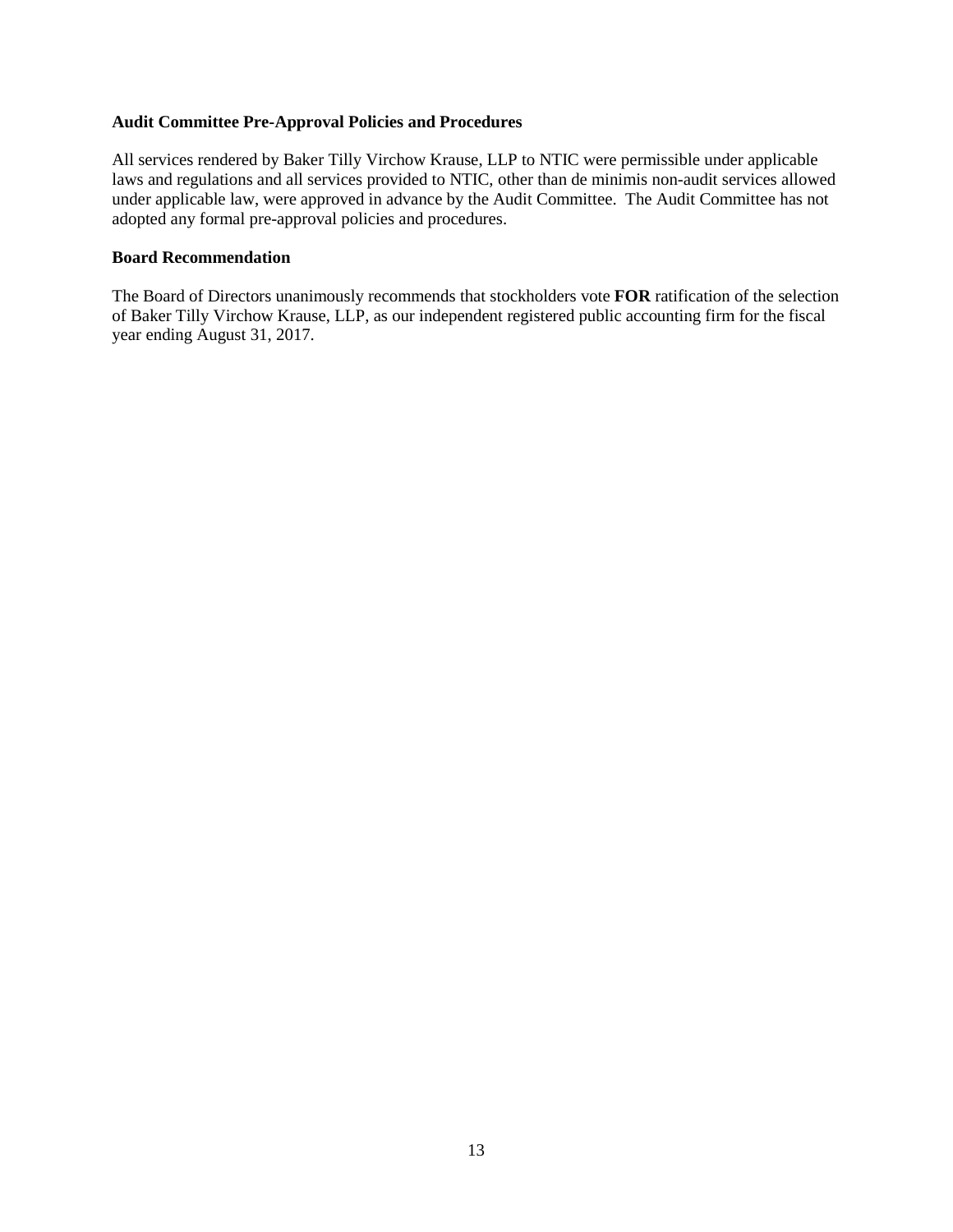**Audit Committee Pre-Approval Policies and Procedures**

All services rendered by Baker Tilly Virchow Krause, LLP to NTIC were permissible under applicable laws and regulations and all services provided to NTIC, other than de minimis non-audit services allowed under applicable law, were approved in advance by the Audit Committee. The Audit Committee has not adopted any formal pre-approval policies and procedures.

**Board Recommendation**

The Board of Directors unanimously recommends that stockholders vote **FOR** ratification of the selection of Baker Tilly Virchow Krause, LLP, as our independent registered public accounting firm for the fiscal year ending August 31, 2017.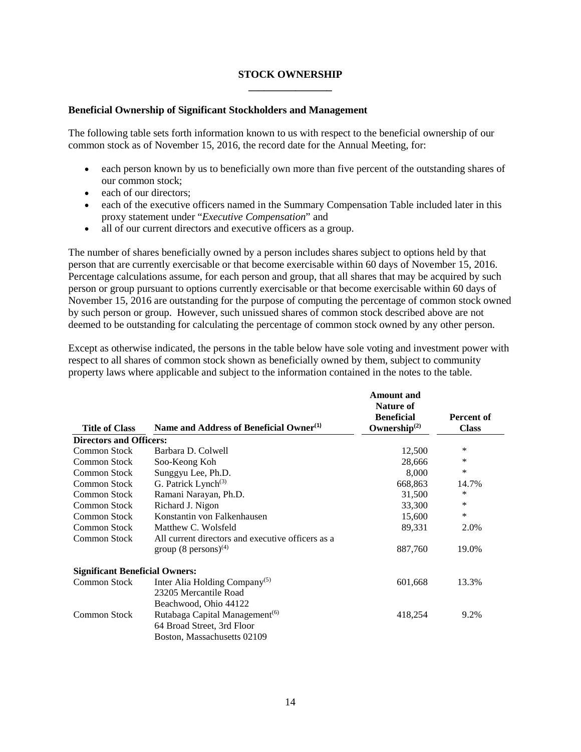## STOCK OWNERSHIP

### Beneficial Ownership of Significant Stockholders and Management

The following table sets forth information known to us with respect to the beneficial ownership of our common stock as of November 15, 2016, the record date for the Annual Meeting, for:

- each person known by us to beneficially own more than five percent of the outstanding shares of our common stock;
- each of our directors;
- each of the executive officers named in the Summary Compensation Table included later in this proxy statement under "*Executive Compensation*" and
- all of our current directors and executive officers as a group.

The number of shares beneficially owned by a person includes shares subject to options held by that person that are currently exercisable or that become exercisable within 60 days of November 15, 2016. Percentage calculations assume, for each person and group, that all shares that may be acquired by such person or group pursuant to options currently exercisable or that become exercisable within 60 days of November 15, 2016 are outstanding for the purpose of computing the percentage of common stock owned by such person or group. However, such unissued shares of common stock described above are not deemed to be outstanding for calculating the percentage of common stock owned by any other person.

Except as otherwise indicated, the persons in the table below have sole voting and investment power with respect to all shares of common stock shown as beneficially owned by them, subject to community property laws where applicable and subject to the information contained in the notes to the table.

| Title of Class | Name and Address of Beneficial Owner[(1)] | Amount and Nature of Beneficial Ownership[(2)] | Percent of Class |
|---|---|---|---|
| **Directors and Officers:** | | | |
| Common Stock | Barbara D. Colwell | 12,500 | * |
| Common Stock | Soo-Keong Koh | 28,666 | * |
| Common Stock | Sunggyu Lee, Ph.D. | 8,000 | * |
| Common Stock | G. Patrick Lynch[(3)] | 668,863 | 14.7% |
| Common Stock | Ramani Narayan, Ph.D. | 31,500 | * |
| Common Stock | Richard J. Nigon | 33,300 | * |
| Common Stock | Konstantin von Falkenhausen | 15,600 | * |
| Common Stock | Matthew C. Wolsfeld | 89,331 | 2.0% |
| Common Stock | All current directors and executive officers as a group (8 persons)[(4)] | 887,760 | 19.0% |
| **Significant Beneficial Owners:** | | | |
| Common Stock | Inter Alia Holding Company[(5)]<br>23205 Mercantile Road<br>Beachwood, Ohio 44122 | 601,668 | 13.3% |
| Common Stock | Rutabaga Capital Management[(6)]<br>64 Broad Street, 3rd Floor<br>Boston, Massachusetts 02109 | 418,254 | 9.2% |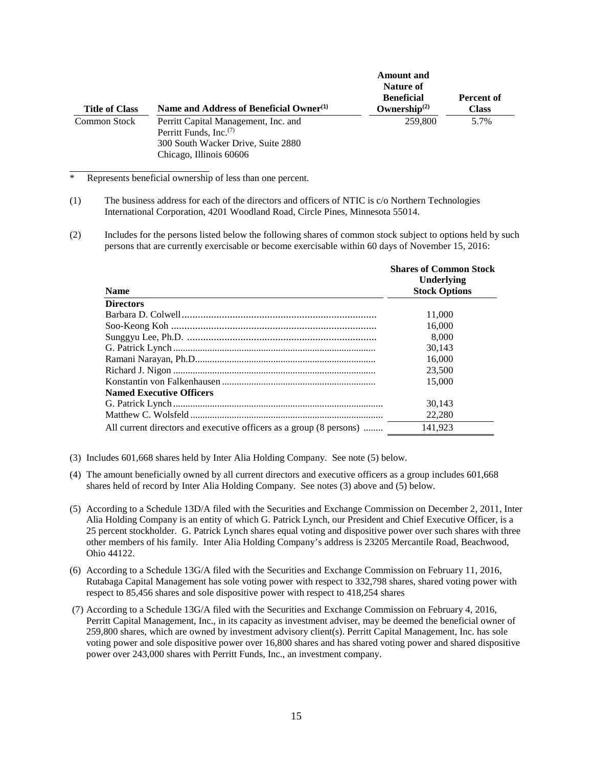| Title of Class | Name and Address of Beneficial Owner[(1)] | Amount and Nature of Beneficial Ownership[(2)] | Percent of Class |
|---|---|---|---|
| Common Stock | Perritt Capital Management, Inc. and Perritt Funds, Inc.[(7)] 300 South Wacker Drive, Suite 2880 Chicago, Illinois 60606 | 259,800 | 5.7% |

\* Represents beneficial ownership of less than one percent.

(1) The business address for each of the directors and officers of NTIC is c/o Northern Technologies International Corporation, 4201 Woodland Road, Circle Pines, Minnesota 55014.

(2) Includes for the persons listed below the following shares of common stock subject to options held by such persons that are currently exercisable or become exercisable within 60 days of November 15, 2016:

| Name | Shares of Common Stock Underlying Stock Options |
|---|---|
| **Directors** | |
| Barbara D. Colwell | 11,000 |
| Soo-Keong Koh | 16,000 |
| Sunggyu Lee, Ph.D. | 8,000 |
| G. Patrick Lynch | 30,143 |
| Ramani Narayan, Ph.D. | 16,000 |
| Richard J. Nigon | 23,500 |
| Konstantin von Falkenhausen | 15,000 |
| **Named Executive Officers** | |
| G. Patrick Lynch | 30,143 |
| Matthew C. Wolsfeld | 22,280 |
| All current directors and executive officers as a group (8 persons) | 141,923 |

(3) Includes 601,668 shares held by Inter Alia Holding Company. See note (5) below.

(4) The amount beneficially owned by all current directors and executive officers as a group includes 601,668 shares held of record by Inter Alia Holding Company. See notes (3) above and (5) below.

(5) According to a Schedule 13D/A filed with the Securities and Exchange Commission on December 2, 2011, Inter Alia Holding Company is an entity of which G. Patrick Lynch, our President and Chief Executive Officer, is a 25 percent stockholder. G. Patrick Lynch shares equal voting and dispositive power over such shares with three other members of his family. Inter Alia Holding Company's address is 23205 Mercantile Road, Beachwood, Ohio 44122.

(6) According to a Schedule 13G/A filed with the Securities and Exchange Commission on February 11, 2016, Rutabaga Capital Management has sole voting power with respect to 332,798 shares, shared voting power with respect to 85,456 shares and sole dispositive power with respect to 418,254 shares

(7) According to a Schedule 13G/A filed with the Securities and Exchange Commission on February 4, 2016, Perritt Capital Management, Inc., in its capacity as investment adviser, may be deemed the beneficial owner of 259,800 shares, which are owned by investment advisory client(s). Perritt Capital Management, Inc. has sole voting power and sole dispositive power over 16,800 shares and has shared voting power and shared dispositive power over 243,000 shares with Perritt Funds, Inc., an investment company.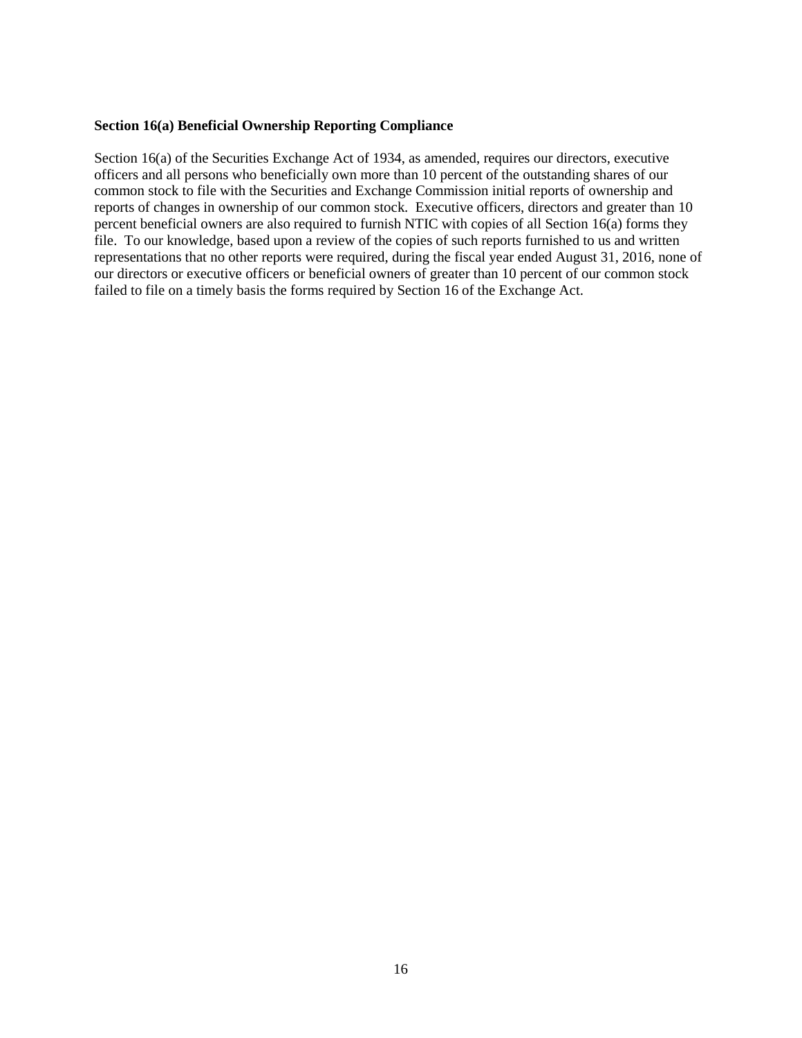**Section 16(a) Beneficial Ownership Reporting Compliance**

Section 16(a) of the Securities Exchange Act of 1934, as amended, requires our directors, executive officers and all persons who beneficially own more than 10 percent of the outstanding shares of our common stock to file with the Securities and Exchange Commission initial reports of ownership and reports of changes in ownership of our common stock. Executive officers, directors and greater than 10 percent beneficial owners are also required to furnish NTIC with copies of all Section 16(a) forms they file. To our knowledge, based upon a review of the copies of such reports furnished to us and written representations that no other reports were required, during the fiscal year ended August 31, 2016, none of our directors or executive officers or beneficial owners of greater than 10 percent of our common stock failed to file on a timely basis the forms required by Section 16 of the Exchange Act.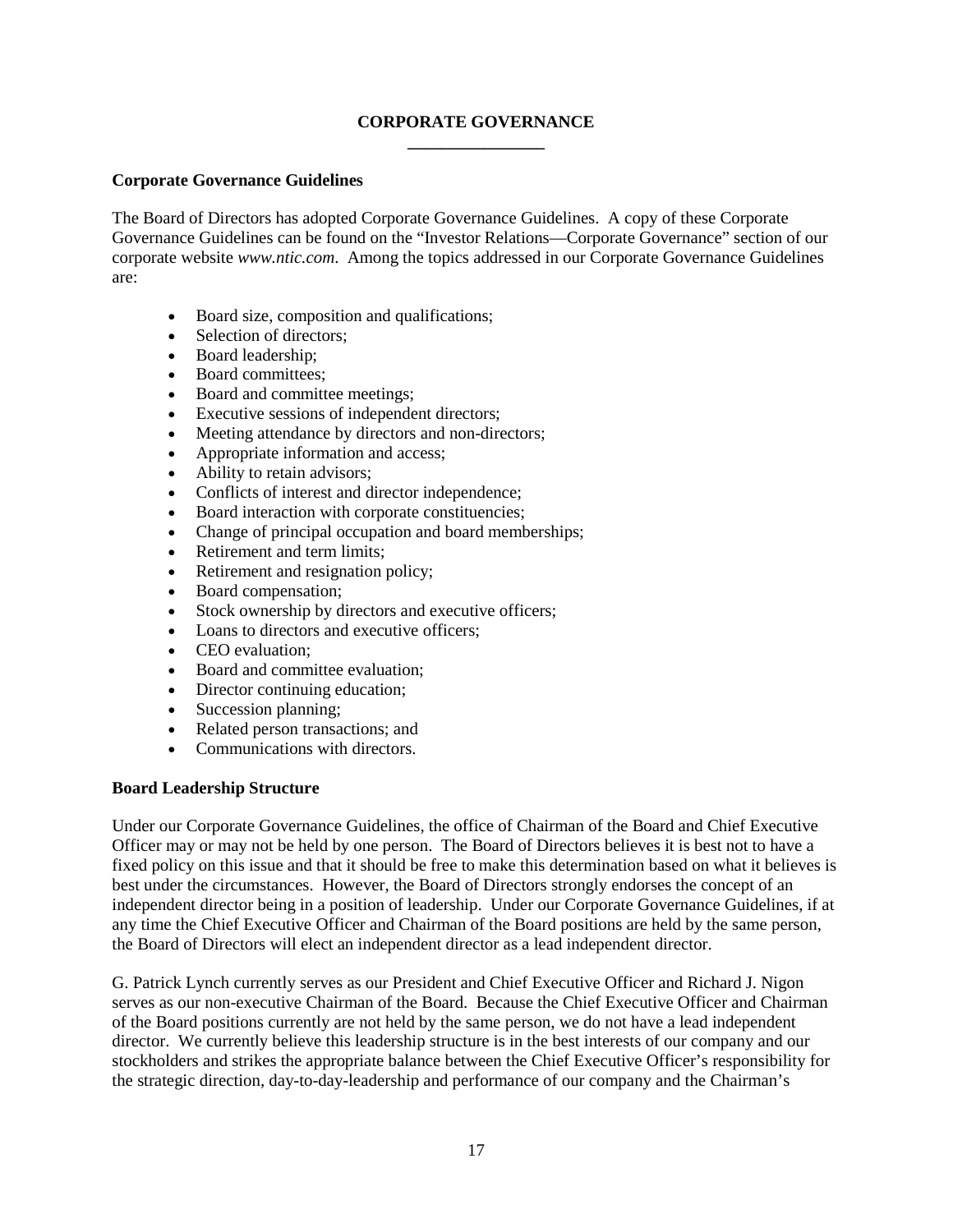# CORPORATE GOVERNANCE

## Corporate Governance Guidelines

The Board of Directors has adopted Corporate Governance Guidelines. A copy of these Corporate Governance Guidelines can be found on the "Investor Relations—Corporate Governance" section of our corporate website *www.ntic.com*. Among the topics addressed in our Corporate Governance Guidelines are:

- Board size, composition and qualifications;
- Selection of directors;
- Board leadership;
- Board committees;
- Board and committee meetings;
- Executive sessions of independent directors;
- Meeting attendance by directors and non-directors;
- Appropriate information and access;
- Ability to retain advisors;
- Conflicts of interest and director independence;
- Board interaction with corporate constituencies;
- Change of principal occupation and board memberships;
- Retirement and term limits;
- Retirement and resignation policy;
- Board compensation;
- Stock ownership by directors and executive officers;
- Loans to directors and executive officers;
- CEO evaluation;
- Board and committee evaluation;
- Director continuing education;
- Succession planning;
- Related person transactions; and
- Communications with directors.

## Board Leadership Structure

Under our Corporate Governance Guidelines, the office of Chairman of the Board and Chief Executive Officer may or may not be held by one person. The Board of Directors believes it is best not to have a fixed policy on this issue and that it should be free to make this determination based on what it believes is best under the circumstances. However, the Board of Directors strongly endorses the concept of an independent director being in a position of leadership. Under our Corporate Governance Guidelines, if at any time the Chief Executive Officer and Chairman of the Board positions are held by the same person, the Board of Directors will elect an independent director as a lead independent director.

G. Patrick Lynch currently serves as our President and Chief Executive Officer and Richard J. Nigon serves as our non-executive Chairman of the Board. Because the Chief Executive Officer and Chairman of the Board positions currently are not held by the same person, we do not have a lead independent director. We currently believe this leadership structure is in the best interests of our company and our stockholders and strikes the appropriate balance between the Chief Executive Officer's responsibility for the strategic direction, day-to-day-leadership and performance of our company and the Chairman's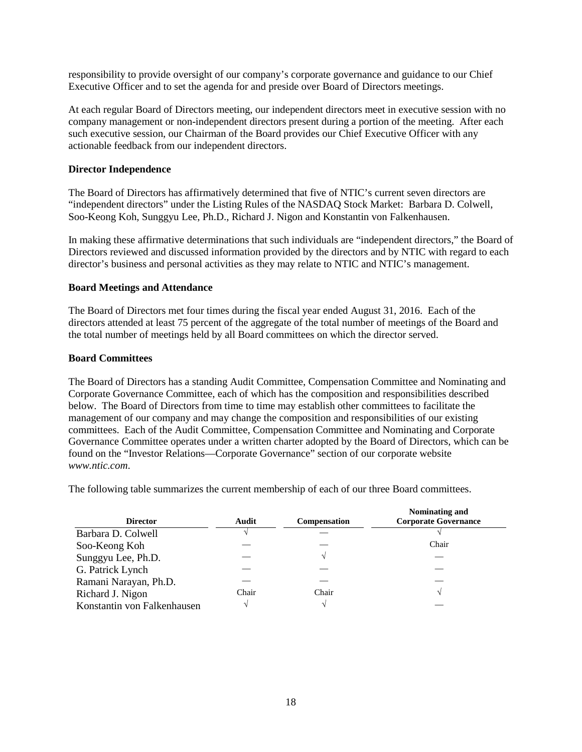responsibility to provide oversight of our company's corporate governance and guidance to our Chief Executive Officer and to set the agenda for and preside over Board of Directors meetings.

At each regular Board of Directors meeting, our independent directors meet in executive session with no company management or non-independent directors present during a portion of the meeting. After each such executive session, our Chairman of the Board provides our Chief Executive Officer with any actionable feedback from our independent directors.

**Director Independence**

The Board of Directors has affirmatively determined that five of NTIC's current seven directors are "independent directors" under the Listing Rules of the NASDAQ Stock Market: Barbara D. Colwell, Soo-Keong Koh, Sunggyu Lee, Ph.D., Richard J. Nigon and Konstantin von Falkenhausen.

In making these affirmative determinations that such individuals are "independent directors," the Board of Directors reviewed and discussed information provided by the directors and by NTIC with regard to each director's business and personal activities as they may relate to NTIC and NTIC's management.

**Board Meetings and Attendance**

The Board of Directors met four times during the fiscal year ended August 31, 2016. Each of the directors attended at least 75 percent of the aggregate of the total number of meetings of the Board and the total number of meetings held by all Board committees on which the director served.

**Board Committees**

The Board of Directors has a standing Audit Committee, Compensation Committee and Nominating and Corporate Governance Committee, each of which has the composition and responsibilities described below. The Board of Directors from time to time may establish other committees to facilitate the management of our company and may change the composition and responsibilities of our existing committees. Each of the Audit Committee, Compensation Committee and Nominating and Corporate Governance Committee operates under a written charter adopted by the Board of Directors, which can be found on the "Investor Relations—Corporate Governance" section of our corporate website *www.ntic.com*.

The following table summarizes the current membership of each of our three Board committees.

| Director | Audit | Compensation | Nominating and Corporate Governance |
|---|---|---|---|
| Barbara D. Colwell | √ | — | √ |
| Soo-Keong Koh | — | — | Chair |
| Sunggyu Lee, Ph.D. | — | √ | — |
| G. Patrick Lynch | — | — | — |
| Ramani Narayan, Ph.D. | — | — | — |
| Richard J. Nigon | Chair | Chair | √ |
| Konstantin von Falkenhausen | √ | √ | — |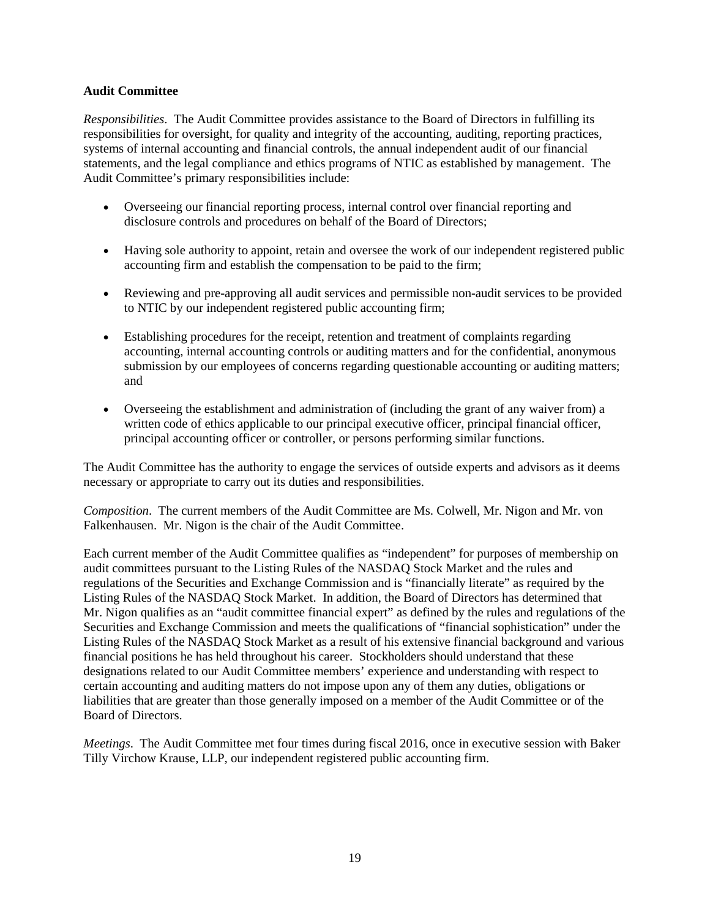**Audit Committee**

*Responsibilities*. The Audit Committee provides assistance to the Board of Directors in fulfilling its responsibilities for oversight, for quality and integrity of the accounting, auditing, reporting practices, systems of internal accounting and financial controls, the annual independent audit of our financial statements, and the legal compliance and ethics programs of NTIC as established by management. The Audit Committee's primary responsibilities include:

- Overseeing our financial reporting process, internal control over financial reporting and disclosure controls and procedures on behalf of the Board of Directors;
- Having sole authority to appoint, retain and oversee the work of our independent registered public accounting firm and establish the compensation to be paid to the firm;
- Reviewing and pre-approving all audit services and permissible non-audit services to be provided to NTIC by our independent registered public accounting firm;
- Establishing procedures for the receipt, retention and treatment of complaints regarding accounting, internal accounting controls or auditing matters and for the confidential, anonymous submission by our employees of concerns regarding questionable accounting or auditing matters; and
- Overseeing the establishment and administration of (including the grant of any waiver from) a written code of ethics applicable to our principal executive officer, principal financial officer, principal accounting officer or controller, or persons performing similar functions.

The Audit Committee has the authority to engage the services of outside experts and advisors as it deems necessary or appropriate to carry out its duties and responsibilities.

*Composition*. The current members of the Audit Committee are Ms. Colwell, Mr. Nigon and Mr. von Falkenhausen. Mr. Nigon is the chair of the Audit Committee.

Each current member of the Audit Committee qualifies as "independent" for purposes of membership on audit committees pursuant to the Listing Rules of the NASDAQ Stock Market and the rules and regulations of the Securities and Exchange Commission and is "financially literate" as required by the Listing Rules of the NASDAQ Stock Market. In addition, the Board of Directors has determined that Mr. Nigon qualifies as an "audit committee financial expert" as defined by the rules and regulations of the Securities and Exchange Commission and meets the qualifications of "financial sophistication" under the Listing Rules of the NASDAQ Stock Market as a result of his extensive financial background and various financial positions he has held throughout his career. Stockholders should understand that these designations related to our Audit Committee members' experience and understanding with respect to certain accounting and auditing matters do not impose upon any of them any duties, obligations or liabilities that are greater than those generally imposed on a member of the Audit Committee or of the Board of Directors.

*Meetings*. The Audit Committee met four times during fiscal 2016, once in executive session with Baker Tilly Virchow Krause, LLP, our independent registered public accounting firm.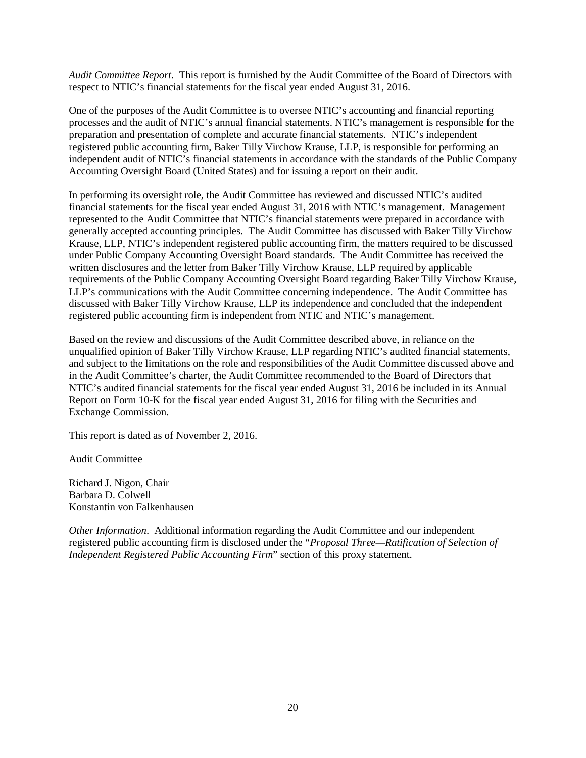*Audit Committee Report*. This report is furnished by the Audit Committee of the Board of Directors with respect to NTIC's financial statements for the fiscal year ended August 31, 2016.

One of the purposes of the Audit Committee is to oversee NTIC's accounting and financial reporting processes and the audit of NTIC's annual financial statements. NTIC's management is responsible for the preparation and presentation of complete and accurate financial statements. NTIC's independent registered public accounting firm, Baker Tilly Virchow Krause, LLP, is responsible for performing an independent audit of NTIC's financial statements in accordance with the standards of the Public Company Accounting Oversight Board (United States) and for issuing a report on their audit.

In performing its oversight role, the Audit Committee has reviewed and discussed NTIC's audited financial statements for the fiscal year ended August 31, 2016 with NTIC's management. Management represented to the Audit Committee that NTIC's financial statements were prepared in accordance with generally accepted accounting principles. The Audit Committee has discussed with Baker Tilly Virchow Krause, LLP, NTIC's independent registered public accounting firm, the matters required to be discussed under Public Company Accounting Oversight Board standards. The Audit Committee has received the written disclosures and the letter from Baker Tilly Virchow Krause, LLP required by applicable requirements of the Public Company Accounting Oversight Board regarding Baker Tilly Virchow Krause, LLP's communications with the Audit Committee concerning independence. The Audit Committee has discussed with Baker Tilly Virchow Krause, LLP its independence and concluded that the independent registered public accounting firm is independent from NTIC and NTIC's management.

Based on the review and discussions of the Audit Committee described above, in reliance on the unqualified opinion of Baker Tilly Virchow Krause, LLP regarding NTIC's audited financial statements, and subject to the limitations on the role and responsibilities of the Audit Committee discussed above and in the Audit Committee's charter, the Audit Committee recommended to the Board of Directors that NTIC's audited financial statements for the fiscal year ended August 31, 2016 be included in its Annual Report on Form 10-K for the fiscal year ended August 31, 2016 for filing with the Securities and Exchange Commission.

This report is dated as of November 2, 2016.

Audit Committee

Richard J. Nigon, Chair
Barbara D. Colwell
Konstantin von Falkenhausen

*Other Information*. Additional information regarding the Audit Committee and our independent registered public accounting firm is disclosed under the "*Proposal Three—Ratification of Selection of Independent Registered Public Accounting Firm*" section of this proxy statement.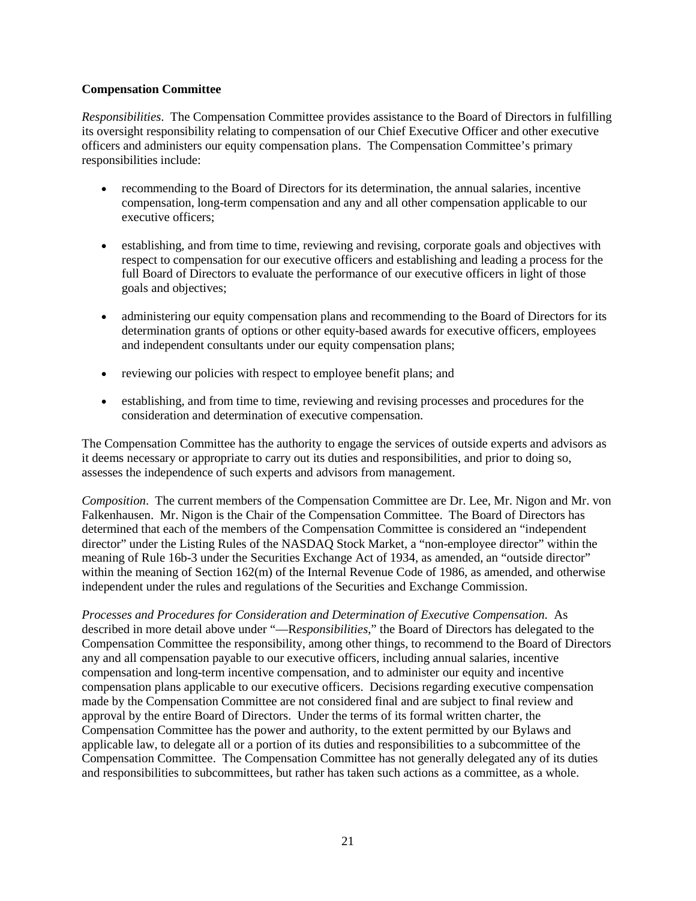**Compensation Committee**

*Responsibilities*. The Compensation Committee provides assistance to the Board of Directors in fulfilling its oversight responsibility relating to compensation of our Chief Executive Officer and other executive officers and administers our equity compensation plans. The Compensation Committee's primary responsibilities include:

- recommending to the Board of Directors for its determination, the annual salaries, incentive compensation, long-term compensation and any and all other compensation applicable to our executive officers;
- establishing, and from time to time, reviewing and revising, corporate goals and objectives with respect to compensation for our executive officers and establishing and leading a process for the full Board of Directors to evaluate the performance of our executive officers in light of those goals and objectives;
- administering our equity compensation plans and recommending to the Board of Directors for its determination grants of options or other equity-based awards for executive officers, employees and independent consultants under our equity compensation plans;
- reviewing our policies with respect to employee benefit plans; and
- establishing, and from time to time, reviewing and revising processes and procedures for the consideration and determination of executive compensation.

The Compensation Committee has the authority to engage the services of outside experts and advisors as it deems necessary or appropriate to carry out its duties and responsibilities, and prior to doing so, assesses the independence of such experts and advisors from management.

*Composition*. The current members of the Compensation Committee are Dr. Lee, Mr. Nigon and Mr. von Falkenhausen. Mr. Nigon is the Chair of the Compensation Committee. The Board of Directors has determined that each of the members of the Compensation Committee is considered an "independent director" under the Listing Rules of the NASDAQ Stock Market, a "non-employee director" within the meaning of Rule 16b-3 under the Securities Exchange Act of 1934, as amended, an "outside director" within the meaning of Section 162(m) of the Internal Revenue Code of 1986, as amended, and otherwise independent under the rules and regulations of the Securities and Exchange Commission.

*Processes and Procedures for Consideration and Determination of Executive Compensation*. As described in more detail above under "—R*esponsibilities*," the Board of Directors has delegated to the Compensation Committee the responsibility, among other things, to recommend to the Board of Directors any and all compensation payable to our executive officers, including annual salaries, incentive compensation and long-term incentive compensation, and to administer our equity and incentive compensation plans applicable to our executive officers. Decisions regarding executive compensation made by the Compensation Committee are not considered final and are subject to final review and approval by the entire Board of Directors. Under the terms of its formal written charter, the Compensation Committee has the power and authority, to the extent permitted by our Bylaws and applicable law, to delegate all or a portion of its duties and responsibilities to a subcommittee of the Compensation Committee. The Compensation Committee has not generally delegated any of its duties and responsibilities to subcommittees, but rather has taken such actions as a committee, as a whole.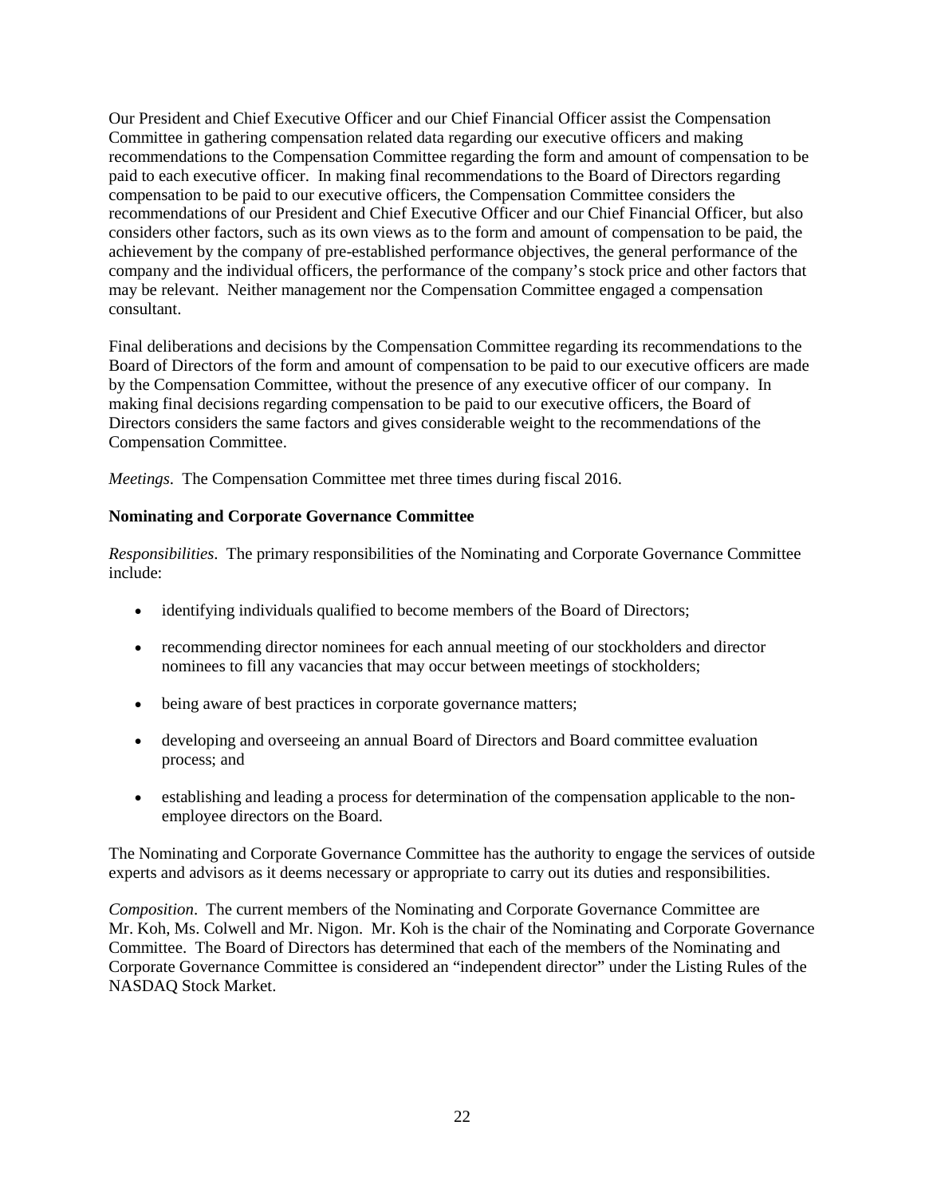Our President and Chief Executive Officer and our Chief Financial Officer assist the Compensation Committee in gathering compensation related data regarding our executive officers and making recommendations to the Compensation Committee regarding the form and amount of compensation to be paid to each executive officer. In making final recommendations to the Board of Directors regarding compensation to be paid to our executive officers, the Compensation Committee considers the recommendations of our President and Chief Executive Officer and our Chief Financial Officer, but also considers other factors, such as its own views as to the form and amount of compensation to be paid, the achievement by the company of pre-established performance objectives, the general performance of the company and the individual officers, the performance of the company's stock price and other factors that may be relevant. Neither management nor the Compensation Committee engaged a compensation consultant.

Final deliberations and decisions by the Compensation Committee regarding its recommendations to the Board of Directors of the form and amount of compensation to be paid to our executive officers are made by the Compensation Committee, without the presence of any executive officer of our company. In making final decisions regarding compensation to be paid to our executive officers, the Board of Directors considers the same factors and gives considerable weight to the recommendations of the Compensation Committee.

*Meetings*. The Compensation Committee met three times during fiscal 2016.

**Nominating and Corporate Governance Committee**

*Responsibilities*. The primary responsibilities of the Nominating and Corporate Governance Committee include:

- identifying individuals qualified to become members of the Board of Directors;
- recommending director nominees for each annual meeting of our stockholders and director nominees to fill any vacancies that may occur between meetings of stockholders;
- being aware of best practices in corporate governance matters;
- developing and overseeing an annual Board of Directors and Board committee evaluation process; and
- establishing and leading a process for determination of the compensation applicable to the non-employee directors on the Board.

The Nominating and Corporate Governance Committee has the authority to engage the services of outside experts and advisors as it deems necessary or appropriate to carry out its duties and responsibilities.

*Composition*. The current members of the Nominating and Corporate Governance Committee are Mr. Koh, Ms. Colwell and Mr. Nigon. Mr. Koh is the chair of the Nominating and Corporate Governance Committee. The Board of Directors has determined that each of the members of the Nominating and Corporate Governance Committee is considered an "independent director" under the Listing Rules of the NASDAQ Stock Market.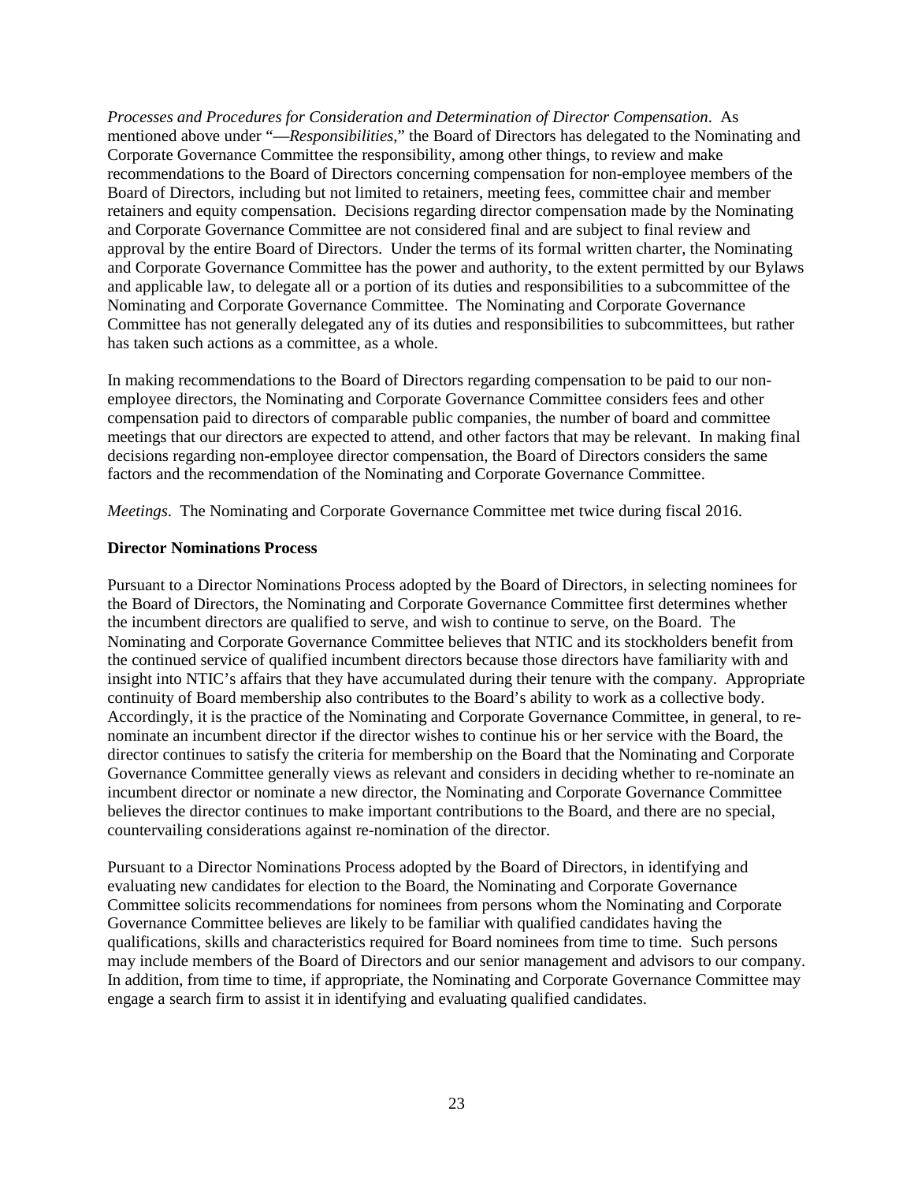*Processes and Procedures for Consideration and Determination of Director Compensation*. As mentioned above under "—*Responsibilities*," the Board of Directors has delegated to the Nominating and Corporate Governance Committee the responsibility, among other things, to review and make recommendations to the Board of Directors concerning compensation for non-employee members of the Board of Directors, including but not limited to retainers, meeting fees, committee chair and member retainers and equity compensation. Decisions regarding director compensation made by the Nominating and Corporate Governance Committee are not considered final and are subject to final review and approval by the entire Board of Directors. Under the terms of its formal written charter, the Nominating and Corporate Governance Committee has the power and authority, to the extent permitted by our Bylaws and applicable law, to delegate all or a portion of its duties and responsibilities to a subcommittee of the Nominating and Corporate Governance Committee. The Nominating and Corporate Governance Committee has not generally delegated any of its duties and responsibilities to subcommittees, but rather has taken such actions as a committee, as a whole.

In making recommendations to the Board of Directors regarding compensation to be paid to our non-employee directors, the Nominating and Corporate Governance Committee considers fees and other compensation paid to directors of comparable public companies, the number of board and committee meetings that our directors are expected to attend, and other factors that may be relevant. In making final decisions regarding non-employee director compensation, the Board of Directors considers the same factors and the recommendation of the Nominating and Corporate Governance Committee.

*Meetings*. The Nominating and Corporate Governance Committee met twice during fiscal 2016.

**Director Nominations Process**

Pursuant to a Director Nominations Process adopted by the Board of Directors, in selecting nominees for the Board of Directors, the Nominating and Corporate Governance Committee first determines whether the incumbent directors are qualified to serve, and wish to continue to serve, on the Board. The Nominating and Corporate Governance Committee believes that NTIC and its stockholders benefit from the continued service of qualified incumbent directors because those directors have familiarity with and insight into NTIC's affairs that they have accumulated during their tenure with the company. Appropriate continuity of Board membership also contributes to the Board's ability to work as a collective body. Accordingly, it is the practice of the Nominating and Corporate Governance Committee, in general, to re-nominate an incumbent director if the director wishes to continue his or her service with the Board, the director continues to satisfy the criteria for membership on the Board that the Nominating and Corporate Governance Committee generally views as relevant and considers in deciding whether to re-nominate an incumbent director or nominate a new director, the Nominating and Corporate Governance Committee believes the director continues to make important contributions to the Board, and there are no special, countervailing considerations against re-nomination of the director.

Pursuant to a Director Nominations Process adopted by the Board of Directors, in identifying and evaluating new candidates for election to the Board, the Nominating and Corporate Governance Committee solicits recommendations for nominees from persons whom the Nominating and Corporate Governance Committee believes are likely to be familiar with qualified candidates having the qualifications, skills and characteristics required for Board nominees from time to time. Such persons may include members of the Board of Directors and our senior management and advisors to our company. In addition, from time to time, if appropriate, the Nominating and Corporate Governance Committee may engage a search firm to assist it in identifying and evaluating qualified candidates.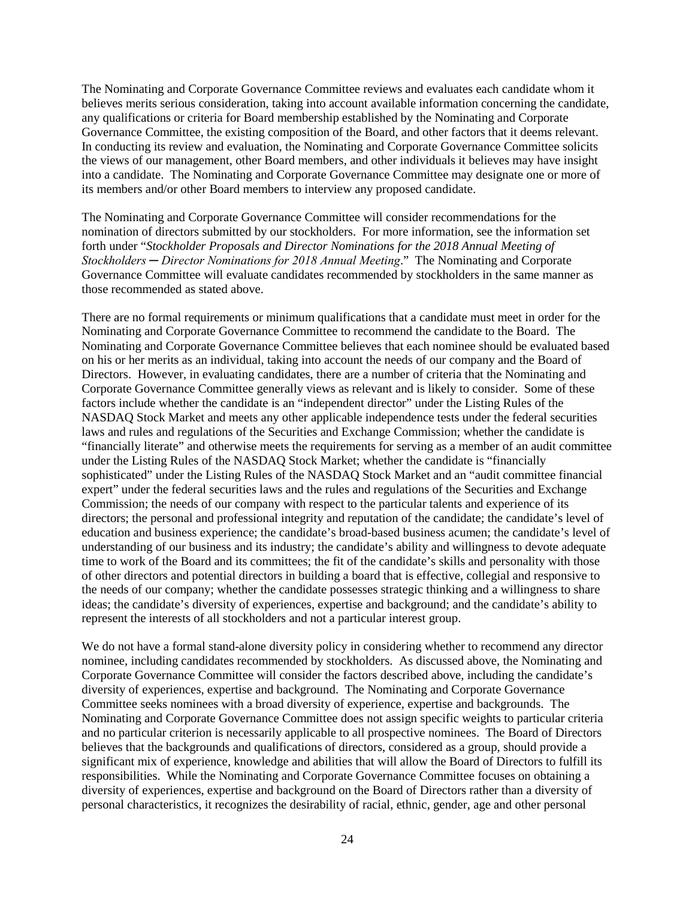The Nominating and Corporate Governance Committee reviews and evaluates each candidate whom it believes merits serious consideration, taking into account available information concerning the candidate, any qualifications or criteria for Board membership established by the Nominating and Corporate Governance Committee, the existing composition of the Board, and other factors that it deems relevant. In conducting its review and evaluation, the Nominating and Corporate Governance Committee solicits the views of our management, other Board members, and other individuals it believes may have insight into a candidate. The Nominating and Corporate Governance Committee may designate one or more of its members and/or other Board members to interview any proposed candidate.

The Nominating and Corporate Governance Committee will consider recommendations for the nomination of directors submitted by our stockholders. For more information, see the information set forth under "*Stockholder Proposals and Director Nominations for the 2018 Annual Meeting of Stockholders ─ Director Nominations for 2018 Annual Meeting*." The Nominating and Corporate Governance Committee will evaluate candidates recommended by stockholders in the same manner as those recommended as stated above.

There are no formal requirements or minimum qualifications that a candidate must meet in order for the Nominating and Corporate Governance Committee to recommend the candidate to the Board. The Nominating and Corporate Governance Committee believes that each nominee should be evaluated based on his or her merits as an individual, taking into account the needs of our company and the Board of Directors. However, in evaluating candidates, there are a number of criteria that the Nominating and Corporate Governance Committee generally views as relevant and is likely to consider. Some of these factors include whether the candidate is an "independent director" under the Listing Rules of the NASDAQ Stock Market and meets any other applicable independence tests under the federal securities laws and rules and regulations of the Securities and Exchange Commission; whether the candidate is "financially literate" and otherwise meets the requirements for serving as a member of an audit committee under the Listing Rules of the NASDAQ Stock Market; whether the candidate is "financially sophisticated" under the Listing Rules of the NASDAQ Stock Market and an "audit committee financial expert" under the federal securities laws and the rules and regulations of the Securities and Exchange Commission; the needs of our company with respect to the particular talents and experience of its directors; the personal and professional integrity and reputation of the candidate; the candidate's level of education and business experience; the candidate's broad-based business acumen; the candidate's level of understanding of our business and its industry; the candidate's ability and willingness to devote adequate time to work of the Board and its committees; the fit of the candidate's skills and personality with those of other directors and potential directors in building a board that is effective, collegial and responsive to the needs of our company; whether the candidate possesses strategic thinking and a willingness to share ideas; the candidate's diversity of experiences, expertise and background; and the candidate's ability to represent the interests of all stockholders and not a particular interest group.

We do not have a formal stand-alone diversity policy in considering whether to recommend any director nominee, including candidates recommended by stockholders. As discussed above, the Nominating and Corporate Governance Committee will consider the factors described above, including the candidate's diversity of experiences, expertise and background. The Nominating and Corporate Governance Committee seeks nominees with a broad diversity of experience, expertise and backgrounds. The Nominating and Corporate Governance Committee does not assign specific weights to particular criteria and no particular criterion is necessarily applicable to all prospective nominees. The Board of Directors believes that the backgrounds and qualifications of directors, considered as a group, should provide a significant mix of experience, knowledge and abilities that will allow the Board of Directors to fulfill its responsibilities. While the Nominating and Corporate Governance Committee focuses on obtaining a diversity of experiences, expertise and background on the Board of Directors rather than a diversity of personal characteristics, it recognizes the desirability of racial, ethnic, gender, age and other personal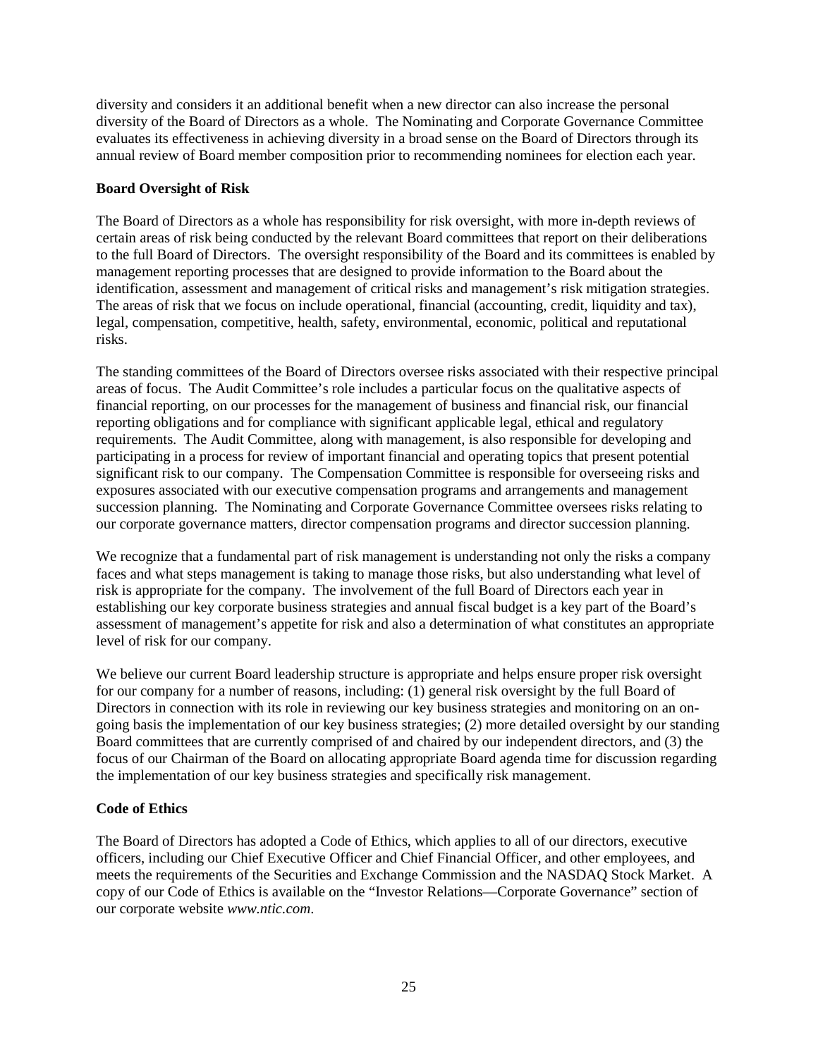diversity and considers it an additional benefit when a new director can also increase the personal diversity of the Board of Directors as a whole. The Nominating and Corporate Governance Committee evaluates its effectiveness in achieving diversity in a broad sense on the Board of Directors through its annual review of Board member composition prior to recommending nominees for election each year.

**Board Oversight of Risk**

The Board of Directors as a whole has responsibility for risk oversight, with more in-depth reviews of certain areas of risk being conducted by the relevant Board committees that report on their deliberations to the full Board of Directors. The oversight responsibility of the Board and its committees is enabled by management reporting processes that are designed to provide information to the Board about the identification, assessment and management of critical risks and management's risk mitigation strategies. The areas of risk that we focus on include operational, financial (accounting, credit, liquidity and tax), legal, compensation, competitive, health, safety, environmental, economic, political and reputational risks.

The standing committees of the Board of Directors oversee risks associated with their respective principal areas of focus. The Audit Committee's role includes a particular focus on the qualitative aspects of financial reporting, on our processes for the management of business and financial risk, our financial reporting obligations and for compliance with significant applicable legal, ethical and regulatory requirements. The Audit Committee, along with management, is also responsible for developing and participating in a process for review of important financial and operating topics that present potential significant risk to our company. The Compensation Committee is responsible for overseeing risks and exposures associated with our executive compensation programs and arrangements and management succession planning. The Nominating and Corporate Governance Committee oversees risks relating to our corporate governance matters, director compensation programs and director succession planning.

We recognize that a fundamental part of risk management is understanding not only the risks a company faces and what steps management is taking to manage those risks, but also understanding what level of risk is appropriate for the company. The involvement of the full Board of Directors each year in establishing our key corporate business strategies and annual fiscal budget is a key part of the Board's assessment of management's appetite for risk and also a determination of what constitutes an appropriate level of risk for our company.

We believe our current Board leadership structure is appropriate and helps ensure proper risk oversight for our company for a number of reasons, including: (1) general risk oversight by the full Board of Directors in connection with its role in reviewing our key business strategies and monitoring on an on-going basis the implementation of our key business strategies; (2) more detailed oversight by our standing Board committees that are currently comprised of and chaired by our independent directors, and (3) the focus of our Chairman of the Board on allocating appropriate Board agenda time for discussion regarding the implementation of our key business strategies and specifically risk management.

**Code of Ethics**

The Board of Directors has adopted a Code of Ethics, which applies to all of our directors, executive officers, including our Chief Executive Officer and Chief Financial Officer, and other employees, and meets the requirements of the Securities and Exchange Commission and the NASDAQ Stock Market. A copy of our Code of Ethics is available on the "Investor Relations—Corporate Governance" section of our corporate website *www.ntic.com*.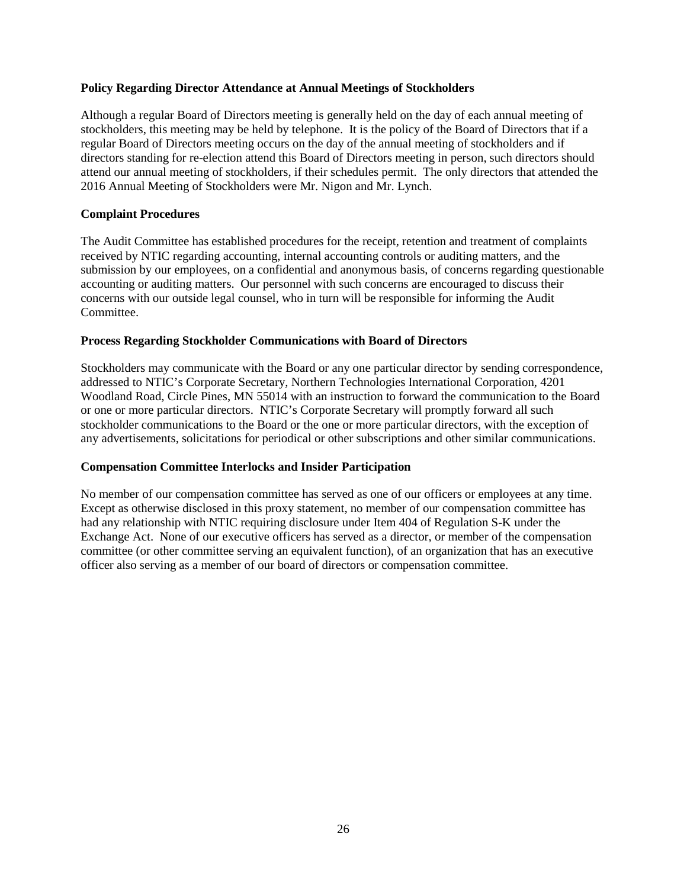**Policy Regarding Director Attendance at Annual Meetings of Stockholders**

Although a regular Board of Directors meeting is generally held on the day of each annual meeting of stockholders, this meeting may be held by telephone. It is the policy of the Board of Directors that if a regular Board of Directors meeting occurs on the day of the annual meeting of stockholders and if directors standing for re-election attend this Board of Directors meeting in person, such directors should attend our annual meeting of stockholders, if their schedules permit. The only directors that attended the 2016 Annual Meeting of Stockholders were Mr. Nigon and Mr. Lynch.

**Complaint Procedures**

The Audit Committee has established procedures for the receipt, retention and treatment of complaints received by NTIC regarding accounting, internal accounting controls or auditing matters, and the submission by our employees, on a confidential and anonymous basis, of concerns regarding questionable accounting or auditing matters. Our personnel with such concerns are encouraged to discuss their concerns with our outside legal counsel, who in turn will be responsible for informing the Audit Committee.

**Process Regarding Stockholder Communications with Board of Directors**

Stockholders may communicate with the Board or any one particular director by sending correspondence, addressed to NTIC's Corporate Secretary, Northern Technologies International Corporation, 4201 Woodland Road, Circle Pines, MN 55014 with an instruction to forward the communication to the Board or one or more particular directors. NTIC's Corporate Secretary will promptly forward all such stockholder communications to the Board or the one or more particular directors, with the exception of any advertisements, solicitations for periodical or other subscriptions and other similar communications.

**Compensation Committee Interlocks and Insider Participation**

No member of our compensation committee has served as one of our officers or employees at any time. Except as otherwise disclosed in this proxy statement, no member of our compensation committee has had any relationship with NTIC requiring disclosure under Item 404 of Regulation S-K under the Exchange Act. None of our executive officers has served as a director, or member of the compensation committee (or other committee serving an equivalent function), of an organization that has an executive officer also serving as a member of our board of directors or compensation committee.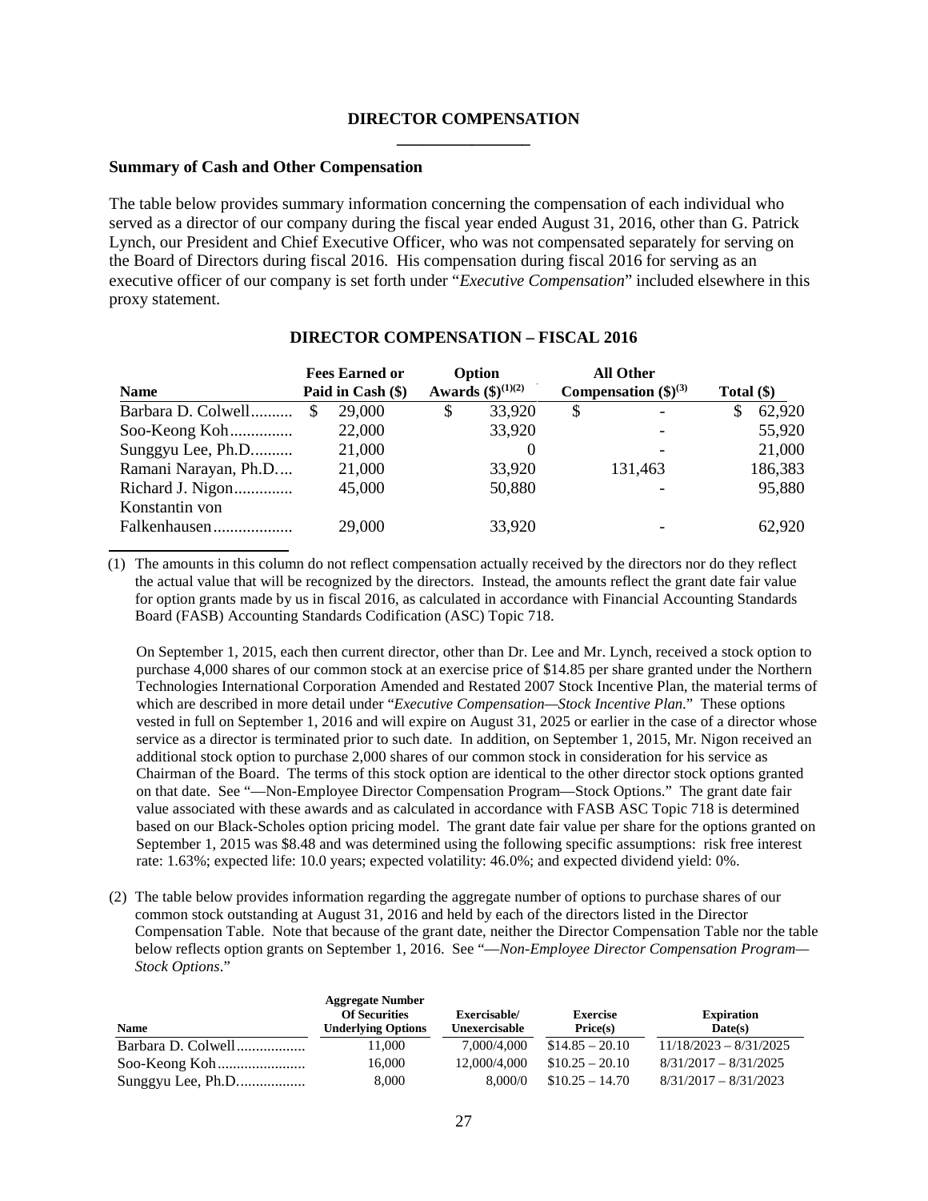## DIRECTOR COMPENSATION

### Summary of Cash and Other Compensation

The table below provides summary information concerning the compensation of each individual who served as a director of our company during the fiscal year ended August 31, 2016, other than G. Patrick Lynch, our President and Chief Executive Officer, who was not compensated separately for serving on the Board of Directors during fiscal 2016. His compensation during fiscal 2016 for serving as an executive officer of our company is set forth under "*Executive Compensation*" included elsewhere in this proxy statement.

**DIRECTOR COMPENSATION – FISCAL 2016**

| Name | Fees Earned or Paid in Cash ($) | Option Awards ($)(1)(2) | All Other Compensation ($)(3) | Total ($) |
|---|---|---|---|---|
| Barbara D. Colwell | $ 29,000 | $ 33,920 | $ - | $ 62,920 |
| Soo-Keong Koh | 22,000 | 33,920 | - | 55,920 |
| Sunggyu Lee, Ph.D. | 21,000 | 0 | - | 21,000 |
| Ramani Narayan, Ph.D. | 21,000 | 33,920 | 131,463 | 186,383 |
| Richard J. Nigon | 45,000 | 50,880 | - | 95,880 |
| Konstantin von Falkenhausen | 29,000 | 33,920 | - | 62,920 |

(1) The amounts in this column do not reflect compensation actually received by the directors nor do they reflect the actual value that will be recognized by the directors. Instead, the amounts reflect the grant date fair value for option grants made by us in fiscal 2016, as calculated in accordance with Financial Accounting Standards Board (FASB) Accounting Standards Codification (ASC) Topic 718.

On September 1, 2015, each then current director, other than Dr. Lee and Mr. Lynch, received a stock option to purchase 4,000 shares of our common stock at an exercise price of $14.85 per share granted under the Northern Technologies International Corporation Amended and Restated 2007 Stock Incentive Plan, the material terms of which are described in more detail under "*Executive Compensation—Stock Incentive Plan.*" These options vested in full on September 1, 2016 and will expire on August 31, 2025 or earlier in the case of a director whose service as a director is terminated prior to such date. In addition, on September 1, 2015, Mr. Nigon received an additional stock option to purchase 2,000 shares of our common stock in consideration for his service as Chairman of the Board. The terms of this stock option are identical to the other director stock options granted on that date. See "—Non-Employee Director Compensation Program—Stock Options." The grant date fair value associated with these awards and as calculated in accordance with FASB ASC Topic 718 is determined based on our Black-Scholes option pricing model. The grant date fair value per share for the options granted on September 1, 2015 was $8.48 and was determined using the following specific assumptions: risk free interest rate: 1.63%; expected life: 10.0 years; expected volatility: 46.0%; and expected dividend yield: 0%.

(2) The table below provides information regarding the aggregate number of options to purchase shares of our common stock outstanding at August 31, 2016 and held by each of the directors listed in the Director Compensation Table. Note that because of the grant date, neither the Director Compensation Table nor the table below reflects option grants on September 1, 2016. See "*—Non-Employee Director Compensation Program—Stock Options*."

| Name | Aggregate Number Of Securities Underlying Options | Exercisable/ Unexercisable | Exercise Price(s) | Expiration Date(s) |
|---|---|---|---|---|
| Barbara D. Colwell | 11,000 | 7,000/4,000 | $14.85 – 20.10 | 11/18/2023 – 8/31/2025 |
| Soo-Keong Koh | 16,000 | 12,000/4,000 | $10.25 – 20.10 | 8/31/2017 – 8/31/2025 |
| Sunggyu Lee, Ph.D. | 8,000 | 8,000/0 | $10.25 – 14.70 | 8/31/2017 – 8/31/2023 |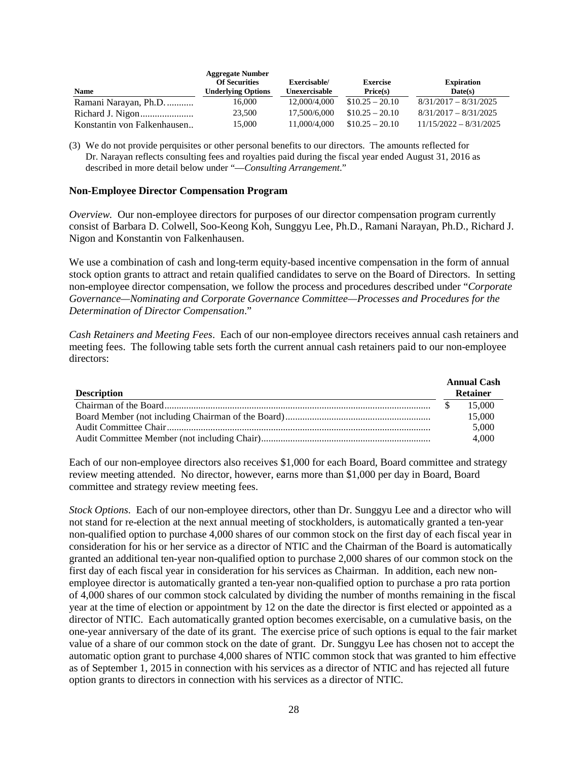| Name | Aggregate Number Of Securities Underlying Options | Exercisable/ Unexercisable | Exercise Price(s) | Expiration Date(s) |
|---|---|---|---|---|
| Ramani Narayan, Ph.D. | 16,000 | 12,000/4,000 | $10.25 – 20.10 | 8/31/2017 – 8/31/2025 |
| Richard J. Nigon | 23,500 | 17,500/6,000 | $10.25 – 20.10 | 8/31/2017 – 8/31/2025 |
| Konstantin von Falkenhausen | 15,000 | 11,000/4,000 | $10.25 – 20.10 | 11/15/2022 – 8/31/2025 |

(3) We do not provide perquisites or other personal benefits to our directors. The amounts reflected for Dr. Narayan reflects consulting fees and royalties paid during the fiscal year ended August 31, 2016 as described in more detail below under "—*Consulting Arrangement*."

### Non-Employee Director Compensation Program

*Overview.* Our non-employee directors for purposes of our director compensation program currently consist of Barbara D. Colwell, Soo-Keong Koh, Sunggyu Lee, Ph.D., Ramani Narayan, Ph.D., Richard J. Nigon and Konstantin von Falkenhausen.

We use a combination of cash and long-term equity-based incentive compensation in the form of annual stock option grants to attract and retain qualified candidates to serve on the Board of Directors. In setting non-employee director compensation, we follow the process and procedures described under "*Corporate Governance—Nominating and Corporate Governance Committee—Processes and Procedures for the Determination of Director Compensation*."

*Cash Retainers and Meeting Fees*. Each of our non-employee directors receives annual cash retainers and meeting fees. The following table sets forth the current annual cash retainers paid to our non-employee directors:

| Description | Annual Cash Retainer |
|---|---|
| Chairman of the Board | $ 15,000 |
| Board Member (not including Chairman of the Board) | 15,000 |
| Audit Committee Chair | 5,000 |
| Audit Committee Member (not including Chair) | 4,000 |

Each of our non-employee directors also receives $1,000 for each Board, Board committee and strategy review meeting attended. No director, however, earns more than $1,000 per day in Board, Board committee and strategy review meeting fees.

*Stock Options*. Each of our non-employee directors, other than Dr. Sunggyu Lee and a director who will not stand for re-election at the next annual meeting of stockholders, is automatically granted a ten-year non-qualified option to purchase 4,000 shares of our common stock on the first day of each fiscal year in consideration for his or her service as a director of NTIC and the Chairman of the Board is automatically granted an additional ten-year non-qualified option to purchase 2,000 shares of our common stock on the first day of each fiscal year in consideration for his services as Chairman. In addition, each new non-employee director is automatically granted a ten-year non-qualified option to purchase a pro rata portion of 4,000 shares of our common stock calculated by dividing the number of months remaining in the fiscal year at the time of election or appointment by 12 on the date the director is first elected or appointed as a director of NTIC. Each automatically granted option becomes exercisable, on a cumulative basis, on the one-year anniversary of the date of its grant. The exercise price of such options is equal to the fair market value of a share of our common stock on the date of grant. Dr. Sunggyu Lee has chosen not to accept the automatic option grant to purchase 4,000 shares of NTIC common stock that was granted to him effective as of September 1, 2015 in connection with his services as a director of NTIC and has rejected all future option grants to directors in connection with his services as a director of NTIC.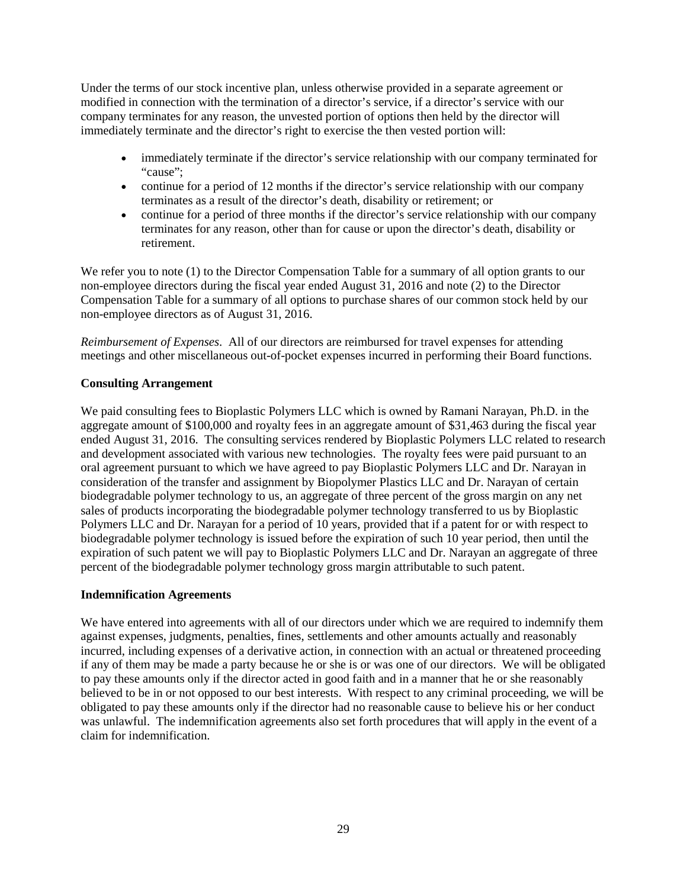Under the terms of our stock incentive plan, unless otherwise provided in a separate agreement or modified in connection with the termination of a director's service, if a director's service with our company terminates for any reason, the unvested portion of options then held by the director will immediately terminate and the director's right to exercise the then vested portion will:

- immediately terminate if the director's service relationship with our company terminated for "cause";
- continue for a period of 12 months if the director's service relationship with our company terminates as a result of the director's death, disability or retirement; or
- continue for a period of three months if the director's service relationship with our company terminates for any reason, other than for cause or upon the director's death, disability or retirement.

We refer you to note (1) to the Director Compensation Table for a summary of all option grants to our non-employee directors during the fiscal year ended August 31, 2016 and note (2) to the Director Compensation Table for a summary of all options to purchase shares of our common stock held by our non-employee directors as of August 31, 2016.

*Reimbursement of Expenses*. All of our directors are reimbursed for travel expenses for attending meetings and other miscellaneous out-of-pocket expenses incurred in performing their Board functions.

**Consulting Arrangement**

We paid consulting fees to Bioplastic Polymers LLC which is owned by Ramani Narayan, Ph.D. in the aggregate amount of $100,000 and royalty fees in an aggregate amount of $31,463 during the fiscal year ended August 31, 2016. The consulting services rendered by Bioplastic Polymers LLC related to research and development associated with various new technologies. The royalty fees were paid pursuant to an oral agreement pursuant to which we have agreed to pay Bioplastic Polymers LLC and Dr. Narayan in consideration of the transfer and assignment by Biopolymer Plastics LLC and Dr. Narayan of certain biodegradable polymer technology to us, an aggregate of three percent of the gross margin on any net sales of products incorporating the biodegradable polymer technology transferred to us by Bioplastic Polymers LLC and Dr. Narayan for a period of 10 years, provided that if a patent for or with respect to biodegradable polymer technology is issued before the expiration of such 10 year period, then until the expiration of such patent we will pay to Bioplastic Polymers LLC and Dr. Narayan an aggregate of three percent of the biodegradable polymer technology gross margin attributable to such patent.

**Indemnification Agreements**

We have entered into agreements with all of our directors under which we are required to indemnify them against expenses, judgments, penalties, fines, settlements and other amounts actually and reasonably incurred, including expenses of a derivative action, in connection with an actual or threatened proceeding if any of them may be made a party because he or she is or was one of our directors. We will be obligated to pay these amounts only if the director acted in good faith and in a manner that he or she reasonably believed to be in or not opposed to our best interests. With respect to any criminal proceeding, we will be obligated to pay these amounts only if the director had no reasonable cause to believe his or her conduct was unlawful. The indemnification agreements also set forth procedures that will apply in the event of a claim for indemnification.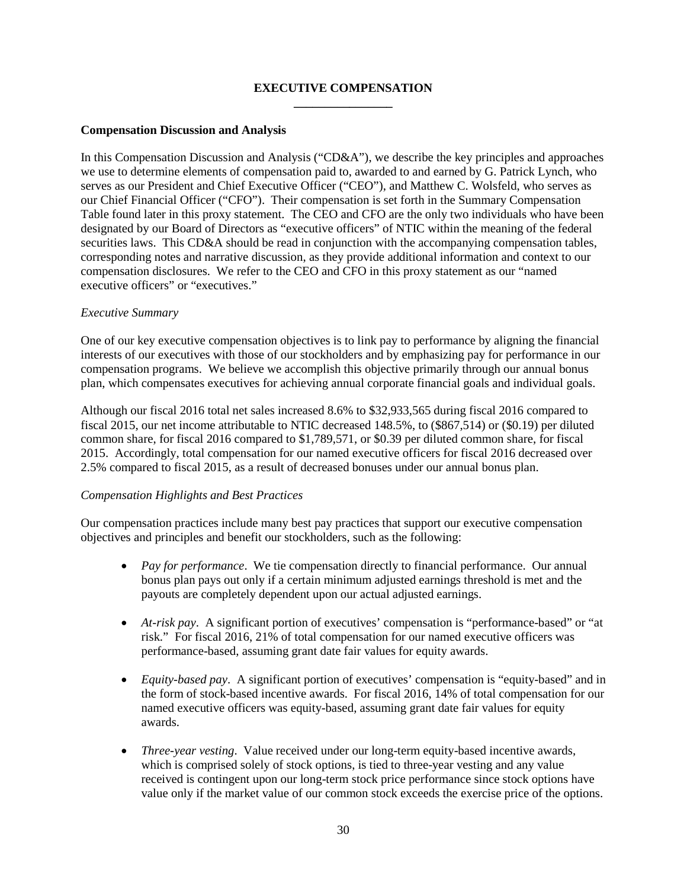# EXECUTIVE COMPENSATION

## Compensation Discussion and Analysis

In this Compensation Discussion and Analysis ("CD&A"), we describe the key principles and approaches we use to determine elements of compensation paid to, awarded to and earned by G. Patrick Lynch, who serves as our President and Chief Executive Officer ("CEO"), and Matthew C. Wolsfeld, who serves as our Chief Financial Officer ("CFO"). Their compensation is set forth in the Summary Compensation Table found later in this proxy statement. The CEO and CFO are the only two individuals who have been designated by our Board of Directors as "executive officers" of NTIC within the meaning of the federal securities laws. This CD&A should be read in conjunction with the accompanying compensation tables, corresponding notes and narrative discussion, as they provide additional information and context to our compensation disclosures. We refer to the CEO and CFO in this proxy statement as our "named executive officers" or "executives."

*Executive Summary*

One of our key executive compensation objectives is to link pay to performance by aligning the financial interests of our executives with those of our stockholders and by emphasizing pay for performance in our compensation programs. We believe we accomplish this objective primarily through our annual bonus plan, which compensates executives for achieving annual corporate financial goals and individual goals.

Although our fiscal 2016 total net sales increased 8.6% to $32,933,565 during fiscal 2016 compared to fiscal 2015, our net income attributable to NTIC decreased 148.5%, to ($867,514) or ($0.19) per diluted common share, for fiscal 2016 compared to $1,789,571, or $0.39 per diluted common share, for fiscal 2015. Accordingly, total compensation for our named executive officers for fiscal 2016 decreased over 2.5% compared to fiscal 2015, as a result of decreased bonuses under our annual bonus plan.

*Compensation Highlights and Best Practices*

Our compensation practices include many best pay practices that support our executive compensation objectives and principles and benefit our stockholders, such as the following:

- *Pay for performance*. We tie compensation directly to financial performance. Our annual bonus plan pays out only if a certain minimum adjusted earnings threshold is met and the payouts are completely dependent upon our actual adjusted earnings.

- *At-risk pay*. A significant portion of executives' compensation is "performance-based" or "at risk." For fiscal 2016, 21% of total compensation for our named executive officers was performance-based, assuming grant date fair values for equity awards.

- *Equity-based pay*. A significant portion of executives' compensation is "equity-based" and in the form of stock-based incentive awards. For fiscal 2016, 14% of total compensation for our named executive officers was equity-based, assuming grant date fair values for equity awards.

- *Three-year vesting*. Value received under our long-term equity-based incentive awards, which is comprised solely of stock options, is tied to three-year vesting and any value received is contingent upon our long-term stock price performance since stock options have value only if the market value of our common stock exceeds the exercise price of the options.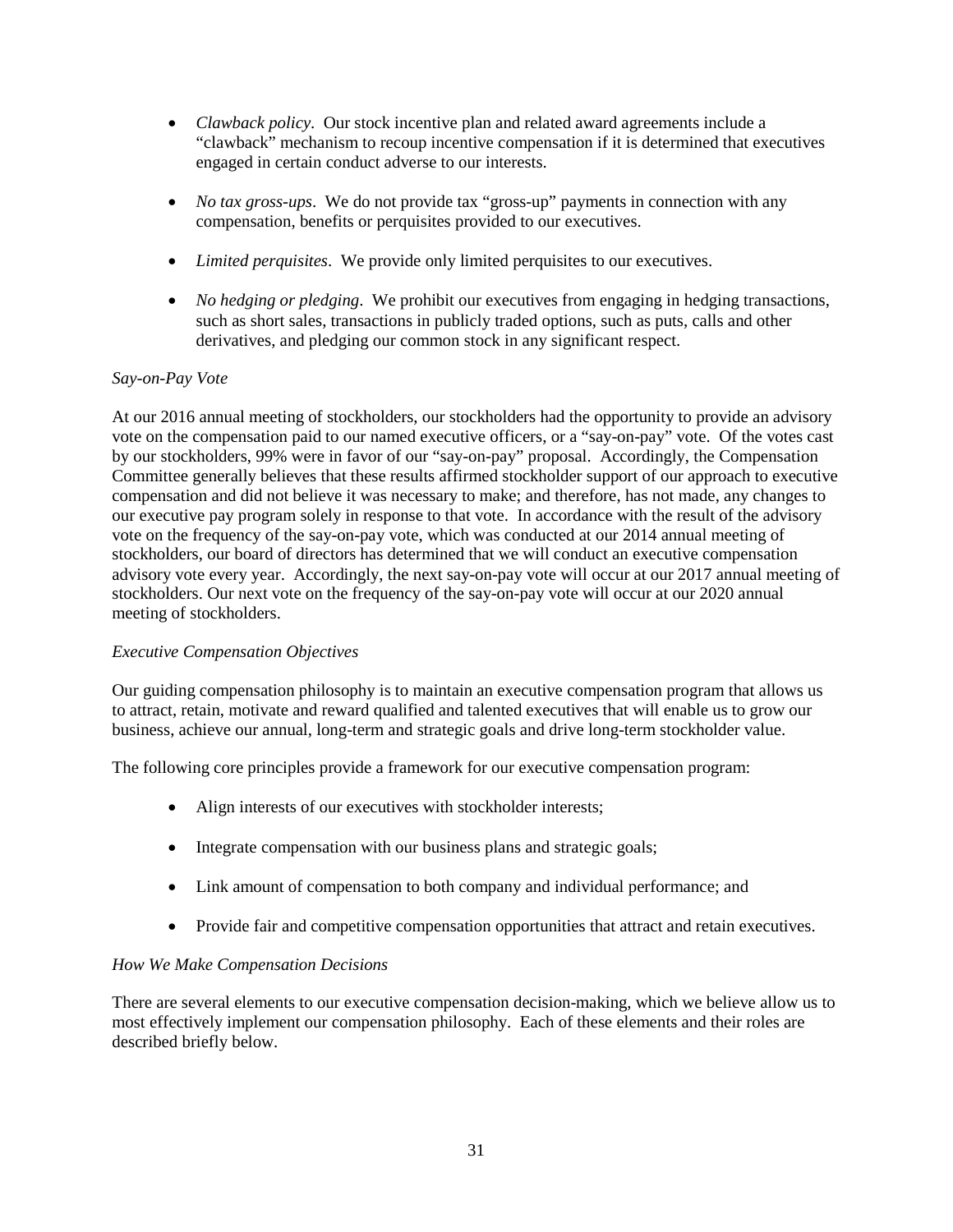- *Clawback policy*. Our stock incentive plan and related award agreements include a "clawback" mechanism to recoup incentive compensation if it is determined that executives engaged in certain conduct adverse to our interests.
- *No tax gross-ups*. We do not provide tax "gross-up" payments in connection with any compensation, benefits or perquisites provided to our executives.
- *Limited perquisites*. We provide only limited perquisites to our executives.
- *No hedging or pledging*. We prohibit our executives from engaging in hedging transactions, such as short sales, transactions in publicly traded options, such as puts, calls and other derivatives, and pledging our common stock in any significant respect.

*Say-on-Pay Vote*

At our 2016 annual meeting of stockholders, our stockholders had the opportunity to provide an advisory vote on the compensation paid to our named executive officers, or a "say-on-pay" vote. Of the votes cast by our stockholders, 99% were in favor of our "say-on-pay" proposal. Accordingly, the Compensation Committee generally believes that these results affirmed stockholder support of our approach to executive compensation and did not believe it was necessary to make; and therefore, has not made, any changes to our executive pay program solely in response to that vote. In accordance with the result of the advisory vote on the frequency of the say-on-pay vote, which was conducted at our 2014 annual meeting of stockholders, our board of directors has determined that we will conduct an executive compensation advisory vote every year. Accordingly, the next say-on-pay vote will occur at our 2017 annual meeting of stockholders. Our next vote on the frequency of the say-on-pay vote will occur at our 2020 annual meeting of stockholders.

*Executive Compensation Objectives*

Our guiding compensation philosophy is to maintain an executive compensation program that allows us to attract, retain, motivate and reward qualified and talented executives that will enable us to grow our business, achieve our annual, long-term and strategic goals and drive long-term stockholder value.

The following core principles provide a framework for our executive compensation program:

- Align interests of our executives with stockholder interests;
- Integrate compensation with our business plans and strategic goals;
- Link amount of compensation to both company and individual performance; and
- Provide fair and competitive compensation opportunities that attract and retain executives.

*How We Make Compensation Decisions*

There are several elements to our executive compensation decision-making, which we believe allow us to most effectively implement our compensation philosophy. Each of these elements and their roles are described briefly below.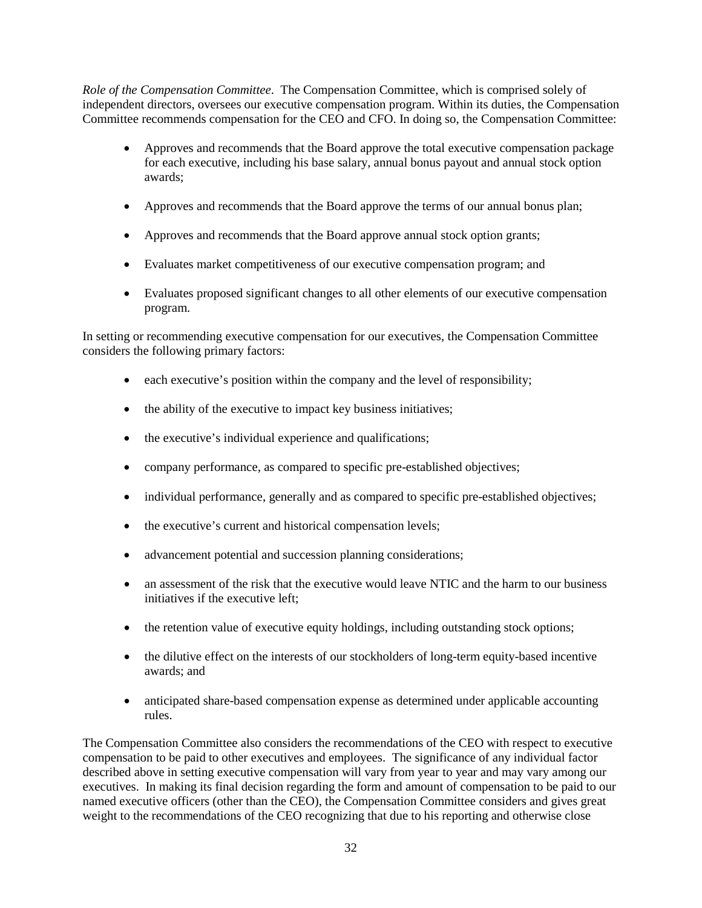*Role of the Compensation Committee*. The Compensation Committee, which is comprised solely of independent directors, oversees our executive compensation program. Within its duties, the Compensation Committee recommends compensation for the CEO and CFO. In doing so, the Compensation Committee:

- Approves and recommends that the Board approve the total executive compensation package for each executive, including his base salary, annual bonus payout and annual stock option awards;
- Approves and recommends that the Board approve the terms of our annual bonus plan;
- Approves and recommends that the Board approve annual stock option grants;
- Evaluates market competitiveness of our executive compensation program; and
- Evaluates proposed significant changes to all other elements of our executive compensation program.

In setting or recommending executive compensation for our executives, the Compensation Committee considers the following primary factors:

- each executive's position within the company and the level of responsibility;
- the ability of the executive to impact key business initiatives;
- the executive's individual experience and qualifications;
- company performance, as compared to specific pre-established objectives;
- individual performance, generally and as compared to specific pre-established objectives;
- the executive's current and historical compensation levels;
- advancement potential and succession planning considerations;
- an assessment of the risk that the executive would leave NTIC and the harm to our business initiatives if the executive left;
- the retention value of executive equity holdings, including outstanding stock options;
- the dilutive effect on the interests of our stockholders of long-term equity-based incentive awards; and
- anticipated share-based compensation expense as determined under applicable accounting rules.

The Compensation Committee also considers the recommendations of the CEO with respect to executive compensation to be paid to other executives and employees. The significance of any individual factor described above in setting executive compensation will vary from year to year and may vary among our executives. In making its final decision regarding the form and amount of compensation to be paid to our named executive officers (other than the CEO), the Compensation Committee considers and gives great weight to the recommendations of the CEO recognizing that due to his reporting and otherwise close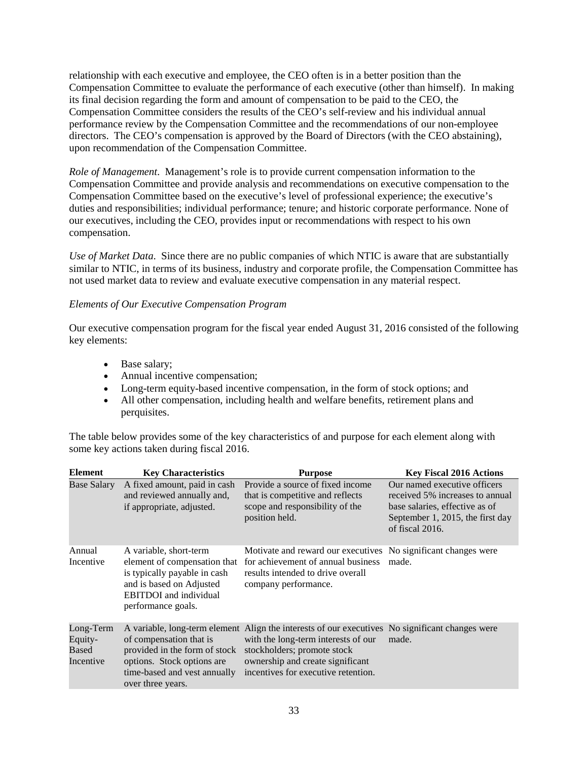relationship with each executive and employee, the CEO often is in a better position than the Compensation Committee to evaluate the performance of each executive (other than himself). In making its final decision regarding the form and amount of compensation to be paid to the CEO, the Compensation Committee considers the results of the CEO's self-review and his individual annual performance review by the Compensation Committee and the recommendations of our non-employee directors. The CEO's compensation is approved by the Board of Directors (with the CEO abstaining), upon recommendation of the Compensation Committee.

*Role of Management.* Management's role is to provide current compensation information to the Compensation Committee and provide analysis and recommendations on executive compensation to the Compensation Committee based on the executive's level of professional experience; the executive's duties and responsibilities; individual performance; tenure; and historic corporate performance. None of our executives, including the CEO, provides input or recommendations with respect to his own compensation.

*Use of Market Data.* Since there are no public companies of which NTIC is aware that are substantially similar to NTIC, in terms of its business, industry and corporate profile, the Compensation Committee has not used market data to review and evaluate executive compensation in any material respect.

*Elements of Our Executive Compensation Program*

Our executive compensation program for the fiscal year ended August 31, 2016 consisted of the following key elements:

- Base salary;
- Annual incentive compensation;
- Long-term equity-based incentive compensation, in the form of stock options; and
- All other compensation, including health and welfare benefits, retirement plans and perquisites.

The table below provides some of the key characteristics of and purpose for each element along with some key actions taken during fiscal 2016.

| Element | Key Characteristics | Purpose | Key Fiscal 2016 Actions |
|---|---|---|---|
| Base Salary | A fixed amount, paid in cash and reviewed annually and, if appropriate, adjusted. | Provide a source of fixed income that is competitive and reflects scope and responsibility of the position held. | Our named executive officers received 5% increases to annual base salaries, effective as of September 1, 2015, the first day of fiscal 2016. |
| Annual Incentive | A variable, short-term element of compensation that is typically payable in cash and is based on Adjusted EBITDOI and individual performance goals. | Motivate and reward our executives for achievement of annual business results intended to drive overall company performance. | No significant changes were made. |
| Long-Term Equity-Based Incentive | A variable, long-term element of compensation that is provided in the form of stock options. Stock options are time-based and vest annually over three years. | Align the interests of our executives with the long-term interests of our stockholders; promote stock ownership and create significant incentives for executive retention. | No significant changes were made. |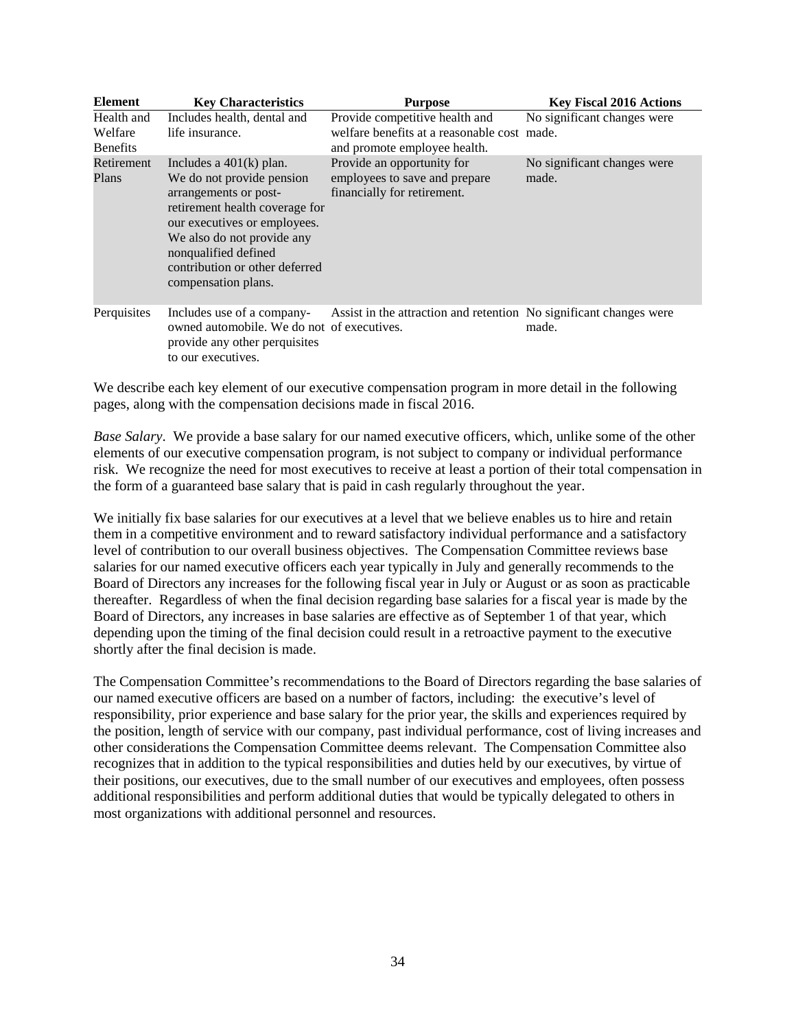| Element | Key Characteristics | Purpose | Key Fiscal 2016 Actions |
|---|---|---|---|
| Health and Welfare Benefits | Includes health, dental and life insurance. | Provide competitive health and welfare benefits at a reasonable cost and promote employee health. | No significant changes were made. |
| Retirement Plans | Includes a 401(k) plan. We do not provide pension arrangements or post-retirement health coverage for our executives or employees. We also do not provide any nonqualified defined contribution or other deferred compensation plans. | Provide an opportunity for employees to save and prepare financially for retirement. | No significant changes were made. |
| Perquisites | Includes use of a company-owned automobile. We do not provide any other perquisites to our executives. | Assist in the attraction and retention of executives. | No significant changes were made. |

We describe each key element of our executive compensation program in more detail in the following pages, along with the compensation decisions made in fiscal 2016.

*Base Salary*. We provide a base salary for our named executive officers, which, unlike some of the other elements of our executive compensation program, is not subject to company or individual performance risk. We recognize the need for most executives to receive at least a portion of their total compensation in the form of a guaranteed base salary that is paid in cash regularly throughout the year.

We initially fix base salaries for our executives at a level that we believe enables us to hire and retain them in a competitive environment and to reward satisfactory individual performance and a satisfactory level of contribution to our overall business objectives. The Compensation Committee reviews base salaries for our named executive officers each year typically in July and generally recommends to the Board of Directors any increases for the following fiscal year in July or August or as soon as practicable thereafter. Regardless of when the final decision regarding base salaries for a fiscal year is made by the Board of Directors, any increases in base salaries are effective as of September 1 of that year, which depending upon the timing of the final decision could result in a retroactive payment to the executive shortly after the final decision is made.

The Compensation Committee's recommendations to the Board of Directors regarding the base salaries of our named executive officers are based on a number of factors, including: the executive's level of responsibility, prior experience and base salary for the prior year, the skills and experiences required by the position, length of service with our company, past individual performance, cost of living increases and other considerations the Compensation Committee deems relevant. The Compensation Committee also recognizes that in addition to the typical responsibilities and duties held by our executives, by virtue of their positions, our executives, due to the small number of our executives and employees, often possess additional responsibilities and perform additional duties that would be typically delegated to others in most organizations with additional personnel and resources.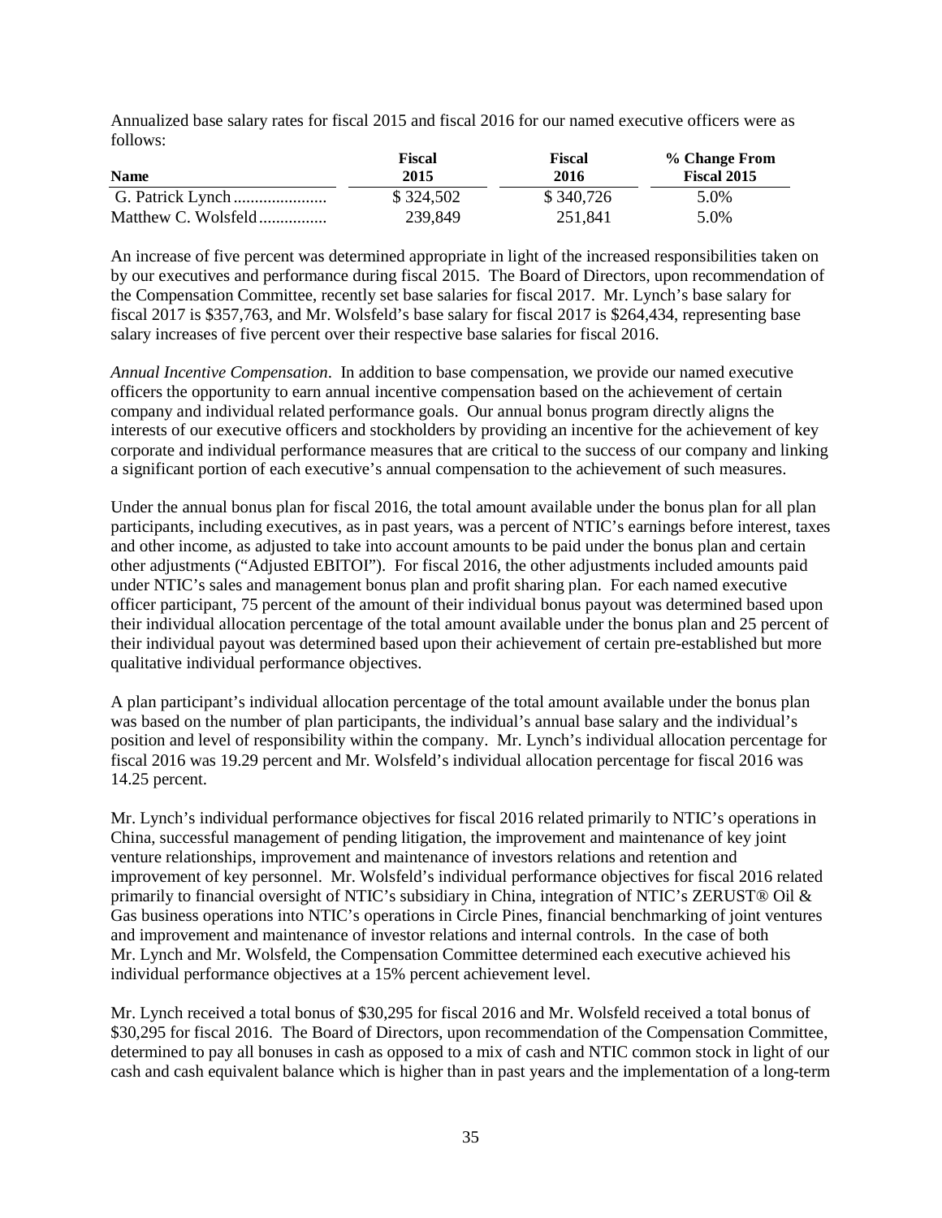Annualized base salary rates for fiscal 2015 and fiscal 2016 for our named executive officers were as follows:

| Name | Fiscal 2015 | Fiscal 2016 | % Change From Fiscal 2015 |
|---|---|---|---|
| G. Patrick Lynch | $ 324,502 | $ 340,726 | 5.0% |
| Matthew C. Wolsfeld | 239,849 | 251,841 | 5.0% |

An increase of five percent was determined appropriate in light of the increased responsibilities taken on by our executives and performance during fiscal 2015. The Board of Directors, upon recommendation of the Compensation Committee, recently set base salaries for fiscal 2017. Mr. Lynch's base salary for fiscal 2017 is $357,763, and Mr. Wolsfeld's base salary for fiscal 2017 is $264,434, representing base salary increases of five percent over their respective base salaries for fiscal 2016.

*Annual Incentive Compensation*. In addition to base compensation, we provide our named executive officers the opportunity to earn annual incentive compensation based on the achievement of certain company and individual related performance goals. Our annual bonus program directly aligns the interests of our executive officers and stockholders by providing an incentive for the achievement of key corporate and individual performance measures that are critical to the success of our company and linking a significant portion of each executive's annual compensation to the achievement of such measures.

Under the annual bonus plan for fiscal 2016, the total amount available under the bonus plan for all plan participants, including executives, as in past years, was a percent of NTIC's earnings before interest, taxes and other income, as adjusted to take into account amounts to be paid under the bonus plan and certain other adjustments ("Adjusted EBITOI"). For fiscal 2016, the other adjustments included amounts paid under NTIC's sales and management bonus plan and profit sharing plan. For each named executive officer participant, 75 percent of the amount of their individual bonus payout was determined based upon their individual allocation percentage of the total amount available under the bonus plan and 25 percent of their individual payout was determined based upon their achievement of certain pre-established but more qualitative individual performance objectives.

A plan participant's individual allocation percentage of the total amount available under the bonus plan was based on the number of plan participants, the individual's annual base salary and the individual's position and level of responsibility within the company. Mr. Lynch's individual allocation percentage for fiscal 2016 was 19.29 percent and Mr. Wolsfeld's individual allocation percentage for fiscal 2016 was 14.25 percent.

Mr. Lynch's individual performance objectives for fiscal 2016 related primarily to NTIC's operations in China, successful management of pending litigation, the improvement and maintenance of key joint venture relationships, improvement and maintenance of investors relations and retention and improvement of key personnel. Mr. Wolsfeld's individual performance objectives for fiscal 2016 related primarily to financial oversight of NTIC's subsidiary in China, integration of NTIC's ZERUST® Oil & Gas business operations into NTIC's operations in Circle Pines, financial benchmarking of joint ventures and improvement and maintenance of investor relations and internal controls. In the case of both Mr. Lynch and Mr. Wolsfeld, the Compensation Committee determined each executive achieved his individual performance objectives at a 15% percent achievement level.

Mr. Lynch received a total bonus of $30,295 for fiscal 2016 and Mr. Wolsfeld received a total bonus of $30,295 for fiscal 2016. The Board of Directors, upon recommendation of the Compensation Committee, determined to pay all bonuses in cash as opposed to a mix of cash and NTIC common stock in light of our cash and cash equivalent balance which is higher than in past years and the implementation of a long-term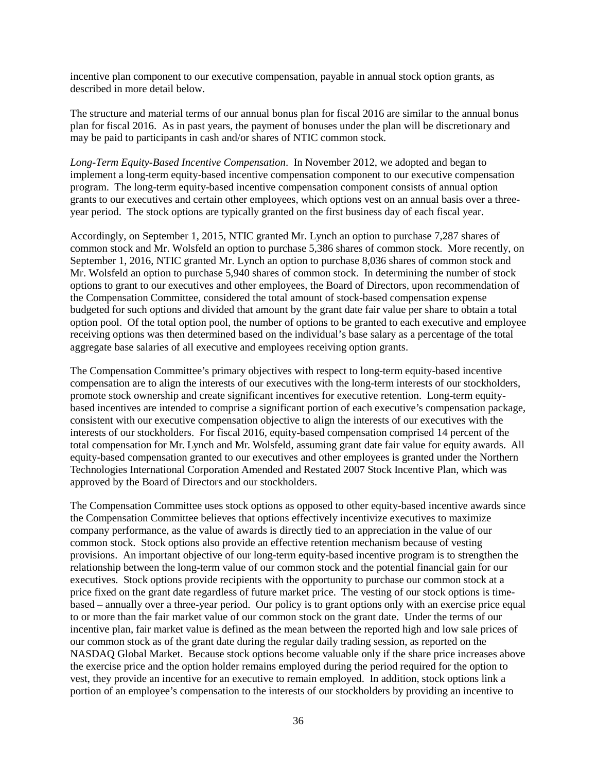incentive plan component to our executive compensation, payable in annual stock option grants, as described in more detail below.

The structure and material terms of our annual bonus plan for fiscal 2016 are similar to the annual bonus plan for fiscal 2016. As in past years, the payment of bonuses under the plan will be discretionary and may be paid to participants in cash and/or shares of NTIC common stock.

*Long-Term Equity-Based Incentive Compensation*. In November 2012, we adopted and began to implement a long-term equity-based incentive compensation component to our executive compensation program. The long-term equity-based incentive compensation component consists of annual option grants to our executives and certain other employees, which options vest on an annual basis over a three-year period. The stock options are typically granted on the first business day of each fiscal year.

Accordingly, on September 1, 2015, NTIC granted Mr. Lynch an option to purchase 7,287 shares of common stock and Mr. Wolsfeld an option to purchase 5,386 shares of common stock. More recently, on September 1, 2016, NTIC granted Mr. Lynch an option to purchase 8,036 shares of common stock and Mr. Wolsfeld an option to purchase 5,940 shares of common stock. In determining the number of stock options to grant to our executives and other employees, the Board of Directors, upon recommendation of the Compensation Committee, considered the total amount of stock-based compensation expense budgeted for such options and divided that amount by the grant date fair value per share to obtain a total option pool. Of the total option pool, the number of options to be granted to each executive and employee receiving options was then determined based on the individual's base salary as a percentage of the total aggregate base salaries of all executive and employees receiving option grants.

The Compensation Committee's primary objectives with respect to long-term equity-based incentive compensation are to align the interests of our executives with the long-term interests of our stockholders, promote stock ownership and create significant incentives for executive retention. Long-term equity-based incentives are intended to comprise a significant portion of each executive's compensation package, consistent with our executive compensation objective to align the interests of our executives with the interests of our stockholders. For fiscal 2016, equity-based compensation comprised 14 percent of the total compensation for Mr. Lynch and Mr. Wolsfeld, assuming grant date fair value for equity awards. All equity-based compensation granted to our executives and other employees is granted under the Northern Technologies International Corporation Amended and Restated 2007 Stock Incentive Plan, which was approved by the Board of Directors and our stockholders.

The Compensation Committee uses stock options as opposed to other equity-based incentive awards since the Compensation Committee believes that options effectively incentivize executives to maximize company performance, as the value of awards is directly tied to an appreciation in the value of our common stock. Stock options also provide an effective retention mechanism because of vesting provisions. An important objective of our long-term equity-based incentive program is to strengthen the relationship between the long-term value of our common stock and the potential financial gain for our executives. Stock options provide recipients with the opportunity to purchase our common stock at a price fixed on the grant date regardless of future market price. The vesting of our stock options is time-based – annually over a three-year period. Our policy is to grant options only with an exercise price equal to or more than the fair market value of our common stock on the grant date. Under the terms of our incentive plan, fair market value is defined as the mean between the reported high and low sale prices of our common stock as of the grant date during the regular daily trading session, as reported on the NASDAQ Global Market. Because stock options become valuable only if the share price increases above the exercise price and the option holder remains employed during the period required for the option to vest, they provide an incentive for an executive to remain employed. In addition, stock options link a portion of an employee's compensation to the interests of our stockholders by providing an incentive to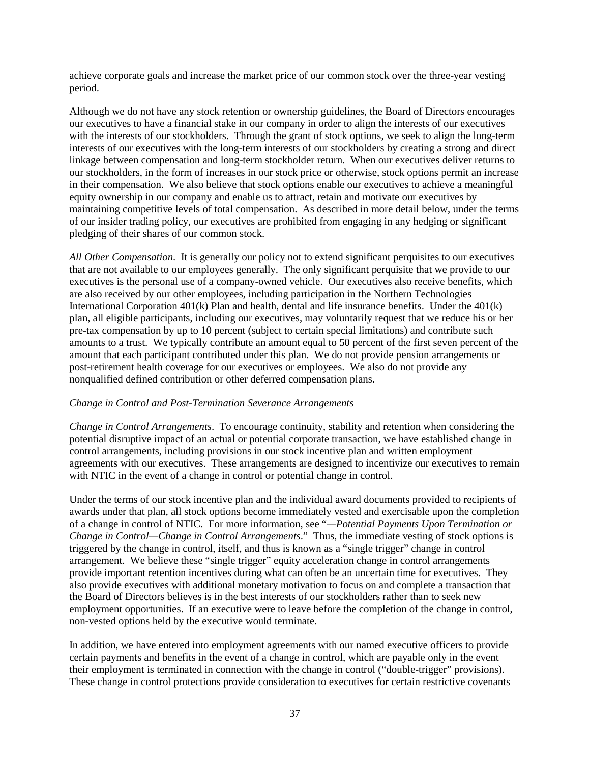achieve corporate goals and increase the market price of our common stock over the three-year vesting period.

Although we do not have any stock retention or ownership guidelines, the Board of Directors encourages our executives to have a financial stake in our company in order to align the interests of our executives with the interests of our stockholders. Through the grant of stock options, we seek to align the long-term interests of our executives with the long-term interests of our stockholders by creating a strong and direct linkage between compensation and long-term stockholder return. When our executives deliver returns to our stockholders, in the form of increases in our stock price or otherwise, stock options permit an increase in their compensation. We also believe that stock options enable our executives to achieve a meaningful equity ownership in our company and enable us to attract, retain and motivate our executives by maintaining competitive levels of total compensation. As described in more detail below, under the terms of our insider trading policy, our executives are prohibited from engaging in any hedging or significant pledging of their shares of our common stock.

*All Other Compensation*. It is generally our policy not to extend significant perquisites to our executives that are not available to our employees generally. The only significant perquisite that we provide to our executives is the personal use of a company-owned vehicle. Our executives also receive benefits, which are also received by our other employees, including participation in the Northern Technologies International Corporation 401(k) Plan and health, dental and life insurance benefits. Under the 401(k) plan, all eligible participants, including our executives, may voluntarily request that we reduce his or her pre-tax compensation by up to 10 percent (subject to certain special limitations) and contribute such amounts to a trust. We typically contribute an amount equal to 50 percent of the first seven percent of the amount that each participant contributed under this plan. We do not provide pension arrangements or post-retirement health coverage for our executives or employees. We also do not provide any nonqualified defined contribution or other deferred compensation plans.

*Change in Control and Post-Termination Severance Arrangements*

*Change in Control Arrangements*. To encourage continuity, stability and retention when considering the potential disruptive impact of an actual or potential corporate transaction, we have established change in control arrangements, including provisions in our stock incentive plan and written employment agreements with our executives. These arrangements are designed to incentivize our executives to remain with NTIC in the event of a change in control or potential change in control.

Under the terms of our stock incentive plan and the individual award documents provided to recipients of awards under that plan, all stock options become immediately vested and exercisable upon the completion of a change in control of NTIC. For more information, see "*—Potential Payments Upon Termination or Change in Control—Change in Control Arrangements*." Thus, the immediate vesting of stock options is triggered by the change in control, itself, and thus is known as a "single trigger" change in control arrangement. We believe these "single trigger" equity acceleration change in control arrangements provide important retention incentives during what can often be an uncertain time for executives. They also provide executives with additional monetary motivation to focus on and complete a transaction that the Board of Directors believes is in the best interests of our stockholders rather than to seek new employment opportunities. If an executive were to leave before the completion of the change in control, non-vested options held by the executive would terminate.

In addition, we have entered into employment agreements with our named executive officers to provide certain payments and benefits in the event of a change in control, which are payable only in the event their employment is terminated in connection with the change in control ("double-trigger" provisions). These change in control protections provide consideration to executives for certain restrictive covenants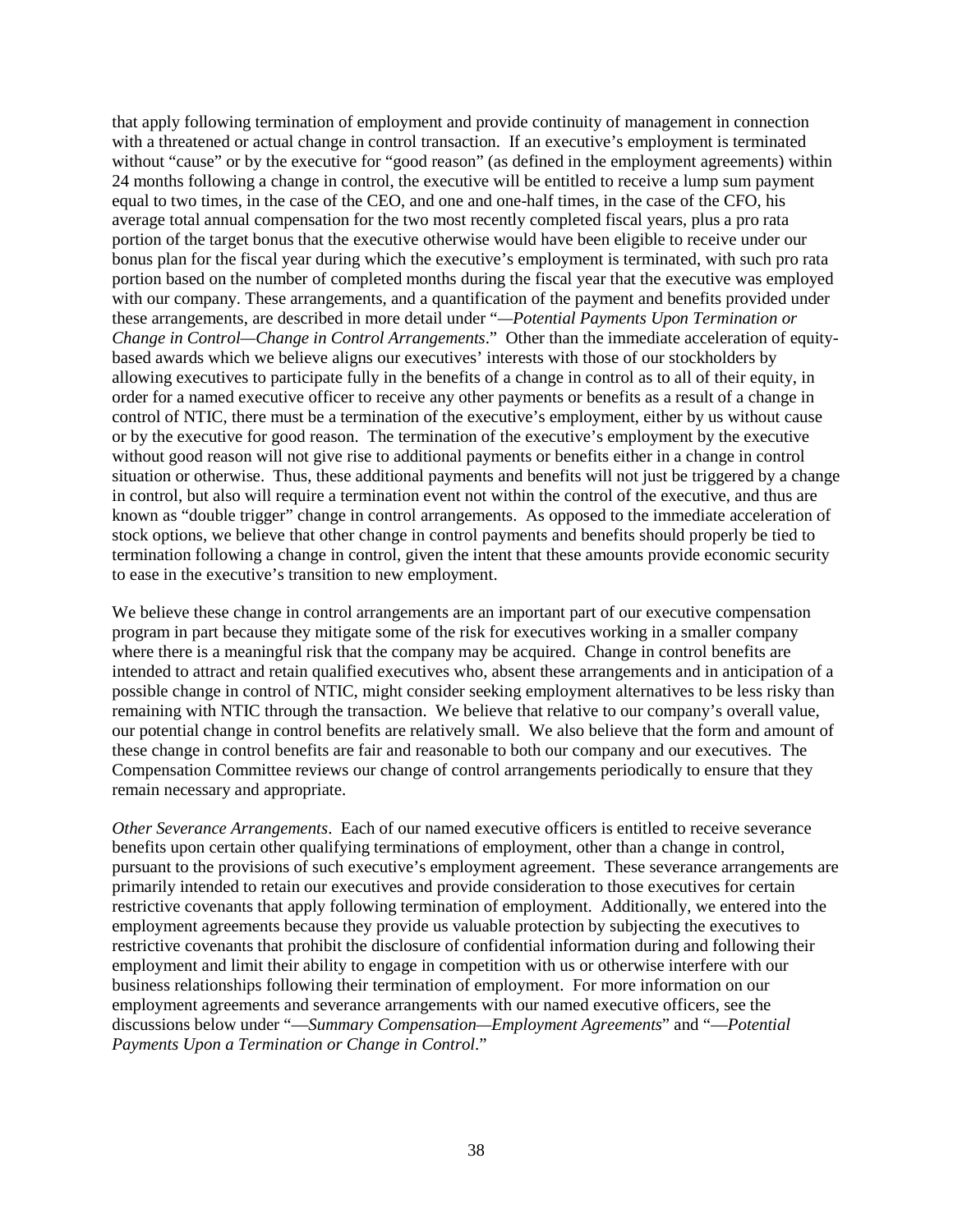that apply following termination of employment and provide continuity of management in connection with a threatened or actual change in control transaction. If an executive's employment is terminated without "cause" or by the executive for "good reason" (as defined in the employment agreements) within 24 months following a change in control, the executive will be entitled to receive a lump sum payment equal to two times, in the case of the CEO, and one and one-half times, in the case of the CFO, his average total annual compensation for the two most recently completed fiscal years, plus a pro rata portion of the target bonus that the executive otherwise would have been eligible to receive under our bonus plan for the fiscal year during which the executive's employment is terminated, with such pro rata portion based on the number of completed months during the fiscal year that the executive was employed with our company. These arrangements, and a quantification of the payment and benefits provided under these arrangements, are described in more detail under "*—Potential Payments Upon Termination or Change in Control—Change in Control Arrangements*." Other than the immediate acceleration of equity-based awards which we believe aligns our executives' interests with those of our stockholders by allowing executives to participate fully in the benefits of a change in control as to all of their equity, in order for a named executive officer to receive any other payments or benefits as a result of a change in control of NTIC, there must be a termination of the executive's employment, either by us without cause or by the executive for good reason. The termination of the executive's employment by the executive without good reason will not give rise to additional payments or benefits either in a change in control situation or otherwise. Thus, these additional payments and benefits will not just be triggered by a change in control, but also will require a termination event not within the control of the executive, and thus are known as "double trigger" change in control arrangements. As opposed to the immediate acceleration of stock options, we believe that other change in control payments and benefits should properly be tied to termination following a change in control, given the intent that these amounts provide economic security to ease in the executive's transition to new employment.

We believe these change in control arrangements are an important part of our executive compensation program in part because they mitigate some of the risk for executives working in a smaller company where there is a meaningful risk that the company may be acquired. Change in control benefits are intended to attract and retain qualified executives who, absent these arrangements and in anticipation of a possible change in control of NTIC, might consider seeking employment alternatives to be less risky than remaining with NTIC through the transaction. We believe that relative to our company's overall value, our potential change in control benefits are relatively small. We also believe that the form and amount of these change in control benefits are fair and reasonable to both our company and our executives. The Compensation Committee reviews our change of control arrangements periodically to ensure that they remain necessary and appropriate.

*Other Severance Arrangements*. Each of our named executive officers is entitled to receive severance benefits upon certain other qualifying terminations of employment, other than a change in control, pursuant to the provisions of such executive's employment agreement. These severance arrangements are primarily intended to retain our executives and provide consideration to those executives for certain restrictive covenants that apply following termination of employment. Additionally, we entered into the employment agreements because they provide us valuable protection by subjecting the executives to restrictive covenants that prohibit the disclosure of confidential information during and following their employment and limit their ability to engage in competition with us or otherwise interfere with our business relationships following their termination of employment. For more information on our employment agreements and severance arrangements with our named executive officers, see the discussions below under "*—Summary Compensation—Employment Agreements*" and "*—Potential Payments Upon a Termination or Change in Control*."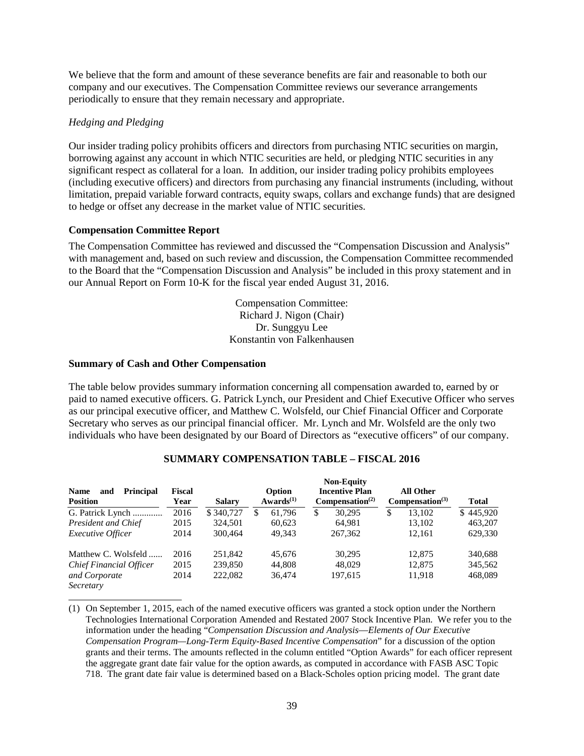We believe that the form and amount of these severance benefits are fair and reasonable to both our company and our executives. The Compensation Committee reviews our severance arrangements periodically to ensure that they remain necessary and appropriate.

*Hedging and Pledging*

Our insider trading policy prohibits officers and directors from purchasing NTIC securities on margin, borrowing against any account in which NTIC securities are held, or pledging NTIC securities in any significant respect as collateral for a loan. In addition, our insider trading policy prohibits employees (including executive officers) and directors from purchasing any financial instruments (including, without limitation, prepaid variable forward contracts, equity swaps, collars and exchange funds) that are designed to hedge or offset any decrease in the market value of NTIC securities.

**Compensation Committee Report**

The Compensation Committee has reviewed and discussed the "Compensation Discussion and Analysis" with management and, based on such review and discussion, the Compensation Committee recommended to the Board that the "Compensation Discussion and Analysis" be included in this proxy statement and in our Annual Report on Form 10-K for the fiscal year ended August 31, 2016.

Compensation Committee:
Richard J. Nigon (Chair)
Dr. Sunggyu Lee
Konstantin von Falkenhausen

**Summary of Cash and Other Compensation**

The table below provides summary information concerning all compensation awarded to, earned by or paid to named executive officers. G. Patrick Lynch, our President and Chief Executive Officer who serves as our principal executive officer, and Matthew C. Wolsfeld, our Chief Financial Officer and Corporate Secretary who serves as our principal financial officer. Mr. Lynch and Mr. Wolsfeld are the only two individuals who have been designated by our Board of Directors as "executive officers" of our company.

**SUMMARY COMPENSATION TABLE – FISCAL 2016**

| Name and Principal Position | Fiscal Year | Salary | Option Awards(1) | Non-Equity Incentive Plan Compensation(2) | All Other Compensation(3) | Total |
|---|---|---|---|---|---|---|
| G. Patrick Lynch | 2016 | $ 340,727 | $ 61,796 | $ 30,295 | $ 13,102 | $ 445,920 |
| *President and Chief* | 2015 | 324,501 | 60,623 | 64,981 | 13,102 | 463,207 |
| *Executive Officer* | 2014 | 300,464 | 49,343 | 267,362 | 12,161 | 629,330 |
| Matthew C. Wolsfeld | 2016 | 251,842 | 45,676 | 30,295 | 12,875 | 340,688 |
| *Chief Financial Officer* | 2015 | 239,850 | 44,808 | 48,029 | 12,875 | 345,562 |
| *and Corporate Secretary* | 2014 | 222,082 | 36,474 | 197,615 | 11,918 | 468,089 |

(1) On September 1, 2015, each of the named executive officers was granted a stock option under the Northern Technologies International Corporation Amended and Restated 2007 Stock Incentive Plan. We refer you to the information under the heading "*Compensation Discussion and Analysis—Elements of Our Executive Compensation Program—Long-Term Equity-Based Incentive Compensation*" for a discussion of the option grants and their terms. The amounts reflected in the column entitled "Option Awards" for each officer represent the aggregate grant date fair value for the option awards, as computed in accordance with FASB ASC Topic 718. The grant date fair value is determined based on a Black-Scholes option pricing model. The grant date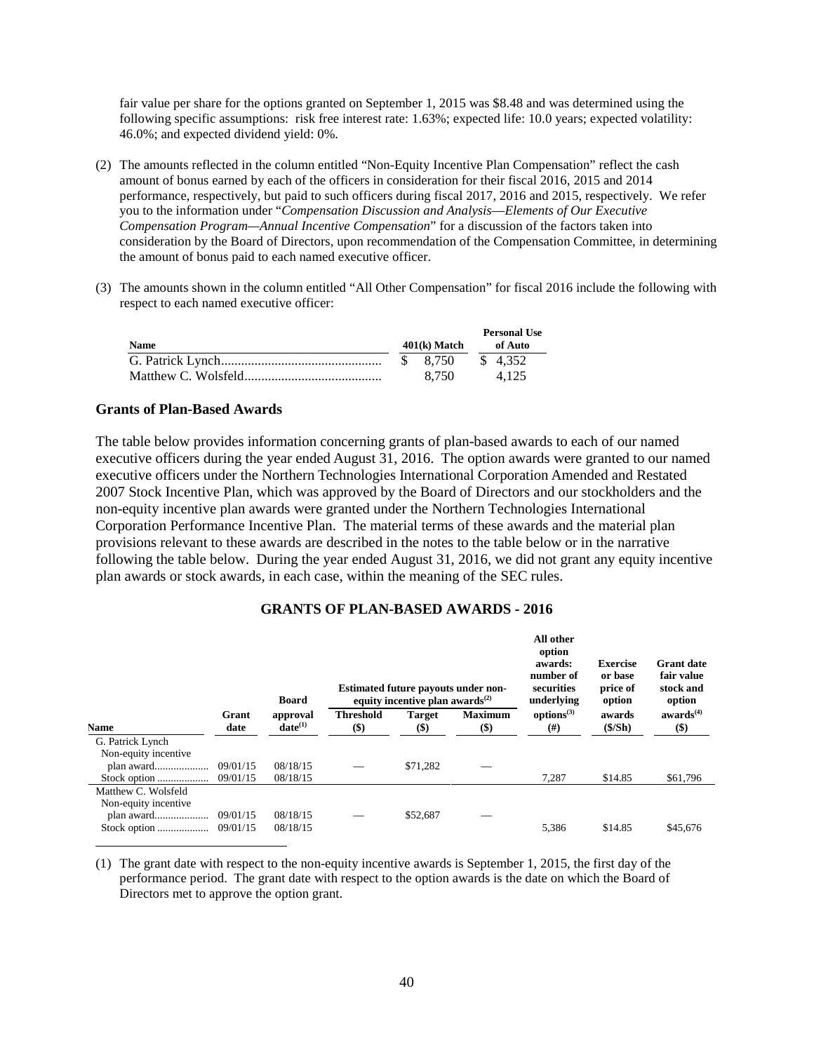fair value per share for the options granted on September 1, 2015 was $8.48 and was determined using the following specific assumptions: risk free interest rate: 1.63%; expected life: 10.0 years; expected volatility: 46.0%; and expected dividend yield: 0%.

(2) The amounts reflected in the column entitled "Non-Equity Incentive Plan Compensation" reflect the cash amount of bonus earned by each of the officers in consideration for their fiscal 2016, 2015 and 2014 performance, respectively, but paid to such officers during fiscal 2017, 2016 and 2015, respectively. We refer you to the information under "*Compensation Discussion and Analysis—Elements of Our Executive Compensation Program—Annual Incentive Compensation*" for a discussion of the factors taken into consideration by the Board of Directors, upon recommendation of the Compensation Committee, in determining the amount of bonus paid to each named executive officer.

(3) The amounts shown in the column entitled "All Other Compensation" for fiscal 2016 include the following with respect to each named executive officer:

| Name | 401(k) Match | Personal Use of Auto |
|---|---|---|
| G. Patrick Lynch | $ 8,750 | $ 4,352 |
| Matthew C. Wolsfeld | 8,750 | 4,125 |

## Grants of Plan-Based Awards

The table below provides information concerning grants of plan-based awards to each of our named executive officers during the year ended August 31, 2016. The option awards were granted to our named executive officers under the Northern Technologies International Corporation Amended and Restated 2007 Stock Incentive Plan, which was approved by the Board of Directors and our stockholders and the non-equity incentive plan awards were granted under the Northern Technologies International Corporation Performance Incentive Plan. The material terms of these awards and the material plan provisions relevant to these awards are described in the notes to the table below or in the narrative following the table below. During the year ended August 31, 2016, we did not grant any equity incentive plan awards or stock awards, in each case, within the meaning of the SEC rules.

### GRANTS OF PLAN-BASED AWARDS - 2016

| Name | Grant date | Board approval date[(1)] | Estimated future payouts under non-equity incentive plan awards[(2)] | | | All other option awards: number of securities underlying options[(3)] (#) | Exercise or base price of option awards ($/Sh) | Grant date fair value stock and option awards[(4)] ($) |
|---|---|---|---|---|---|---|---|---|
| | | | Threshold ($) | Target ($) | Maximum ($) | | | |
| G. Patrick Lynch | | | | | | | | |
| Non-equity incentive plan award | 09/01/15 | 08/18/15 | — | $71,282 | — | | | |
| Stock option | 09/01/15 | 08/18/15 | | | | 7,287 | $14.85 | $61,796 |
| Matthew C. Wolsfeld | | | | | | | | |
| Non-equity incentive plan award | 09/01/15 | 08/18/15 | — | $52,687 | — | | | |
| Stock option | 09/01/15 | 08/18/15 | | | | 5,386 | $14.85 | $45,676 |

(1) The grant date with respect to the non-equity incentive awards is September 1, 2015, the first day of the performance period. The grant date with respect to the option awards is the date on which the Board of Directors met to approve the option grant.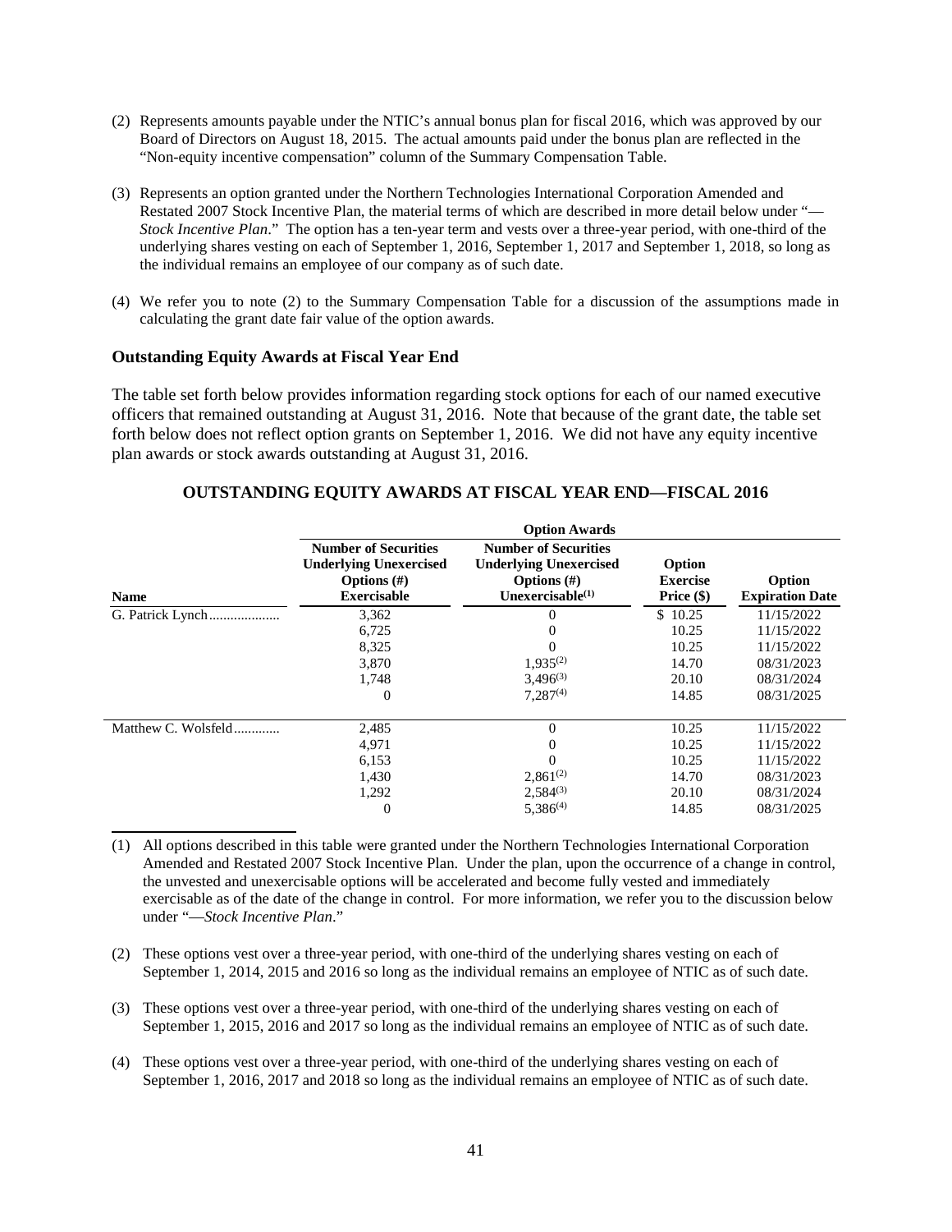(2) Represents amounts payable under the NTIC's annual bonus plan for fiscal 2016, which was approved by our Board of Directors on August 18, 2015. The actual amounts paid under the bonus plan are reflected in the "Non-equity incentive compensation" column of the Summary Compensation Table.

(3) Represents an option granted under the Northern Technologies International Corporation Amended and Restated 2007 Stock Incentive Plan, the material terms of which are described in more detail below under "—*Stock Incentive Plan*." The option has a ten-year term and vests over a three-year period, with one-third of the underlying shares vesting on each of September 1, 2016, September 1, 2017 and September 1, 2018, so long as the individual remains an employee of our company as of such date.

(4) We refer you to note (2) to the Summary Compensation Table for a discussion of the assumptions made in calculating the grant date fair value of the option awards.

### Outstanding Equity Awards at Fiscal Year End

The table set forth below provides information regarding stock options for each of our named executive officers that remained outstanding at August 31, 2016. Note that because of the grant date, the table set forth below does not reflect option grants on September 1, 2016. We did not have any equity incentive plan awards or stock awards outstanding at August 31, 2016.

**OUTSTANDING EQUITY AWARDS AT FISCAL YEAR END—FISCAL 2016**

| | Option Awards | | | |
|---|---|---|---|---|
| Name | Number of Securities Underlying Unexercised Options (#) Exercisable | Number of Securities Underlying Unexercised Options (#) Unexercisable[(1)] | Option Exercise Price ($) | Option Expiration Date |
| G. Patrick Lynch | 3,362 | 0 | $ 10.25 | 11/15/2022 |
| | 6,725 | 0 | 10.25 | 11/15/2022 |
| | 8,325 | 0 | 10.25 | 11/15/2022 |
| | 3,870 | 1,935[(2)] | 14.70 | 08/31/2023 |
| | 1,748 | 3,496[(3)] | 20.10 | 08/31/2024 |
| | 0 | 7,287[(4)] | 14.85 | 08/31/2025 |
| Matthew C. Wolsfeld | 2,485 | 0 | 10.25 | 11/15/2022 |
| | 4,971 | 0 | 10.25 | 11/15/2022 |
| | 6,153 | 0 | 10.25 | 11/15/2022 |
| | 1,430 | 2,861[(2)] | 14.70 | 08/31/2023 |
| | 1,292 | 2,584[(3)] | 20.10 | 08/31/2024 |
| | 0 | 5,386[(4)] | 14.85 | 08/31/2025 |

(1) All options described in this table were granted under the Northern Technologies International Corporation Amended and Restated 2007 Stock Incentive Plan. Under the plan, upon the occurrence of a change in control, the unvested and unexercisable options will be accelerated and become fully vested and immediately exercisable as of the date of the change in control. For more information, we refer you to the discussion below under "—*Stock Incentive Plan*."

(2) These options vest over a three-year period, with one-third of the underlying shares vesting on each of September 1, 2014, 2015 and 2016 so long as the individual remains an employee of NTIC as of such date.

(3) These options vest over a three-year period, with one-third of the underlying shares vesting on each of September 1, 2015, 2016 and 2017 so long as the individual remains an employee of NTIC as of such date.

(4) These options vest over a three-year period, with one-third of the underlying shares vesting on each of September 1, 2016, 2017 and 2018 so long as the individual remains an employee of NTIC as of such date.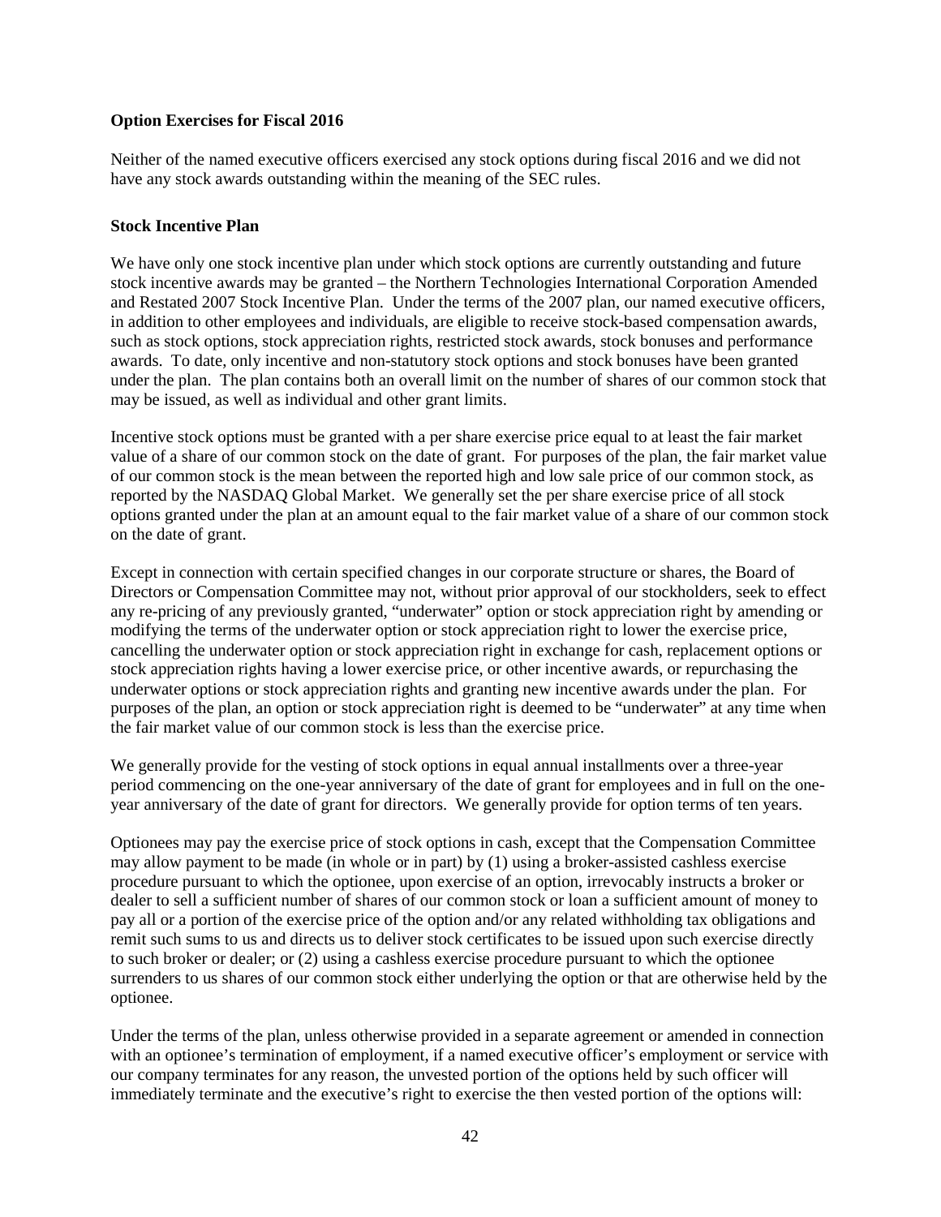**Option Exercises for Fiscal 2016**

Neither of the named executive officers exercised any stock options during fiscal 2016 and we did not have any stock awards outstanding within the meaning of the SEC rules.

**Stock Incentive Plan**

We have only one stock incentive plan under which stock options are currently outstanding and future stock incentive awards may be granted – the Northern Technologies International Corporation Amended and Restated 2007 Stock Incentive Plan. Under the terms of the 2007 plan, our named executive officers, in addition to other employees and individuals, are eligible to receive stock-based compensation awards, such as stock options, stock appreciation rights, restricted stock awards, stock bonuses and performance awards. To date, only incentive and non-statutory stock options and stock bonuses have been granted under the plan. The plan contains both an overall limit on the number of shares of our common stock that may be issued, as well as individual and other grant limits.

Incentive stock options must be granted with a per share exercise price equal to at least the fair market value of a share of our common stock on the date of grant. For purposes of the plan, the fair market value of our common stock is the mean between the reported high and low sale price of our common stock, as reported by the NASDAQ Global Market. We generally set the per share exercise price of all stock options granted under the plan at an amount equal to the fair market value of a share of our common stock on the date of grant.

Except in connection with certain specified changes in our corporate structure or shares, the Board of Directors or Compensation Committee may not, without prior approval of our stockholders, seek to effect any re-pricing of any previously granted, "underwater" option or stock appreciation right by amending or modifying the terms of the underwater option or stock appreciation right to lower the exercise price, cancelling the underwater option or stock appreciation right in exchange for cash, replacement options or stock appreciation rights having a lower exercise price, or other incentive awards, or repurchasing the underwater options or stock appreciation rights and granting new incentive awards under the plan. For purposes of the plan, an option or stock appreciation right is deemed to be "underwater" at any time when the fair market value of our common stock is less than the exercise price.

We generally provide for the vesting of stock options in equal annual installments over a three-year period commencing on the one-year anniversary of the date of grant for employees and in full on the one-year anniversary of the date of grant for directors. We generally provide for option terms of ten years.

Optionees may pay the exercise price of stock options in cash, except that the Compensation Committee may allow payment to be made (in whole or in part) by (1) using a broker-assisted cashless exercise procedure pursuant to which the optionee, upon exercise of an option, irrevocably instructs a broker or dealer to sell a sufficient number of shares of our common stock or loan a sufficient amount of money to pay all or a portion of the exercise price of the option and/or any related withholding tax obligations and remit such sums to us and directs us to deliver stock certificates to be issued upon such exercise directly to such broker or dealer; or (2) using a cashless exercise procedure pursuant to which the optionee surrenders to us shares of our common stock either underlying the option or that are otherwise held by the optionee.

Under the terms of the plan, unless otherwise provided in a separate agreement or amended in connection with an optionee's termination of employment, if a named executive officer's employment or service with our company terminates for any reason, the unvested portion of the options held by such officer will immediately terminate and the executive's right to exercise the then vested portion of the options will: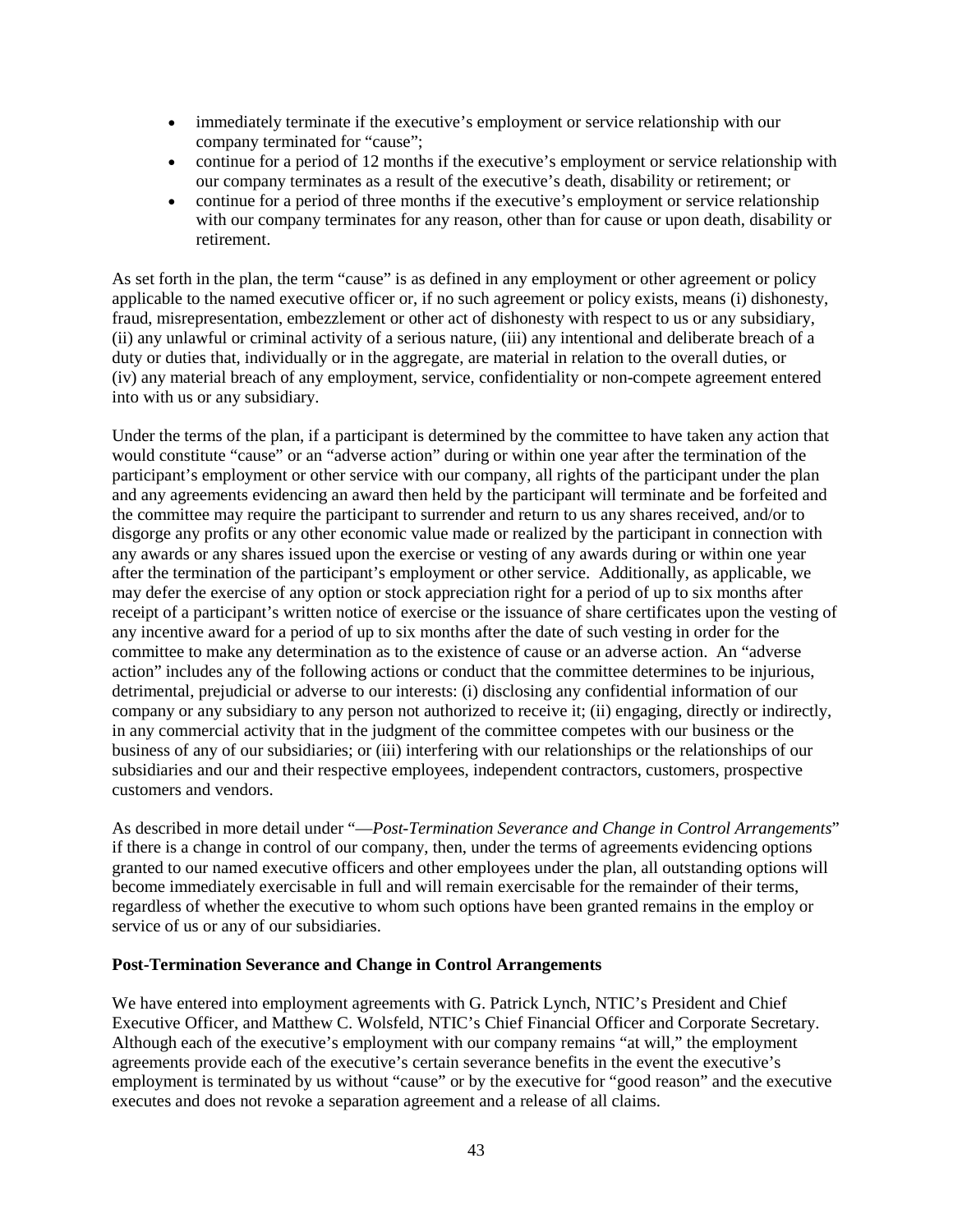- immediately terminate if the executive's employment or service relationship with our company terminated for "cause";
- continue for a period of 12 months if the executive's employment or service relationship with our company terminates as a result of the executive's death, disability or retirement; or
- continue for a period of three months if the executive's employment or service relationship with our company terminates for any reason, other than for cause or upon death, disability or retirement.

As set forth in the plan, the term "cause" is as defined in any employment or other agreement or policy applicable to the named executive officer or, if no such agreement or policy exists, means (i) dishonesty, fraud, misrepresentation, embezzlement or other act of dishonesty with respect to us or any subsidiary, (ii) any unlawful or criminal activity of a serious nature, (iii) any intentional and deliberate breach of a duty or duties that, individually or in the aggregate, are material in relation to the overall duties, or (iv) any material breach of any employment, service, confidentiality or non-compete agreement entered into with us or any subsidiary.

Under the terms of the plan, if a participant is determined by the committee to have taken any action that would constitute "cause" or an "adverse action" during or within one year after the termination of the participant's employment or other service with our company, all rights of the participant under the plan and any agreements evidencing an award then held by the participant will terminate and be forfeited and the committee may require the participant to surrender and return to us any shares received, and/or to disgorge any profits or any other economic value made or realized by the participant in connection with any awards or any shares issued upon the exercise or vesting of any awards during or within one year after the termination of the participant's employment or other service. Additionally, as applicable, we may defer the exercise of any option or stock appreciation right for a period of up to six months after receipt of a participant's written notice of exercise or the issuance of share certificates upon the vesting of any incentive award for a period of up to six months after the date of such vesting in order for the committee to make any determination as to the existence of cause or an adverse action. An "adverse action" includes any of the following actions or conduct that the committee determines to be injurious, detrimental, prejudicial or adverse to our interests: (i) disclosing any confidential information of our company or any subsidiary to any person not authorized to receive it; (ii) engaging, directly or indirectly, in any commercial activity that in the judgment of the committee competes with our business or the business of any of our subsidiaries; or (iii) interfering with our relationships or the relationships of our subsidiaries and our and their respective employees, independent contractors, customers, prospective customers and vendors.

As described in more detail under "—*Post-Termination Severance and Change in Control Arrangements*" if there is a change in control of our company, then, under the terms of agreements evidencing options granted to our named executive officers and other employees under the plan, all outstanding options will become immediately exercisable in full and will remain exercisable for the remainder of their terms, regardless of whether the executive to whom such options have been granted remains in the employ or service of us or any of our subsidiaries.

**Post-Termination Severance and Change in Control Arrangements**

We have entered into employment agreements with G. Patrick Lynch, NTIC's President and Chief Executive Officer, and Matthew C. Wolsfeld, NTIC's Chief Financial Officer and Corporate Secretary. Although each of the executive's employment with our company remains "at will," the employment agreements provide each of the executive's certain severance benefits in the event the executive's employment is terminated by us without "cause" or by the executive for "good reason" and the executive executes and does not revoke a separation agreement and a release of all claims.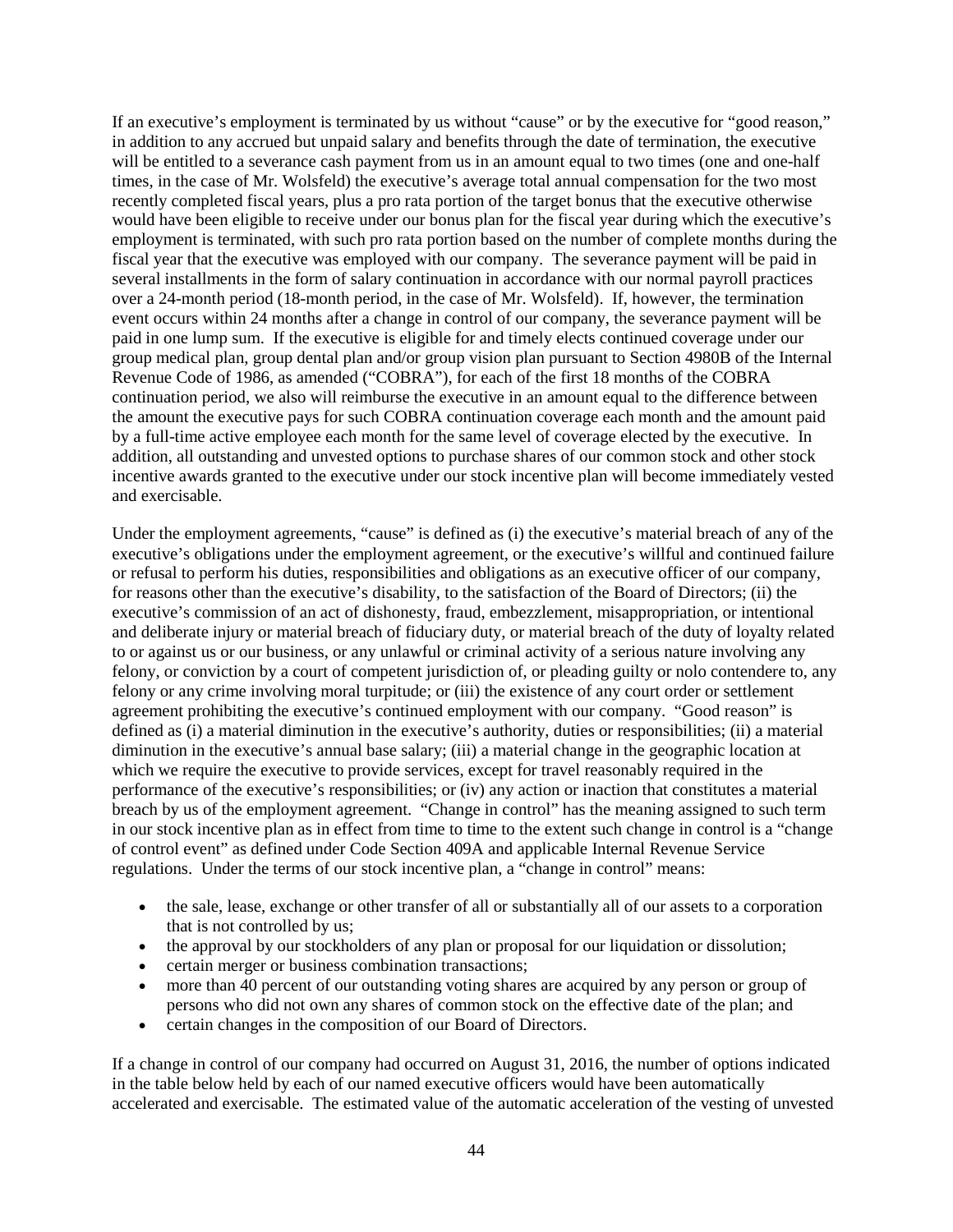If an executive's employment is terminated by us without "cause" or by the executive for "good reason," in addition to any accrued but unpaid salary and benefits through the date of termination, the executive will be entitled to a severance cash payment from us in an amount equal to two times (one and one-half times, in the case of Mr. Wolsfeld) the executive's average total annual compensation for the two most recently completed fiscal years, plus a pro rata portion of the target bonus that the executive otherwise would have been eligible to receive under our bonus plan for the fiscal year during which the executive's employment is terminated, with such pro rata portion based on the number of complete months during the fiscal year that the executive was employed with our company. The severance payment will be paid in several installments in the form of salary continuation in accordance with our normal payroll practices over a 24-month period (18-month period, in the case of Mr. Wolsfeld). If, however, the termination event occurs within 24 months after a change in control of our company, the severance payment will be paid in one lump sum. If the executive is eligible for and timely elects continued coverage under our group medical plan, group dental plan and/or group vision plan pursuant to Section 4980B of the Internal Revenue Code of 1986, as amended ("COBRA"), for each of the first 18 months of the COBRA continuation period, we also will reimburse the executive in an amount equal to the difference between the amount the executive pays for such COBRA continuation coverage each month and the amount paid by a full-time active employee each month for the same level of coverage elected by the executive. In addition, all outstanding and unvested options to purchase shares of our common stock and other stock incentive awards granted to the executive under our stock incentive plan will become immediately vested and exercisable.

Under the employment agreements, "cause" is defined as (i) the executive's material breach of any of the executive's obligations under the employment agreement, or the executive's willful and continued failure or refusal to perform his duties, responsibilities and obligations as an executive officer of our company, for reasons other than the executive's disability, to the satisfaction of the Board of Directors; (ii) the executive's commission of an act of dishonesty, fraud, embezzlement, misappropriation, or intentional and deliberate injury or material breach of fiduciary duty, or material breach of the duty of loyalty related to or against us or our business, or any unlawful or criminal activity of a serious nature involving any felony, or conviction by a court of competent jurisdiction of, or pleading guilty or nolo contendere to, any felony or any crime involving moral turpitude; or (iii) the existence of any court order or settlement agreement prohibiting the executive's continued employment with our company. "Good reason" is defined as (i) a material diminution in the executive's authority, duties or responsibilities; (ii) a material diminution in the executive's annual base salary; (iii) a material change in the geographic location at which we require the executive to provide services, except for travel reasonably required in the performance of the executive's responsibilities; or (iv) any action or inaction that constitutes a material breach by us of the employment agreement. "Change in control" has the meaning assigned to such term in our stock incentive plan as in effect from time to time to the extent such change in control is a "change of control event" as defined under Code Section 409A and applicable Internal Revenue Service regulations. Under the terms of our stock incentive plan, a "change in control" means:

- the sale, lease, exchange or other transfer of all or substantially all of our assets to a corporation that is not controlled by us;
- the approval by our stockholders of any plan or proposal for our liquidation or dissolution;
- certain merger or business combination transactions;
- more than 40 percent of our outstanding voting shares are acquired by any person or group of persons who did not own any shares of common stock on the effective date of the plan; and
- certain changes in the composition of our Board of Directors.

If a change in control of our company had occurred on August 31, 2016, the number of options indicated in the table below held by each of our named executive officers would have been automatically accelerated and exercisable. The estimated value of the automatic acceleration of the vesting of unvested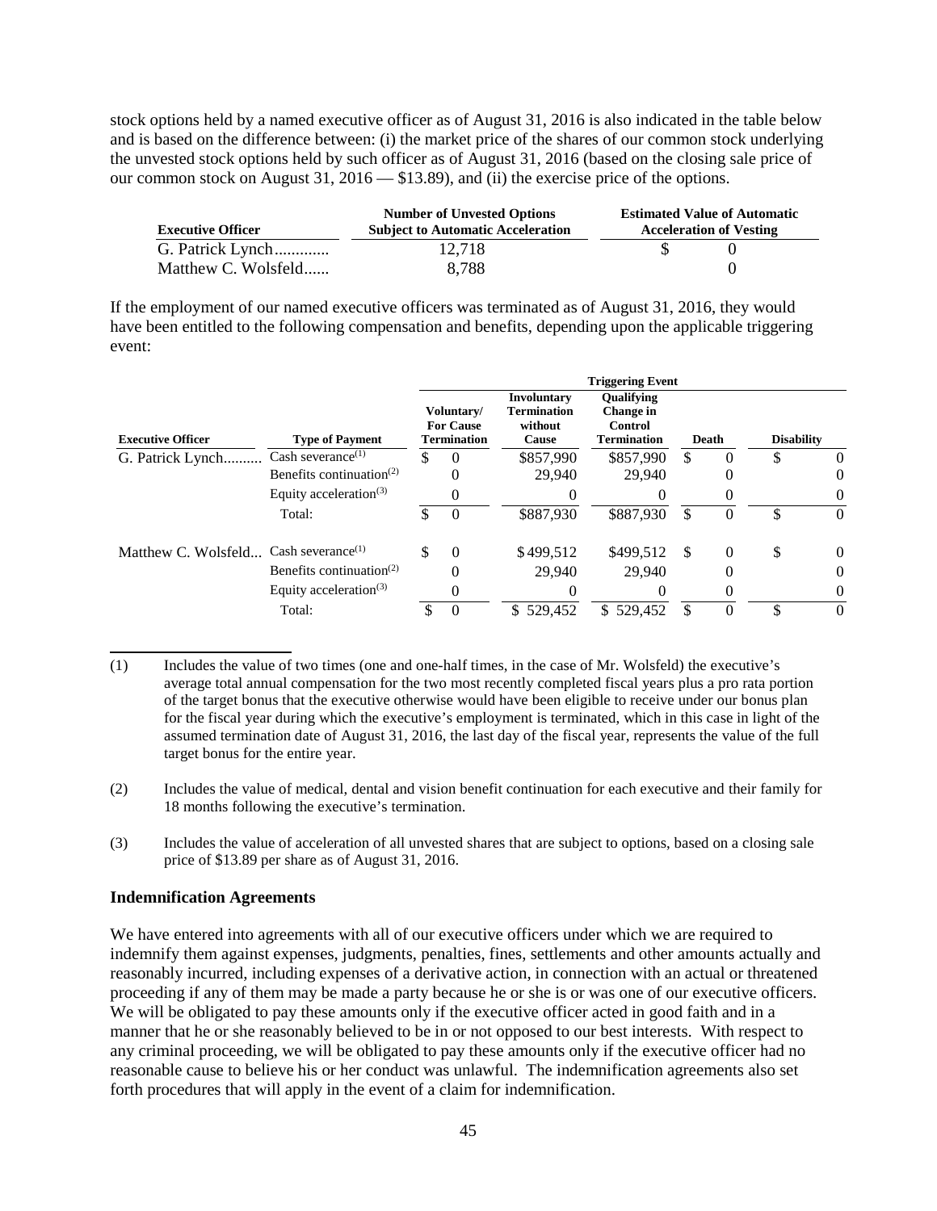stock options held by a named executive officer as of August 31, 2016 is also indicated in the table below and is based on the difference between: (i) the market price of the shares of our common stock underlying the unvested stock options held by such officer as of August 31, 2016 (based on the closing sale price of our common stock on August 31, 2016 — $13.89), and (ii) the exercise price of the options.

| Executive Officer | Number of Unvested Options Subject to Automatic Acceleration | Estimated Value of Automatic Acceleration of Vesting |
|---|---|---|
| G. Patrick Lynch............ | 12,718 | $ 0 |
| Matthew C. Wolsfeld...... | 8,788 | 0 |

If the employment of our named executive officers was terminated as of August 31, 2016, they would have been entitled to the following compensation and benefits, depending upon the applicable triggering event:

| | | Triggering Event | | | | |
|---|---|---|---|---|---|---|
| Executive Officer | Type of Payment | Voluntary/ For Cause Termination | Involuntary Termination without Cause | Qualifying Change in Control Termination | Death | Disability |
| G. Patrick Lynch.......... | Cash severance[(1)] | $ 0 | $857,990 | $857,990 | $ 0 | $ 0 |
| | Benefits continuation[(2)] | 0 | 29,940 | 29,940 | 0 | 0 |
| | Equity acceleration[(3)] | 0 | 0 | 0 | 0 | 0 |
| | Total: | $ 0 | $887,930 | $887,930 | $ 0 | $ 0 |
| Matthew C. Wolsfeld... | Cash severance[(1)] | $ 0 | $499,512 | $499,512 | $ 0 | $ 0 |
| | Benefits continuation[(2)] | 0 | 29,940 | 29,940 | 0 | 0 |
| | Equity acceleration[(3)] | 0 | 0 | 0 | 0 | 0 |
| | Total: | $ 0 | $ 529,452 | $ 529,452 | $ 0 | $ 0 |

(1) Includes the value of two times (one and one-half times, in the case of Mr. Wolsfeld) the executive's average total annual compensation for the two most recently completed fiscal years plus a pro rata portion of the target bonus that the executive otherwise would have been eligible to receive under our bonus plan for the fiscal year during which the executive's employment is terminated, which in this case in light of the assumed termination date of August 31, 2016, the last day of the fiscal year, represents the value of the full target bonus for the entire year.

(2) Includes the value of medical, dental and vision benefit continuation for each executive and their family for 18 months following the executive's termination.

(3) Includes the value of acceleration of all unvested shares that are subject to options, based on a closing sale price of $13.89 per share as of August 31, 2016.

### Indemnification Agreements

We have entered into agreements with all of our executive officers under which we are required to indemnify them against expenses, judgments, penalties, fines, settlements and other amounts actually and reasonably incurred, including expenses of a derivative action, in connection with an actual or threatened proceeding if any of them may be made a party because he or she is or was one of our executive officers. We will be obligated to pay these amounts only if the executive officer acted in good faith and in a manner that he or she reasonably believed to be in or not opposed to our best interests. With respect to any criminal proceeding, we will be obligated to pay these amounts only if the executive officer had no reasonable cause to believe his or her conduct was unlawful. The indemnification agreements also set forth procedures that will apply in the event of a claim for indemnification.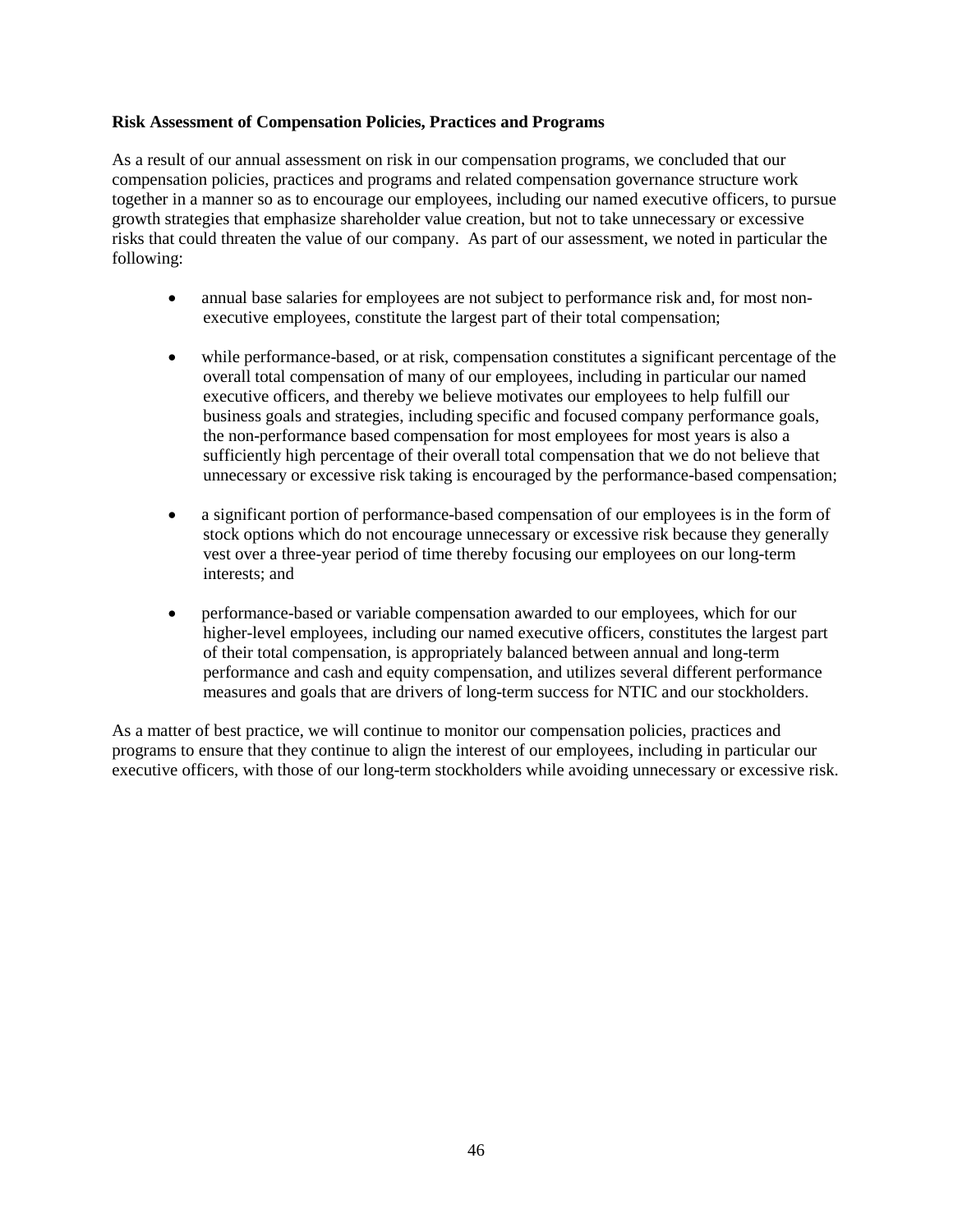**Risk Assessment of Compensation Policies, Practices and Programs**

As a result of our annual assessment on risk in our compensation programs, we concluded that our compensation policies, practices and programs and related compensation governance structure work together in a manner so as to encourage our employees, including our named executive officers, to pursue growth strategies that emphasize shareholder value creation, but not to take unnecessary or excessive risks that could threaten the value of our company. As part of our assessment, we noted in particular the following:

- annual base salaries for employees are not subject to performance risk and, for most non-executive employees, constitute the largest part of their total compensation;

- while performance-based, or at risk, compensation constitutes a significant percentage of the overall total compensation of many of our employees, including in particular our named executive officers, and thereby we believe motivates our employees to help fulfill our business goals and strategies, including specific and focused company performance goals, the non-performance based compensation for most employees for most years is also a sufficiently high percentage of their overall total compensation that we do not believe that unnecessary or excessive risk taking is encouraged by the performance-based compensation;

- a significant portion of performance-based compensation of our employees is in the form of stock options which do not encourage unnecessary or excessive risk because they generally vest over a three-year period of time thereby focusing our employees on our long-term interests; and

- performance-based or variable compensation awarded to our employees, which for our higher-level employees, including our named executive officers, constitutes the largest part of their total compensation, is appropriately balanced between annual and long-term performance and cash and equity compensation, and utilizes several different performance measures and goals that are drivers of long-term success for NTIC and our stockholders.

As a matter of best practice, we will continue to monitor our compensation policies, practices and programs to ensure that they continue to align the interest of our employees, including in particular our executive officers, with those of our long-term stockholders while avoiding unnecessary or excessive risk.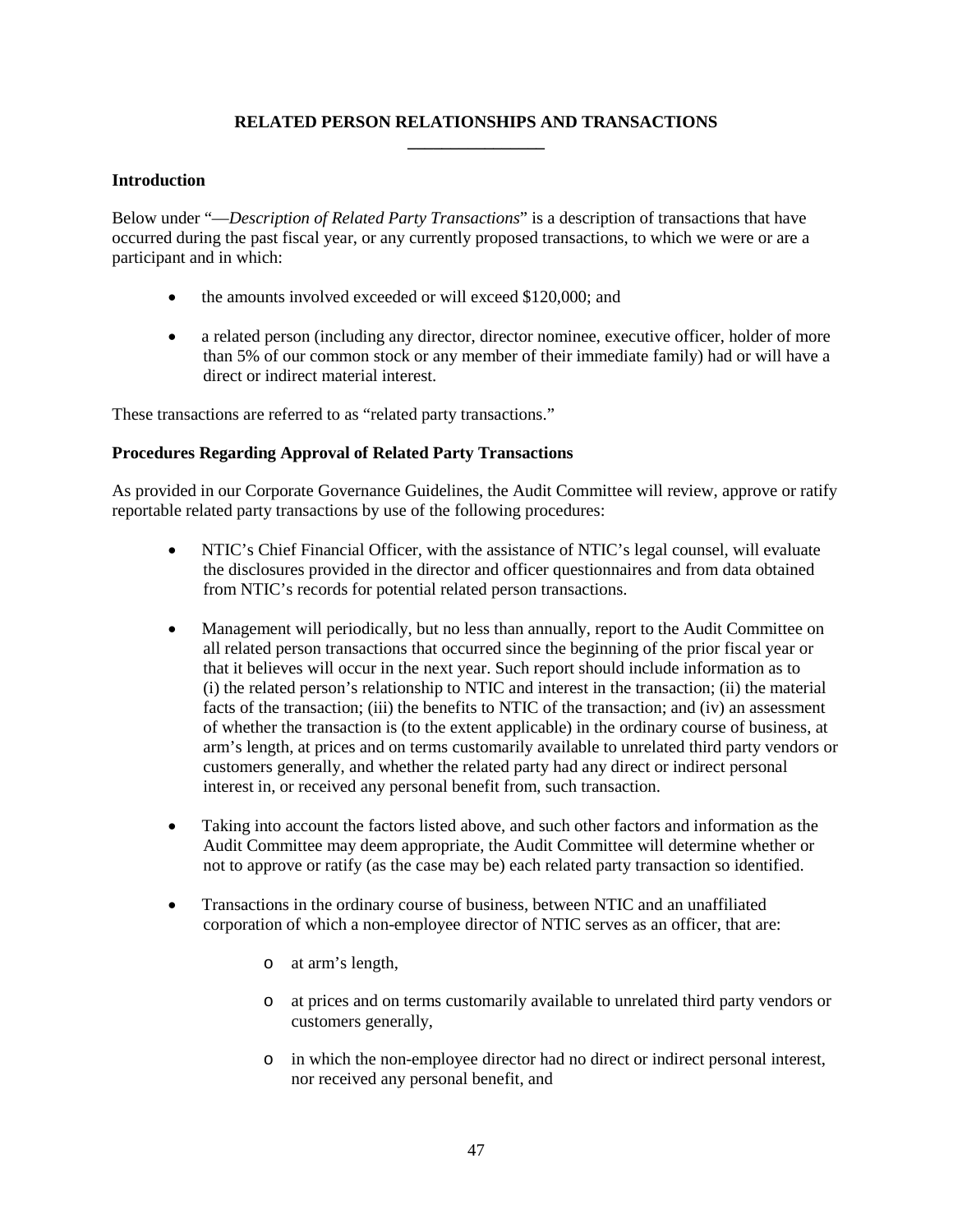## RELATED PERSON RELATIONSHIPS AND TRANSACTIONS

### Introduction

Below under "—*Description of Related Party Transactions*" is a description of transactions that have occurred during the past fiscal year, or any currently proposed transactions, to which we were or are a participant and in which:

- the amounts involved exceeded or will exceed $120,000; and
- a related person (including any director, director nominee, executive officer, holder of more than 5% of our common stock or any member of their immediate family) had or will have a direct or indirect material interest.

These transactions are referred to as "related party transactions."

### Procedures Regarding Approval of Related Party Transactions

As provided in our Corporate Governance Guidelines, the Audit Committee will review, approve or ratify reportable related party transactions by use of the following procedures:

- NTIC's Chief Financial Officer, with the assistance of NTIC's legal counsel, will evaluate the disclosures provided in the director and officer questionnaires and from data obtained from NTIC's records for potential related person transactions.
- Management will periodically, but no less than annually, report to the Audit Committee on all related person transactions that occurred since the beginning of the prior fiscal year or that it believes will occur in the next year. Such report should include information as to (i) the related person's relationship to NTIC and interest in the transaction; (ii) the material facts of the transaction; (iii) the benefits to NTIC of the transaction; and (iv) an assessment of whether the transaction is (to the extent applicable) in the ordinary course of business, at arm's length, at prices and on terms customarily available to unrelated third party vendors or customers generally, and whether the related party had any direct or indirect personal interest in, or received any personal benefit from, such transaction.
- Taking into account the factors listed above, and such other factors and information as the Audit Committee may deem appropriate, the Audit Committee will determine whether or not to approve or ratify (as the case may be) each related party transaction so identified.
- Transactions in the ordinary course of business, between NTIC and an unaffiliated corporation of which a non-employee director of NTIC serves as an officer, that are:
  - at arm's length,
  - at prices and on terms customarily available to unrelated third party vendors or customers generally,
  - in which the non-employee director had no direct or indirect personal interest, nor received any personal benefit, and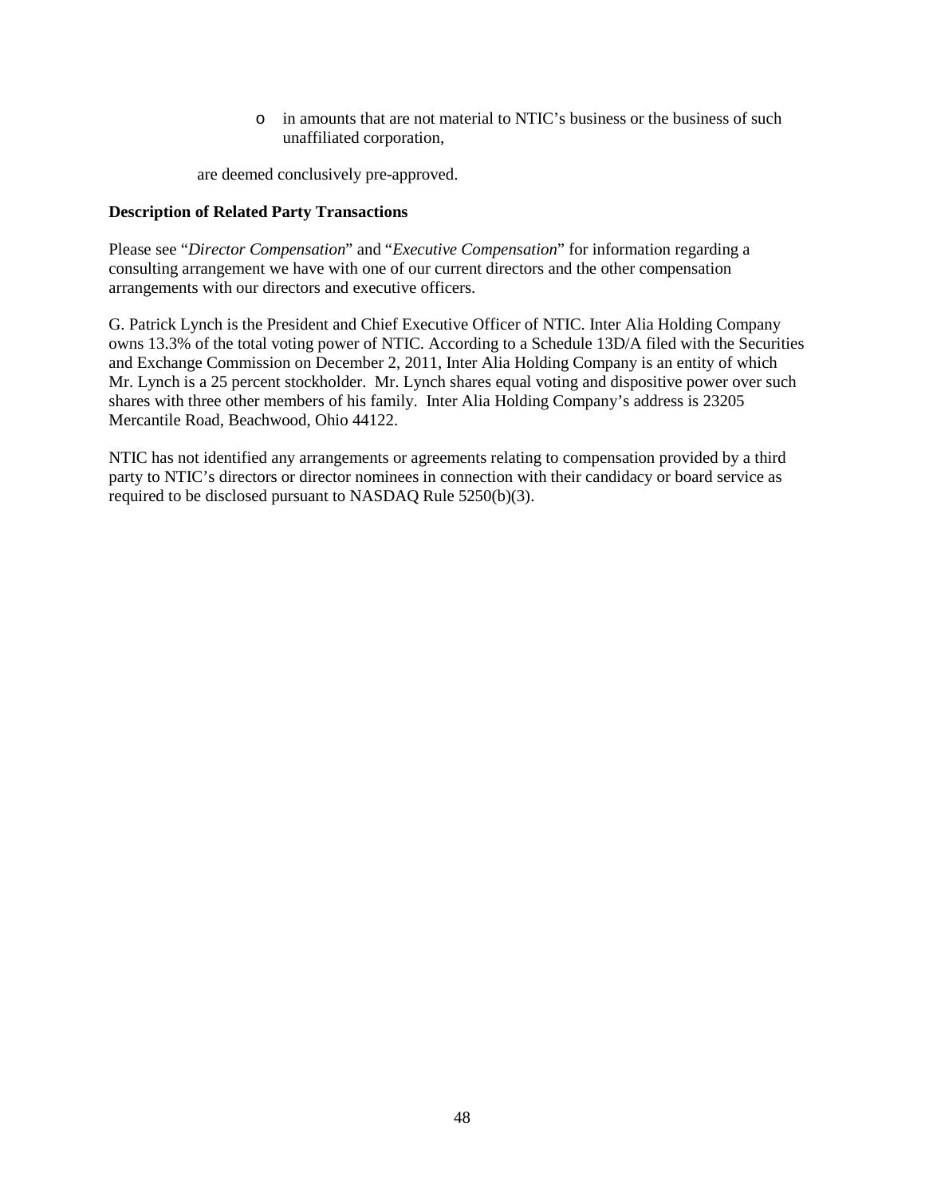- in amounts that are not material to NTIC's business or the business of such unaffiliated corporation,

are deemed conclusively pre-approved.

**Description of Related Party Transactions**

Please see "*Director Compensation*" and "*Executive Compensation*" for information regarding a consulting arrangement we have with one of our current directors and the other compensation arrangements with our directors and executive officers.

G. Patrick Lynch is the President and Chief Executive Officer of NTIC. Inter Alia Holding Company owns 13.3% of the total voting power of NTIC. According to a Schedule 13D/A filed with the Securities and Exchange Commission on December 2, 2011, Inter Alia Holding Company is an entity of which Mr. Lynch is a 25 percent stockholder. Mr. Lynch shares equal voting and dispositive power over such shares with three other members of his family. Inter Alia Holding Company's address is 23205 Mercantile Road, Beachwood, Ohio 44122.

NTIC has not identified any arrangements or agreements relating to compensation provided by a third party to NTIC's directors or director nominees in connection with their candidacy or board service as required to be disclosed pursuant to NASDAQ Rule 5250(b)(3).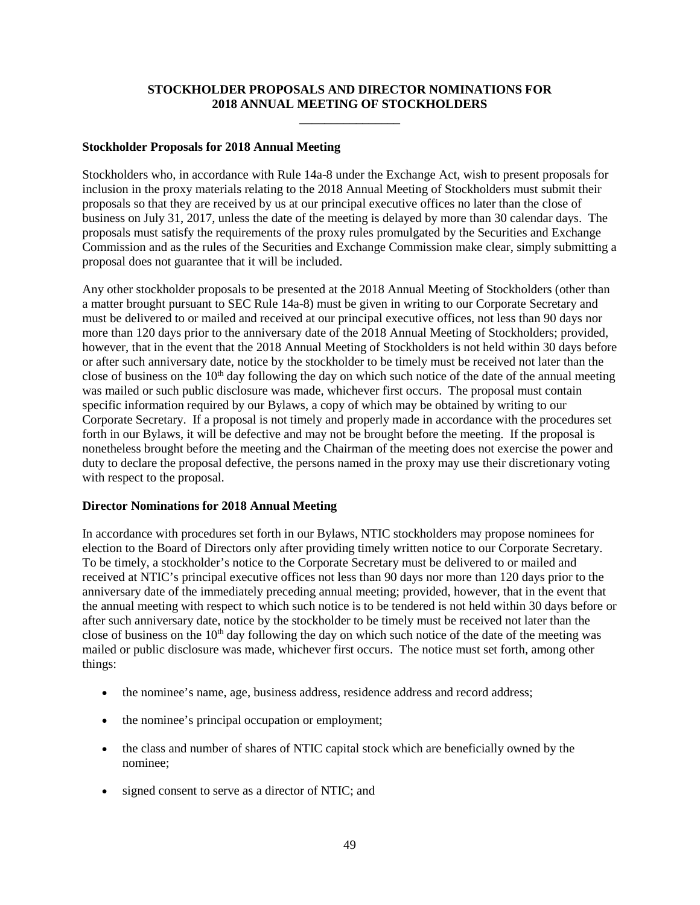## STOCKHOLDER PROPOSALS AND DIRECTOR NOMINATIONS FOR 2018 ANNUAL MEETING OF STOCKHOLDERS

### Stockholder Proposals for 2018 Annual Meeting

Stockholders who, in accordance with Rule 14a-8 under the Exchange Act, wish to present proposals for inclusion in the proxy materials relating to the 2018 Annual Meeting of Stockholders must submit their proposals so that they are received by us at our principal executive offices no later than the close of business on July 31, 2017, unless the date of the meeting is delayed by more than 30 calendar days. The proposals must satisfy the requirements of the proxy rules promulgated by the Securities and Exchange Commission and as the rules of the Securities and Exchange Commission make clear, simply submitting a proposal does not guarantee that it will be included.

Any other stockholder proposals to be presented at the 2018 Annual Meeting of Stockholders (other than a matter brought pursuant to SEC Rule 14a-8) must be given in writing to our Corporate Secretary and must be delivered to or mailed and received at our principal executive offices, not less than 90 days nor more than 120 days prior to the anniversary date of the 2018 Annual Meeting of Stockholders; provided, however, that in the event that the 2018 Annual Meeting of Stockholders is not held within 30 days before or after such anniversary date, notice by the stockholder to be timely must be received not later than the close of business on the 10th day following the day on which such notice of the date of the annual meeting was mailed or such public disclosure was made, whichever first occurs. The proposal must contain specific information required by our Bylaws, a copy of which may be obtained by writing to our Corporate Secretary. If a proposal is not timely and properly made in accordance with the procedures set forth in our Bylaws, it will be defective and may not be brought before the meeting. If the proposal is nonetheless brought before the meeting and the Chairman of the meeting does not exercise the power and duty to declare the proposal defective, the persons named in the proxy may use their discretionary voting with respect to the proposal.

### Director Nominations for 2018 Annual Meeting

In accordance with procedures set forth in our Bylaws, NTIC stockholders may propose nominees for election to the Board of Directors only after providing timely written notice to our Corporate Secretary. To be timely, a stockholder's notice to the Corporate Secretary must be delivered to or mailed and received at NTIC's principal executive offices not less than 90 days nor more than 120 days prior to the anniversary date of the immediately preceding annual meeting; provided, however, that in the event that the annual meeting with respect to which such notice is to be tendered is not held within 30 days before or after such anniversary date, notice by the stockholder to be timely must be received not later than the close of business on the 10th day following the day on which such notice of the date of the meeting was mailed or public disclosure was made, whichever first occurs. The notice must set forth, among other things:

- the nominee's name, age, business address, residence address and record address;
- the nominee's principal occupation or employment;
- the class and number of shares of NTIC capital stock which are beneficially owned by the nominee;
- signed consent to serve as a director of NTIC; and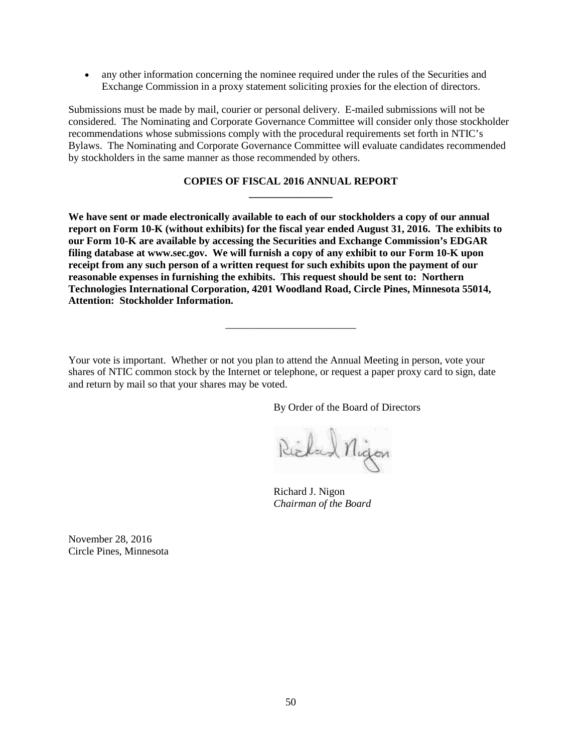- any other information concerning the nominee required under the rules of the Securities and Exchange Commission in a proxy statement soliciting proxies for the election of directors.

Submissions must be made by mail, courier or personal delivery. E-mailed submissions will not be considered. The Nominating and Corporate Governance Committee will consider only those stockholder recommendations whose submissions comply with the procedural requirements set forth in NTIC's Bylaws. The Nominating and Corporate Governance Committee will evaluate candidates recommended by stockholders in the same manner as those recommended by others.

## COPIES OF FISCAL 2016 ANNUAL REPORT

**We have sent or made electronically available to each of our stockholders a copy of our annual report on Form 10-K (without exhibits) for the fiscal year ended August 31, 2016. The exhibits to our Form 10-K are available by accessing the Securities and Exchange Commission's EDGAR filing database at www.sec.gov. We will furnish a copy of any exhibit to our Form 10-K upon receipt from any such person of a written request for such exhibits upon the payment of our reasonable expenses in furnishing the exhibits. This request should be sent to: Northern Technologies International Corporation, 4201 Woodland Road, Circle Pines, Minnesota 55014, Attention: Stockholder Information.**

---

Your vote is important. Whether or not you plan to attend the Annual Meeting in person, vote your shares of NTIC common stock by the Internet or telephone, or request a paper proxy card to sign, date and return by mail so that your shares may be voted.

By Order of the Board of Directors

Richard J. Nigon
*Chairman of the Board*

November 28, 2016
Circle Pines, Minnesota